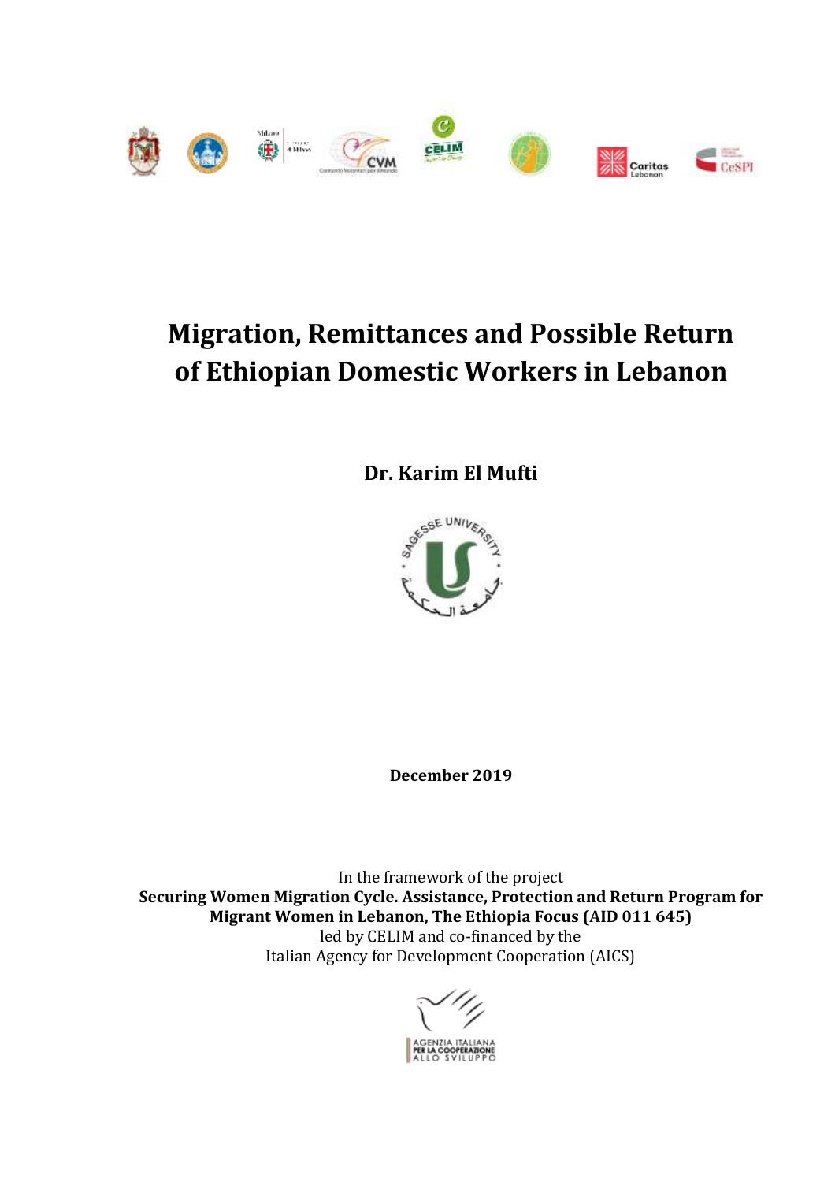# Migration, Remittances and Possible Return of Ethiopian Domestic Workers in Lebanon

**Dr. Karim El Mufti**

**December 2019**

In the framework of the project
**Securing Women Migration Cycle. Assistance, Protection and Return Program for Migrant Women in Lebanon, The Ethiopia Focus (AID 011 645)**
led by CELIM and co-financed by the
Italian Agency for Development Cooperation (AICS)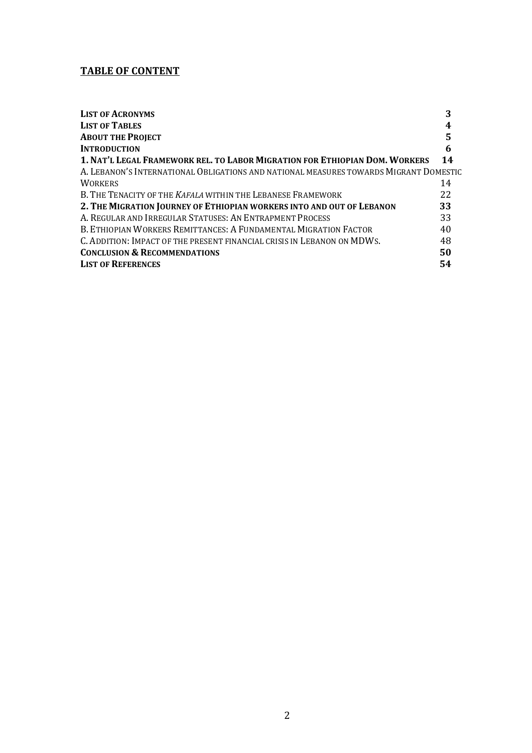## TABLE OF CONTENT

| | |
|---|---|
| **LIST OF ACRONYMS** | **3** |
| **LIST OF TABLES** | **4** |
| **ABOUT THE PROJECT** | **5** |
| **INTRODUCTION** | **6** |
| **1. NAT'L LEGAL FRAMEWORK REL. TO LABOR MIGRATION FOR ETHIOPIAN DOM. WORKERS** | **14** |
| A. LEBANON'S INTERNATIONAL OBLIGATIONS AND NATIONAL MEASURES TOWARDS MIGRANT DOMESTIC WORKERS | 14 |
| B. THE TENACITY OF THE *KAFALA* WITHIN THE LEBANESE FRAMEWORK | 22 |
| **2. THE MIGRATION JOURNEY OF ETHIOPIAN WORKERS INTO AND OUT OF LEBANON** | **33** |
| A. REGULAR AND IRREGULAR STATUSES: AN ENTRAPMENT PROCESS | 33 |
| B. ETHIOPIAN WORKERS REMITTANCES: A FUNDAMENTAL MIGRATION FACTOR | 40 |
| C. ADDITION: IMPACT OF THE PRESENT FINANCIAL CRISIS IN LEBANON ON MDWS. | 48 |
| **CONCLUSION & RECOMMENDATIONS** | **50** |
| **LIST OF REFERENCES** | **54** |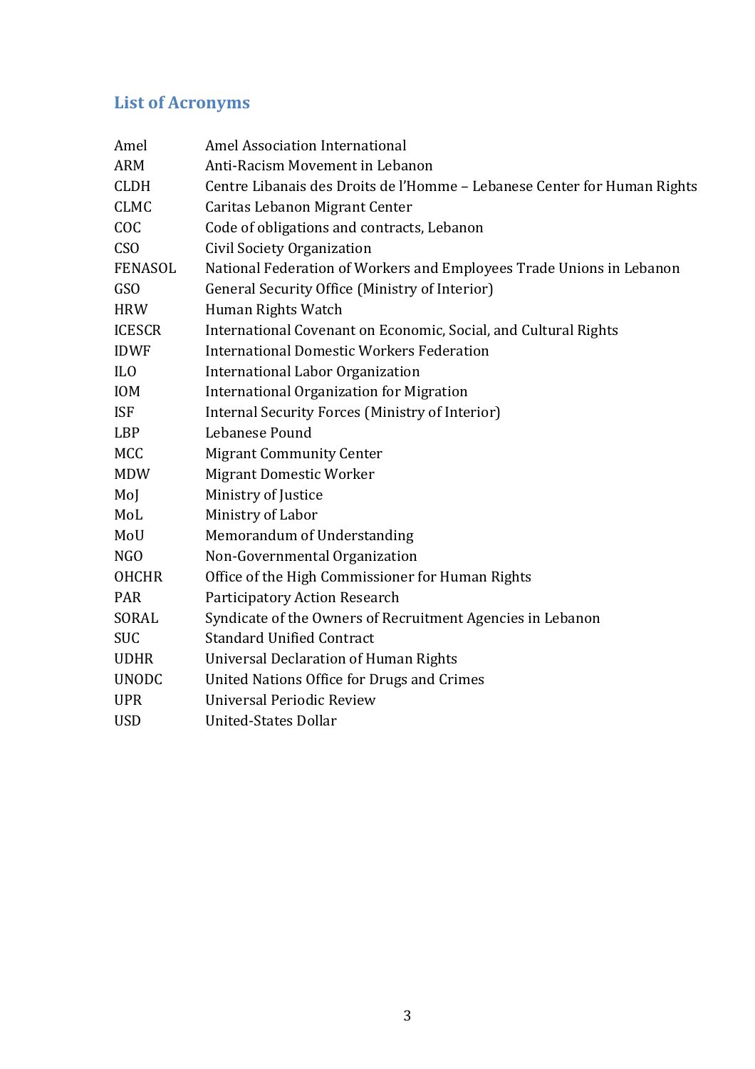## List of Acronyms

| | |
|---|---|
| Amel | Amel Association International |
| ARM | Anti-Racism Movement in Lebanon |
| CLDH | Centre Libanais des Droits de l'Homme – Lebanese Center for Human Rights |
| CLMC | Caritas Lebanon Migrant Center |
| COC | Code of obligations and contracts, Lebanon |
| CSO | Civil Society Organization |
| FENASOL | National Federation of Workers and Employees Trade Unions in Lebanon |
| GSO | General Security Office (Ministry of Interior) |
| HRW | Human Rights Watch |
| ICESCR | International Covenant on Economic, Social, and Cultural Rights |
| IDWF | International Domestic Workers Federation |
| ILO | International Labor Organization |
| IOM | International Organization for Migration |
| ISF | Internal Security Forces (Ministry of Interior) |
| LBP | Lebanese Pound |
| MCC | Migrant Community Center |
| MDW | Migrant Domestic Worker |
| MoJ | Ministry of Justice |
| MoL | Ministry of Labor |
| MoU | Memorandum of Understanding |
| NGO | Non-Governmental Organization |
| OHCHR | Office of the High Commissioner for Human Rights |
| PAR | Participatory Action Research |
| SORAL | Syndicate of the Owners of Recruitment Agencies in Lebanon |
| SUC | Standard Unified Contract |
| UDHR | Universal Declaration of Human Rights |
| UNODC | United Nations Office for Drugs and Crimes |
| UPR | Universal Periodic Review |
| USD | United-States Dollar |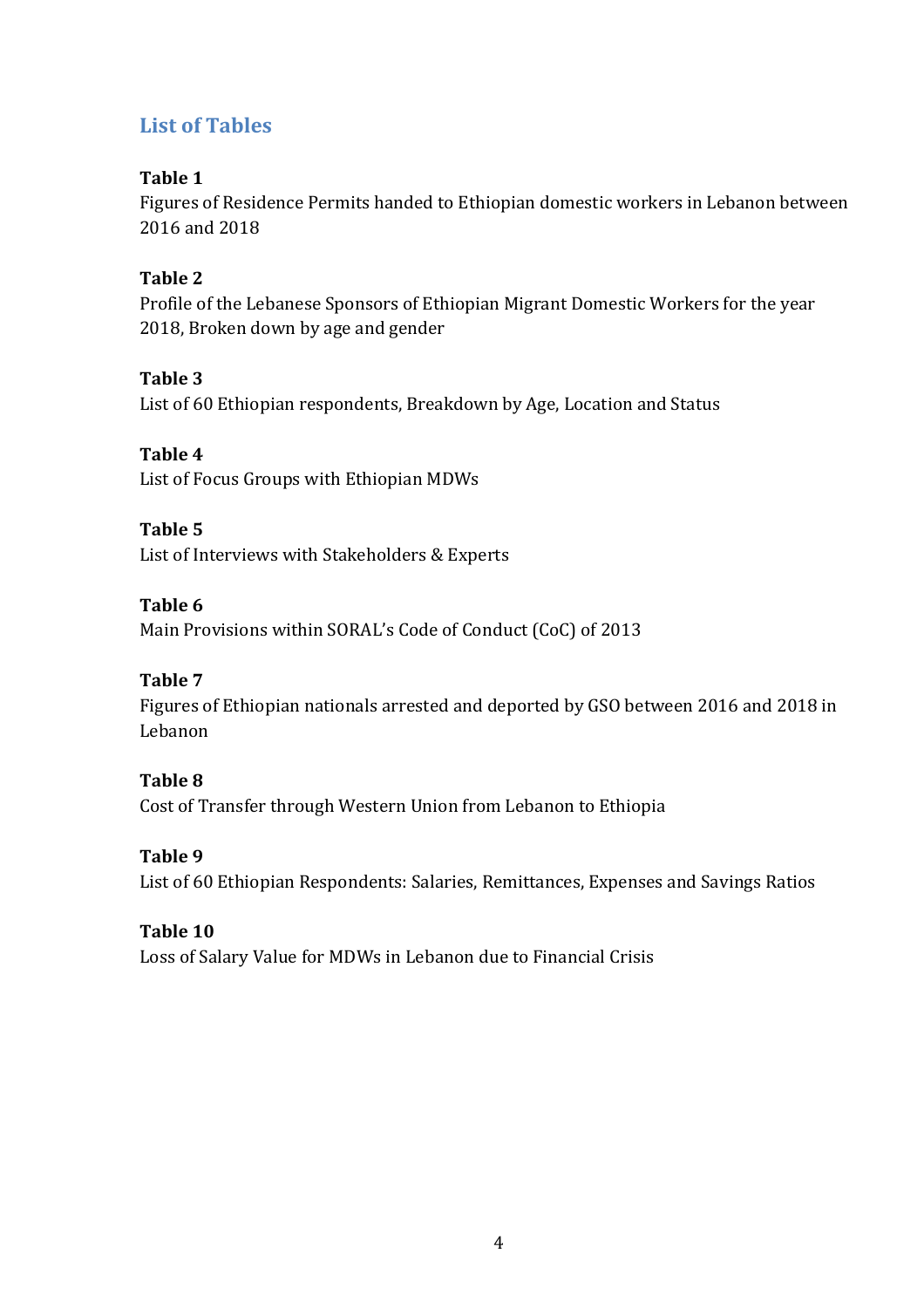## List of Tables

**Table 1**
Figures of Residence Permits handed to Ethiopian domestic workers in Lebanon between 2016 and 2018

**Table 2**
Profile of the Lebanese Sponsors of Ethiopian Migrant Domestic Workers for the year 2018, Broken down by age and gender

**Table 3**
List of 60 Ethiopian respondents, Breakdown by Age, Location and Status

**Table 4**
List of Focus Groups with Ethiopian MDWs

**Table 5**
List of Interviews with Stakeholders & Experts

**Table 6**
Main Provisions within SORAL's Code of Conduct (CoC) of 2013

**Table 7**
Figures of Ethiopian nationals arrested and deported by GSO between 2016 and 2018 in Lebanon

**Table 8**
Cost of Transfer through Western Union from Lebanon to Ethiopia

**Table 9**
List of 60 Ethiopian Respondents: Salaries, Remittances, Expenses and Savings Ratios

**Table 10**
Loss of Salary Value for MDWs in Lebanon due to Financial Crisis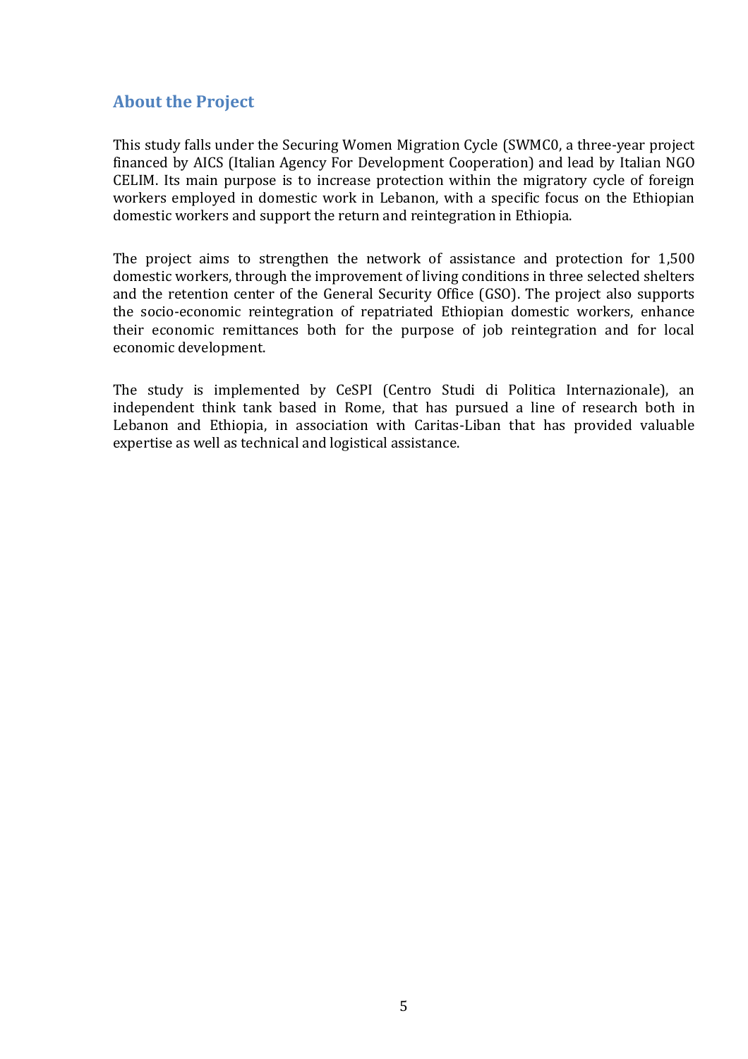## About the Project

This study falls under the Securing Women Migration Cycle (SWMC0, a three-year project financed by AICS (Italian Agency For Development Cooperation) and lead by Italian NGO CELIM. Its main purpose is to increase protection within the migratory cycle of foreign workers employed in domestic work in Lebanon, with a specific focus on the Ethiopian domestic workers and support the return and reintegration in Ethiopia.

The project aims to strengthen the network of assistance and protection for 1,500 domestic workers, through the improvement of living conditions in three selected shelters and the retention center of the General Security Office (GSO). The project also supports the socio-economic reintegration of repatriated Ethiopian domestic workers, enhance their economic remittances both for the purpose of job reintegration and for local economic development.

The study is implemented by CeSPI (Centro Studi di Politica Internazionale), an independent think tank based in Rome, that has pursued a line of research both in Lebanon and Ethiopia, in association with Caritas-Liban that has provided valuable expertise as well as technical and logistical assistance.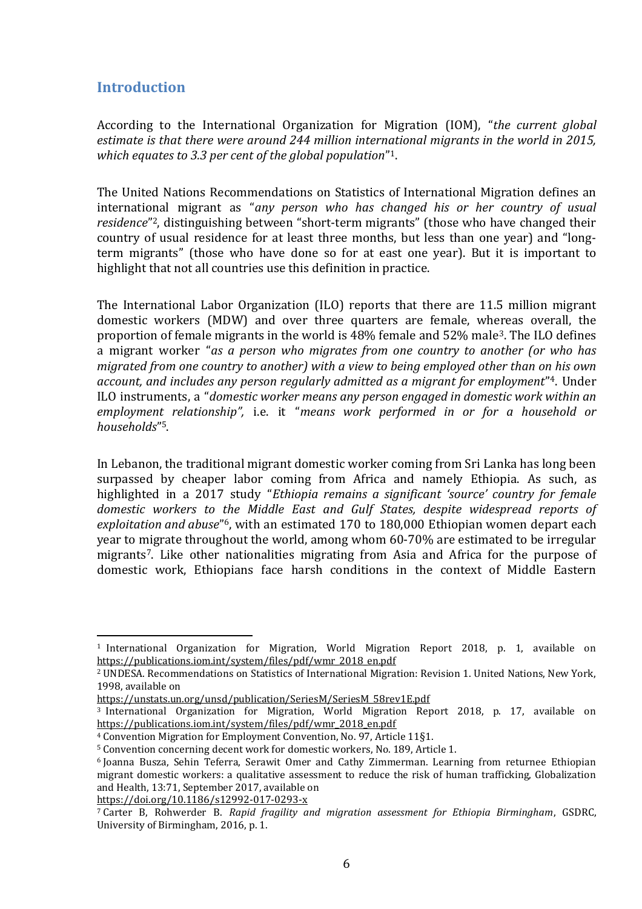## Introduction

According to the International Organization for Migration (IOM), "*the current global estimate is that there were around 244 million international migrants in the world in 2015, which equates to 3.3 per cent of the global population*"[1].

The United Nations Recommendations on Statistics of International Migration defines an international migrant as "*any person who has changed his or her country of usual residence*"[2], distinguishing between "short-term migrants" (those who have changed their country of usual residence for at least three months, but less than one year) and "long-term migrants" (those who have done so for at east one year). But it is important to highlight that not all countries use this definition in practice.

The International Labor Organization (ILO) reports that there are 11.5 million migrant domestic workers (MDW) and over three quarters are female, whereas overall, the proportion of female migrants in the world is 48% female and 52% male[3]. The ILO defines a migrant worker "*as a person who migrates from one country to another (or who has migrated from one country to another) with a view to being employed other than on his own account, and includes any person regularly admitted as a migrant for employment*"[4]. Under ILO instruments, a "*domestic worker means any person engaged in domestic work within an employment relationship",* i.e. it "*means work performed in or for a household or households*"[5].

In Lebanon, the traditional migrant domestic worker coming from Sri Lanka has long been surpassed by cheaper labor coming from Africa and namely Ethiopia. As such, as highlighted in a 2017 study "*Ethiopia remains a significant 'source' country for female domestic workers to the Middle East and Gulf States, despite widespread reports of exploitation and abuse*"[6], with an estimated 170 to 180,000 Ethiopian women depart each year to migrate throughout the world, among whom 60-70% are estimated to be irregular migrants[7]. Like other nationalities migrating from Asia and Africa for the purpose of domestic work, Ethiopians face harsh conditions in the context of Middle Eastern

---

[1] International Organization for Migration, World Migration Report 2018, p. 1, available on https://publications.iom.int/system/files/pdf/wmr_2018_en.pdf

[2] UNDESA. Recommendations on Statistics of International Migration: Revision 1. United Nations, New York, 1998, available on https://unstats.un.org/unsd/publication/SeriesM/SeriesM_58rev1E.pdf

[3] International Organization for Migration, World Migration Report 2018, p. 17, available on https://publications.iom.int/system/files/pdf/wmr_2018_en.pdf

[4] Convention Migration for Employment Convention, No. 97, Article 11§1.

[5] Convention concerning decent work for domestic workers, No. 189, Article 1.

[6] Joanna Busza, Sehin Teferra, Serawit Omer and Cathy Zimmerman. Learning from returnee Ethiopian migrant domestic workers: a qualitative assessment to reduce the risk of human trafficking, Globalization and Health, 13:71, September 2017, available on https://doi.org/10.1186/s12992-017-0293-x

[7] Carter B, Rohwerder B. *Rapid fragility and migration assessment for Ethiopia Birmingham*, GSDRC, University of Birmingham, 2016, p. 1.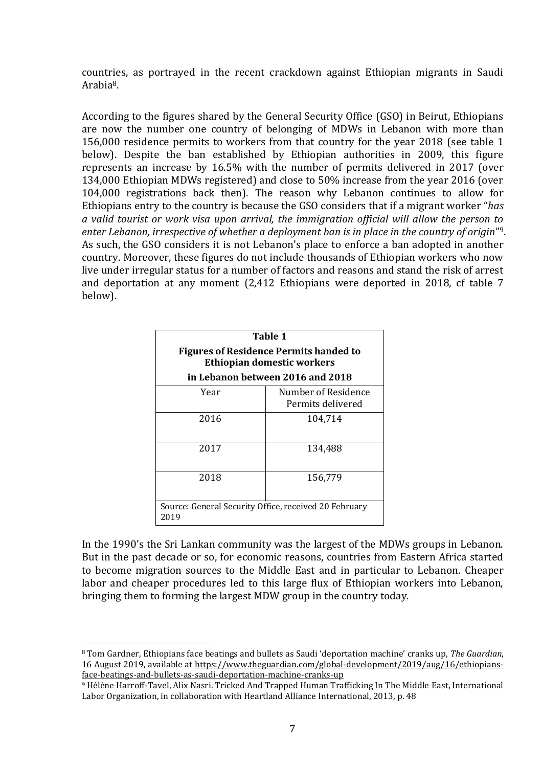countries, as portrayed in the recent crackdown against Ethiopian migrants in Saudi Arabia[8].

According to the figures shared by the General Security Office (GSO) in Beirut, Ethiopians are now the number one country of belonging of MDWs in Lebanon with more than 156,000 residence permits to workers from that country for the year 2018 (see table 1 below). Despite the ban established by Ethiopian authorities in 2009, this figure represents an increase by 16.5% with the number of permits delivered in 2017 (over 134,000 Ethiopian MDWs registered) and close to 50% increase from the year 2016 (over 104,000 registrations back then). The reason why Lebanon continues to allow for Ethiopians entry to the country is because the GSO considers that if a migrant worker "*has a valid tourist or work visa upon arrival, the immigration official will allow the person to enter Lebanon, irrespective of whether a deployment ban is in place in the country of origin*"[9]. As such, the GSO considers it is not Lebanon's place to enforce a ban adopted in another country. Moreover, these figures do not include thousands of Ethiopian workers who now live under irregular status for a number of factors and reasons and stand the risk of arrest and deportation at any moment (2,412 Ethiopians were deported in 2018, cf table 7 below).

**Table 1**
**Figures of Residence Permits handed to Ethiopian domestic workers in Lebanon between 2016 and 2018**

| Year | Number of Residence Permits delivered |
|---|---|
| 2016 | 104,714 |
| 2017 | 134,488 |
| 2018 | 156,779 |

Source: General Security Office, received 20 February 2019

In the 1990's the Sri Lankan community was the largest of the MDWs groups in Lebanon. But in the past decade or so, for economic reasons, countries from Eastern Africa started to become migration sources to the Middle East and in particular to Lebanon. Cheaper labor and cheaper procedures led to this large flux of Ethiopian workers into Lebanon, bringing them to forming the largest MDW group in the country today.

---

[8] Tom Gardner, Ethiopians face beatings and bullets as Saudi 'deportation machine' cranks up, *The Guardian*, 16 August 2019, available at https://www.theguardian.com/global-development/2019/aug/16/ethiopians-face-beatings-and-bullets-as-saudi-deportation-machine-cranks-up

[9] Hélène Harroff-Tavel, Alix Nasri. Tricked And Trapped Human Trafficking In The Middle East, International Labor Organization, in collaboration with Heartland Alliance International, 2013, p. 48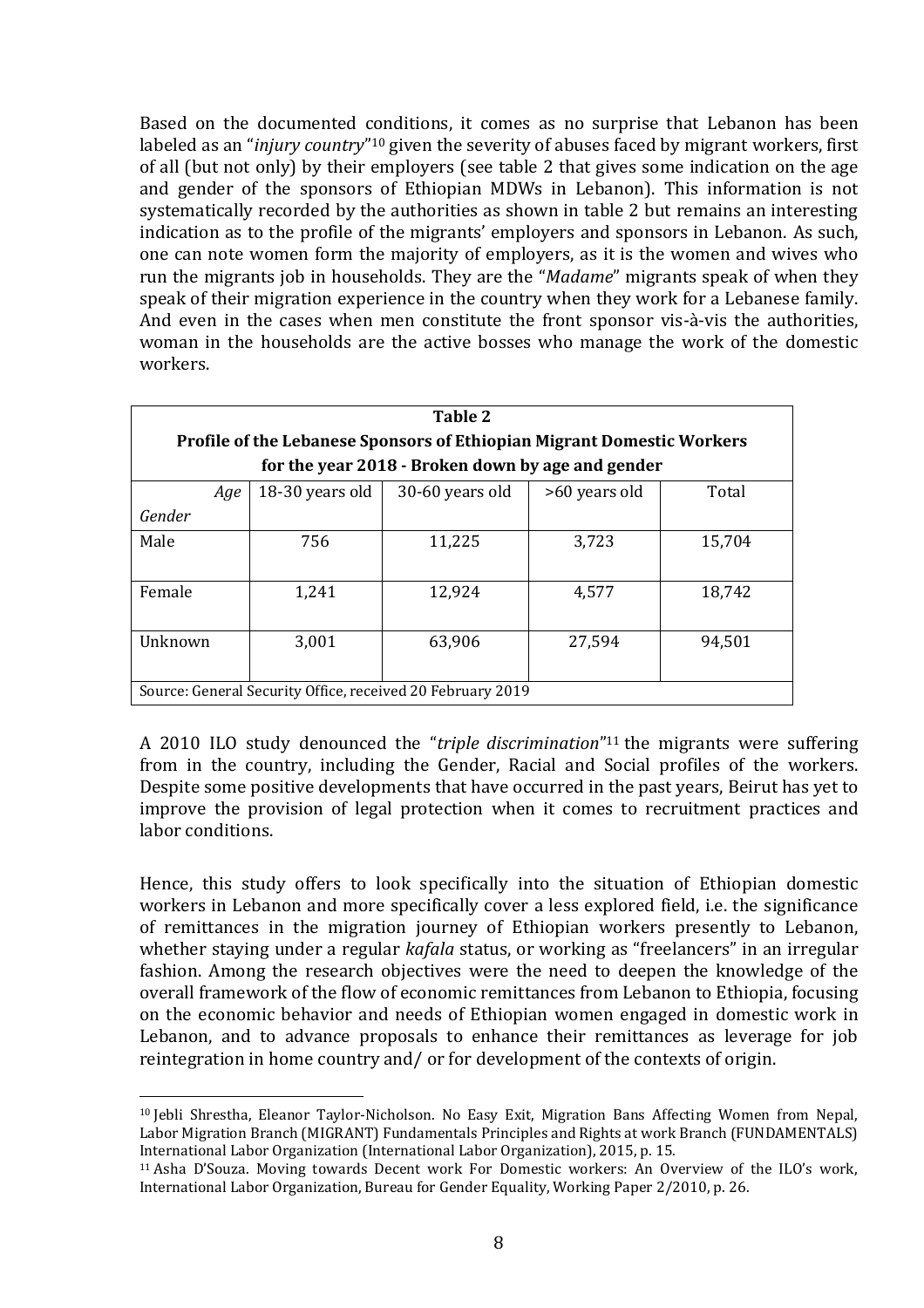Based on the documented conditions, it comes as no surprise that Lebanon has been labeled as an "*injury country*"[10] given the severity of abuses faced by migrant workers, first of all (but not only) by their employers (see table 2 that gives some indication on the age and gender of the sponsors of Ethiopian MDWs in Lebanon). This information is not systematically recorded by the authorities as shown in table 2 but remains an interesting indication as to the profile of the migrants' employers and sponsors in Lebanon. As such, one can note women form the majority of employers, as it is the women and wives who run the migrants job in households. They are the "*Madame*" migrants speak of when they speak of their migration experience in the country when they work for a Lebanese family. And even in the cases when men constitute the front sponsor vis-à-vis the authorities, woman in the households are the active bosses who manage the work of the domestic workers.

**Table 2**
**Profile of the Lebanese Sponsors of Ethiopian Migrant Domestic Workers for the year 2018 - Broken down by age and gender**

| *Age* / *Gender* | 18-30 years old | 30-60 years old | >60 years old | Total |
|---|---|---|---|---|
| Male | 756 | 11,225 | 3,723 | 15,704 |
| Female | 1,241 | 12,924 | 4,577 | 18,742 |
| Unknown | 3,001 | 63,906 | 27,594 | 94,501 |

Source: General Security Office, received 20 February 2019

A 2010 ILO study denounced the "*triple discrimination*"[11] the migrants were suffering from in the country, including the Gender, Racial and Social profiles of the workers. Despite some positive developments that have occurred in the past years, Beirut has yet to improve the provision of legal protection when it comes to recruitment practices and labor conditions.

Hence, this study offers to look specifically into the situation of Ethiopian domestic workers in Lebanon and more specifically cover a less explored field, i.e. the significance of remittances in the migration journey of Ethiopian workers presently to Lebanon, whether staying under a regular *kafala* status, or working as "freelancers" in an irregular fashion. Among the research objectives were the need to deepen the knowledge of the overall framework of the flow of economic remittances from Lebanon to Ethiopia, focusing on the economic behavior and needs of Ethiopian women engaged in domestic work in Lebanon, and to advance proposals to enhance their remittances as leverage for job reintegration in home country and/ or for development of the contexts of origin.

---

[10] Jebli Shrestha, Eleanor Taylor-Nicholson. No Easy Exit, Migration Bans Affecting Women from Nepal, Labor Migration Branch (MIGRANT) Fundamentals Principles and Rights at work Branch (FUNDAMENTALS) International Labor Organization (International Labor Organization), 2015, p. 15.

[11] Asha D'Souza. Moving towards Decent work For Domestic workers: An Overview of the ILO's work, International Labor Organization, Bureau for Gender Equality, Working Paper 2/2010, p. 26.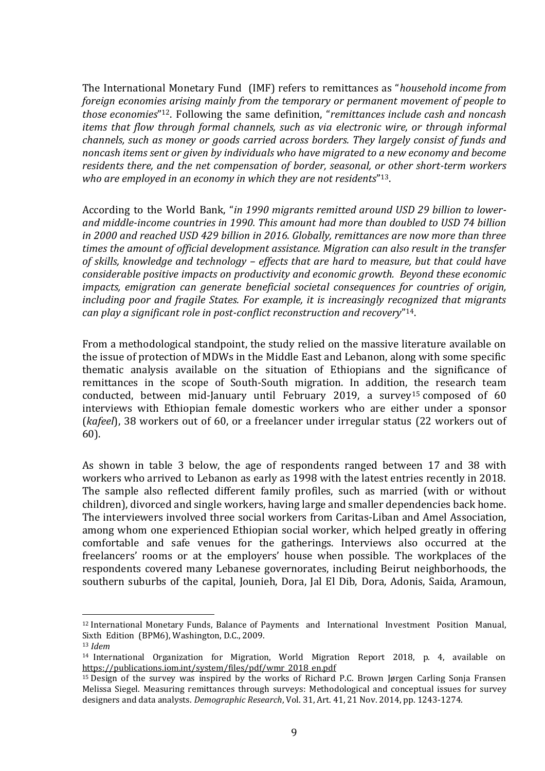The International Monetary Fund (IMF) refers to remittances as "*household income from foreign economies arising mainly from the temporary or permanent movement of people to those economies*"[12]. Following the same definition, "*remittances include cash and noncash items that flow through formal channels, such as via electronic wire, or through informal channels, such as money or goods carried across borders. They largely consist of funds and noncash items sent or given by individuals who have migrated to a new economy and become residents there, and the net compensation of border, seasonal, or other short-term workers who are employed in an economy in which they are not residents*"[13].

According to the World Bank, "*in 1990 migrants remitted around USD 29 billion to lower- and middle-income countries in 1990. This amount had more than doubled to USD 74 billion in 2000 and reached USD 429 billion in 2016. Globally, remittances are now more than three times the amount of official development assistance. Migration can also result in the transfer of skills, knowledge and technology – effects that are hard to measure, but that could have considerable positive impacts on productivity and economic growth. Beyond these economic impacts, emigration can generate beneficial societal consequences for countries of origin, including poor and fragile States. For example, it is increasingly recognized that migrants can play a significant role in post-conflict reconstruction and recovery*"[14].

From a methodological standpoint, the study relied on the massive literature available on the issue of protection of MDWs in the Middle East and Lebanon, along with some specific thematic analysis available on the situation of Ethiopians and the significance of remittances in the scope of South-South migration. In addition, the research team conducted, between mid-January until February 2019, a survey[15] composed of 60 interviews with Ethiopian female domestic workers who are either under a sponsor (*kafeel*), 38 workers out of 60, or a freelancer under irregular status (22 workers out of 60).

As shown in table 3 below, the age of respondents ranged between 17 and 38 with workers who arrived to Lebanon as early as 1998 with the latest entries recently in 2018. The sample also reflected different family profiles, such as married (with or without children), divorced and single workers, having large and smaller dependencies back home. The interviewers involved three social workers from Caritas-Liban and Amel Association, among whom one experienced Ethiopian social worker, which helped greatly in offering comfortable and safe venues for the gatherings. Interviews also occurred at the freelancers' rooms or at the employers' house when possible. The workplaces of the respondents covered many Lebanese governorates, including Beirut neighborhoods, the southern suburbs of the capital, Jounieh, Dora, Jal El Dib, Dora, Adonis, Saida, Aramoun,

---

[12] International Monetary Funds, Balance of Payments and International Investment Position Manual, Sixth Edition (BPM6), Washington, D.C., 2009.

[13] *Idem*

[14] International Organization for Migration, World Migration Report 2018, p. 4, available on https://publications.iom.int/system/files/pdf/wmr_2018_en.pdf

[15] Design of the survey was inspired by the works of Richard P.C. Brown Jørgen Carling Sonja Fransen Melissa Siegel. Measuring remittances through surveys: Methodological and conceptual issues for survey designers and data analysts. *Demographic Research*, Vol. 31, Art. 41, 21 Nov. 2014, pp. 1243-1274.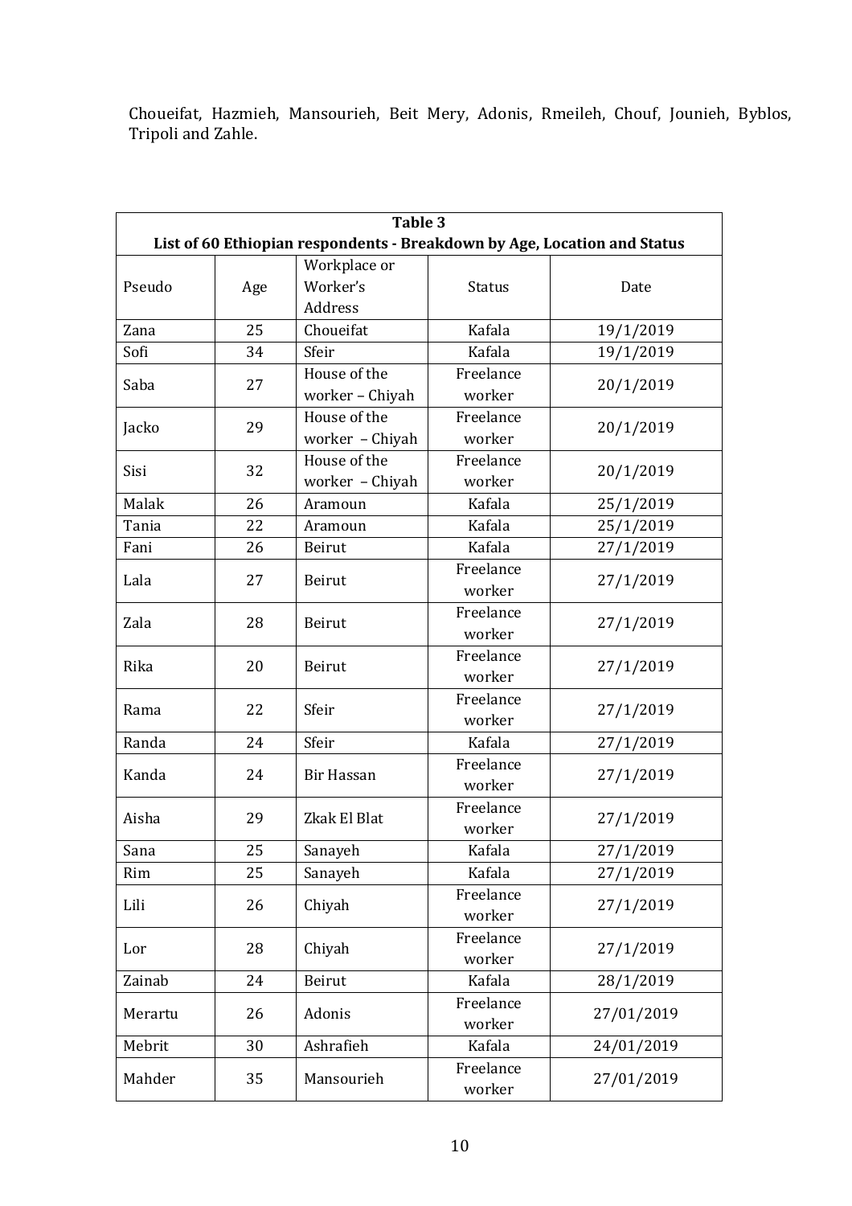Choueifat, Hazmieh, Mansourieh, Beit Mery, Adonis, Rmeileh, Chouf, Jounieh, Byblos, Tripoli and Zahle.

**Table 3**
**List of 60 Ethiopian respondents - Breakdown by Age, Location and Status**

| Pseudo | Age | Workplace or Worker's Address | Status | Date |
|---|---|---|---|---|
| Zana | 25 | Choueifat | Kafala | 19/1/2019 |
| Sofi | 34 | Sfeir | Kafala | 19/1/2019 |
| Saba | 27 | House of the worker – Chiyah | Freelance worker | 20/1/2019 |
| Jacko | 29 | House of the worker – Chiyah | Freelance worker | 20/1/2019 |
| Sisi | 32 | House of the worker – Chiyah | Freelance worker | 20/1/2019 |
| Malak | 26 | Aramoun | Kafala | 25/1/2019 |
| Tania | 22 | Aramoun | Kafala | 25/1/2019 |
| Fani | 26 | Beirut | Kafala | 27/1/2019 |
| Lala | 27 | Beirut | Freelance worker | 27/1/2019 |
| Zala | 28 | Beirut | Freelance worker | 27/1/2019 |
| Rika | 20 | Beirut | Freelance worker | 27/1/2019 |
| Rama | 22 | Sfeir | Freelance worker | 27/1/2019 |
| Randa | 24 | Sfeir | Kafala | 27/1/2019 |
| Kanda | 24 | Bir Hassan | Freelance worker | 27/1/2019 |
| Aisha | 29 | Zkak El Blat | Freelance worker | 27/1/2019 |
| Sana | 25 | Sanayeh | Kafala | 27/1/2019 |
| Rim | 25 | Sanayeh | Kafala | 27/1/2019 |
| Lili | 26 | Chiyah | Freelance worker | 27/1/2019 |
| Lor | 28 | Chiyah | Freelance worker | 27/1/2019 |
| Zainab | 24 | Beirut | Kafala | 28/1/2019 |
| Merartu | 26 | Adonis | Freelance worker | 27/01/2019 |
| Mebrit | 30 | Ashrafieh | Kafala | 24/01/2019 |
| Mahder | 35 | Mansourieh | Freelance worker | 27/01/2019 |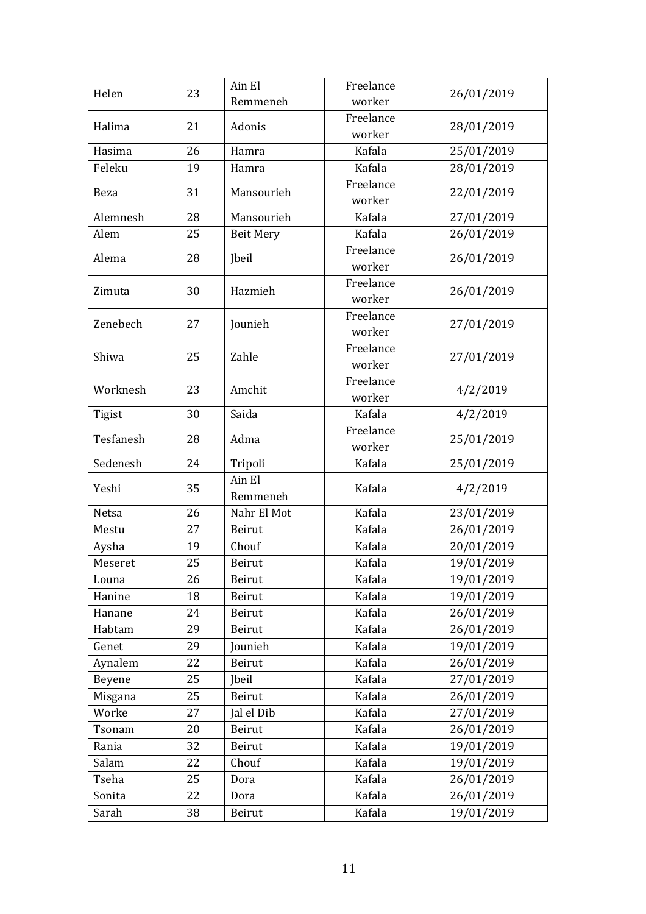| | | | | |
|---|---|---|---|---|
| Helen | 23 | Ain El Remmeneh | Freelance worker | 26/01/2019 |
| Halima | 21 | Adonis | Freelance worker | 28/01/2019 |
| Hasima | 26 | Hamra | Kafala | 25/01/2019 |
| Feleku | 19 | Hamra | Kafala | 28/01/2019 |
| Beza | 31 | Mansourieh | Freelance worker | 22/01/2019 |
| Alemnesh | 28 | Mansourieh | Kafala | 27/01/2019 |
| Alem | 25 | Beit Mery | Kafala | 26/01/2019 |
| Alema | 28 | Jbeil | Freelance worker | 26/01/2019 |
| Zimuta | 30 | Hazmieh | Freelance worker | 26/01/2019 |
| Zenebech | 27 | Jounieh | Freelance worker | 27/01/2019 |
| Shiwa | 25 | Zahle | Freelance worker | 27/01/2019 |
| Worknesh | 23 | Amchit | Freelance worker | 4/2/2019 |
| Tigist | 30 | Saida | Kafala | 4/2/2019 |
| Tesfanesh | 28 | Adma | Freelance worker | 25/01/2019 |
| Sedenesh | 24 | Tripoli | Kafala | 25/01/2019 |
| Yeshi | 35 | Ain El Remmeneh | Kafala | 4/2/2019 |
| Netsa | 26 | Nahr El Mot | Kafala | 23/01/2019 |
| Mestu | 27 | Beirut | Kafala | 26/01/2019 |
| Aysha | 19 | Chouf | Kafala | 20/01/2019 |
| Meseret | 25 | Beirut | Kafala | 19/01/2019 |
| Louna | 26 | Beirut | Kafala | 19/01/2019 |
| Hanine | 18 | Beirut | Kafala | 19/01/2019 |
| Hanane | 24 | Beirut | Kafala | 26/01/2019 |
| Habtam | 29 | Beirut | Kafala | 26/01/2019 |
| Genet | 29 | Jounieh | Kafala | 19/01/2019 |
| Aynalem | 22 | Beirut | Kafala | 26/01/2019 |
| Beyene | 25 | Jbeil | Kafala | 27/01/2019 |
| Misgana | 25 | Beirut | Kafala | 26/01/2019 |
| Worke | 27 | Jal el Dib | Kafala | 27/01/2019 |
| Tsonam | 20 | Beirut | Kafala | 26/01/2019 |
| Rania | 32 | Beirut | Kafala | 19/01/2019 |
| Salam | 22 | Chouf | Kafala | 19/01/2019 |
| Tseha | 25 | Dora | Kafala | 26/01/2019 |
| Sonita | 22 | Dora | Kafala | 26/01/2019 |
| Sarah | 38 | Beirut | Kafala | 19/01/2019 |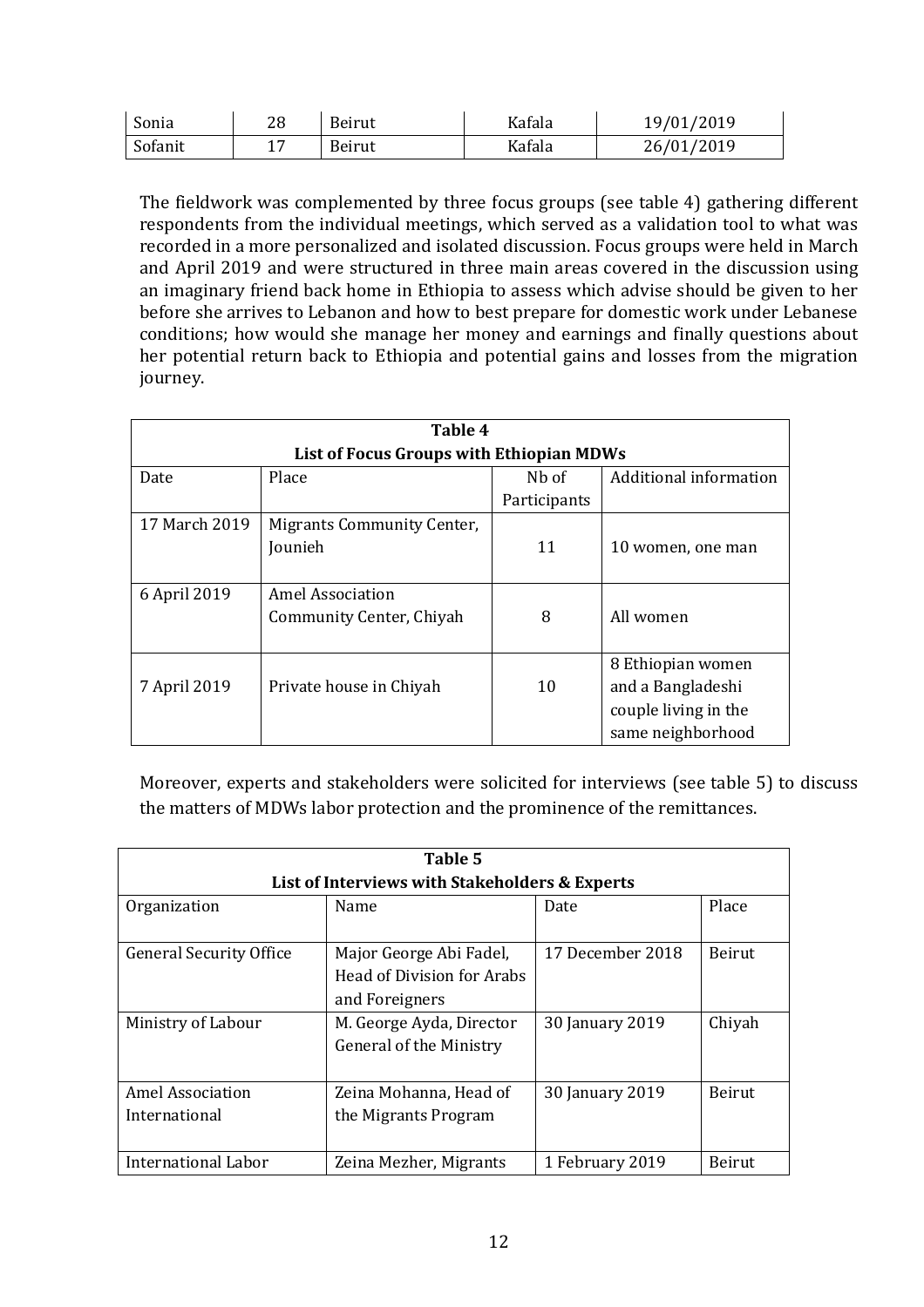| | | | | |
|---|---|---|---|---|
| Sonia | 28 | Beirut | Kafala | 19/01/2019 |
| Sofanit | 17 | Beirut | Kafala | 26/01/2019 |

The fieldwork was complemented by three focus groups (see table 4) gathering different respondents from the individual meetings, which served as a validation tool to what was recorded in a more personalized and isolated discussion. Focus groups were held in March and April 2019 and were structured in three main areas covered in the discussion using an imaginary friend back home in Ethiopia to assess which advise should be given to her before she arrives to Lebanon and how to best prepare for domestic work under Lebanese conditions; how would she manage her money and earnings and finally questions about her potential return back to Ethiopia and potential gains and losses from the migration journey.

**Table 4**
**List of Focus Groups with Ethiopian MDWs**

| Date | Place | Nb of Participants | Additional information |
|---|---|---|---|
| 17 March 2019 | Migrants Community Center, Jounieh | 11 | 10 women, one man |
| 6 April 2019 | Amel Association Community Center, Chiyah | 8 | All women |
| 7 April 2019 | Private house in Chiyah | 10 | 8 Ethiopian women and a Bangladeshi couple living in the same neighborhood |

Moreover, experts and stakeholders were solicited for interviews (see table 5) to discuss the matters of MDWs labor protection and the prominence of the remittances.

**Table 5**
**List of Interviews with Stakeholders & Experts**

| Organization | Name | Date | Place |
|---|---|---|---|
| General Security Office | Major George Abi Fadel, Head of Division for Arabs and Foreigners | 17 December 2018 | Beirut |
| Ministry of Labour | M. George Ayda, Director General of the Ministry | 30 January 2019 | Chiyah |
| Amel Association International | Zeina Mohanna, Head of the Migrants Program | 30 January 2019 | Beirut |
| International Labor | Zeina Mezher, Migrants | 1 February 2019 | Beirut |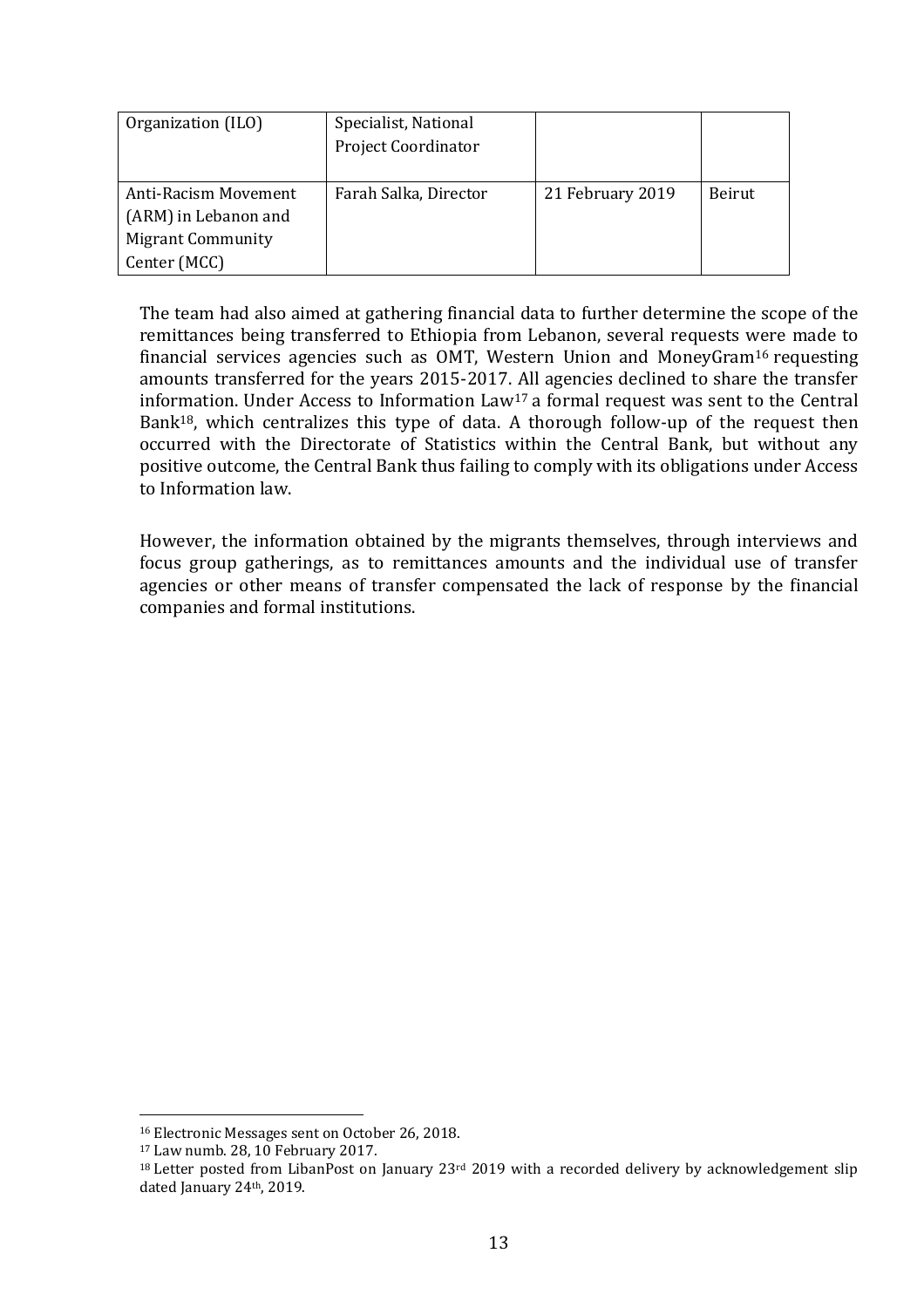| | | | |
|---|---|---|---|
| Organization (ILO) | Specialist, National Project Coordinator | | |
| Anti-Racism Movement (ARM) in Lebanon and Migrant Community Center (MCC) | Farah Salka, Director | 21 February 2019 | Beirut |

The team had also aimed at gathering financial data to further determine the scope of the remittances being transferred to Ethiopia from Lebanon, several requests were made to financial services agencies such as OMT, Western Union and MoneyGram[16] requesting amounts transferred for the years 2015-2017. All agencies declined to share the transfer information. Under Access to Information Law[17] a formal request was sent to the Central Bank[18], which centralizes this type of data. A thorough follow-up of the request then occurred with the Directorate of Statistics within the Central Bank, but without any positive outcome, the Central Bank thus failing to comply with its obligations under Access to Information law.

However, the information obtained by the migrants themselves, through interviews and focus group gatherings, as to remittances amounts and the individual use of transfer agencies or other means of transfer compensated the lack of response by the financial companies and formal institutions.

[16] Electronic Messages sent on October 26, 2018.

[17] Law numb. 28, 10 February 2017.

[18] Letter posted from LibanPost on January 23rd 2019 with a recorded delivery by acknowledgement slip dated January 24th, 2019.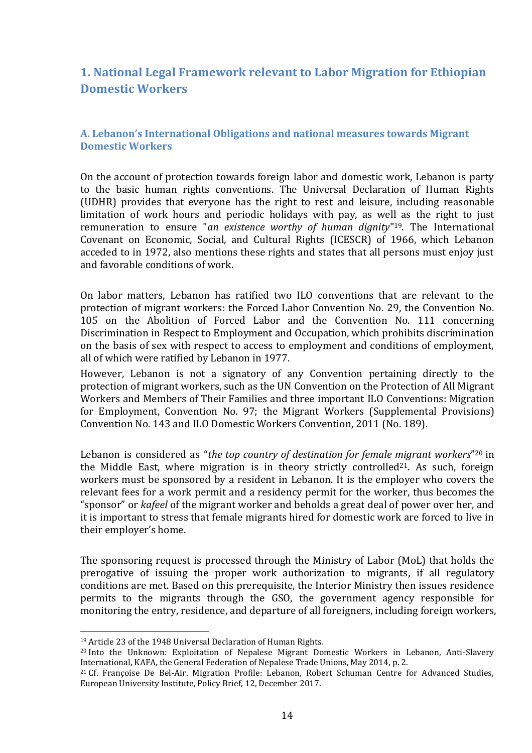## 1. National Legal Framework relevant to Labor Migration for Ethiopian Domestic Workers

### A. Lebanon's International Obligations and national measures towards Migrant Domestic Workers

On the account of protection towards foreign labor and domestic work, Lebanon is party to the basic human rights conventions. The Universal Declaration of Human Rights (UDHR) provides that everyone has the right to rest and leisure, including reasonable limitation of work hours and periodic holidays with pay, as well as the right to just remuneration to ensure "*an existence worthy of human dignity*"[19]. The International Covenant on Economic, Social, and Cultural Rights (ICESCR) of 1966, which Lebanon acceded to in 1972, also mentions these rights and states that all persons must enjoy just and favorable conditions of work.

On labor matters, Lebanon has ratified two ILO conventions that are relevant to the protection of migrant workers: the Forced Labor Convention No. 29, the Convention No. 105 on the Abolition of Forced Labor and the Convention No. 111 concerning Discrimination in Respect to Employment and Occupation, which prohibits discrimination on the basis of sex with respect to access to employment and conditions of employment, all of which were ratified by Lebanon in 1977.

However, Lebanon is not a signatory of any Convention pertaining directly to the protection of migrant workers, such as the UN Convention on the Protection of All Migrant Workers and Members of Their Families and three important ILO Conventions: Migration for Employment, Convention No. 97; the Migrant Workers (Supplemental Provisions) Convention No. 143 and ILO Domestic Workers Convention, 2011 (No. 189).

Lebanon is considered as "*the top country of destination for female migrant workers*"[20] in the Middle East, where migration is in theory strictly controlled[21]. As such, foreign workers must be sponsored by a resident in Lebanon. It is the employer who covers the relevant fees for a work permit and a residency permit for the worker, thus becomes the "sponsor" or *kafeel* of the migrant worker and beholds a great deal of power over her, and it is important to stress that female migrants hired for domestic work are forced to live in their employer's home.

The sponsoring request is processed through the Ministry of Labor (MoL) that holds the prerogative of issuing the proper work authorization to migrants, if all regulatory conditions are met. Based on this prerequisite, the Interior Ministry then issues residence permits to the migrants through the GSO, the government agency responsible for monitoring the entry, residence, and departure of all foreigners, including foreign workers,

---

[19] Article 23 of the 1948 Universal Declaration of Human Rights.

[20] Into the Unknown: Exploitation of Nepalese Migrant Domestic Workers in Lebanon, Anti-Slavery International, KAFA, the General Federation of Nepalese Trade Unions, May 2014, p. 2.

[21] Cf. Françoise De Bel-Air. Migration Profile: Lebanon, Robert Schuman Centre for Advanced Studies, European University Institute, Policy Brief, 12, December 2017.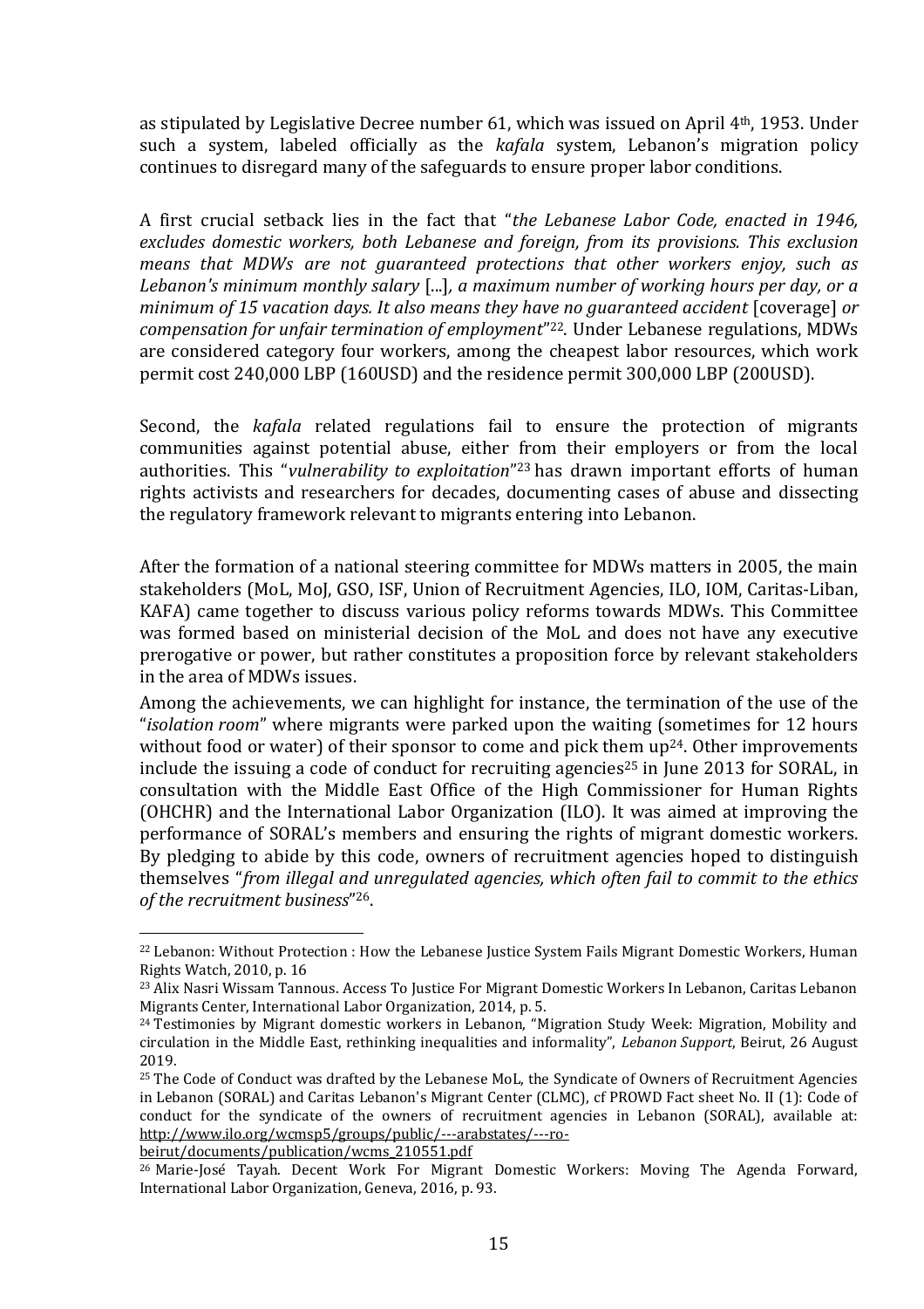as stipulated by Legislative Decree number 61, which was issued on April 4th, 1953. Under such a system, labeled officially as the *kafala* system, Lebanon's migration policy continues to disregard many of the safeguards to ensure proper labor conditions.

A first crucial setback lies in the fact that "*the Lebanese Labor Code, enacted in 1946, excludes domestic workers, both Lebanese and foreign, from its provisions. This exclusion means that MDWs are not guaranteed protections that other workers enjoy, such as Lebanon's minimum monthly salary* [...], *a maximum number of working hours per day, or a minimum of 15 vacation days. It also means they have no guaranteed accident* [coverage] *or compensation for unfair termination of employment*"[22]. Under Lebanese regulations, MDWs are considered category four workers, among the cheapest labor resources, which work permit cost 240,000 LBP (160USD) and the residence permit 300,000 LBP (200USD).

Second, the *kafala* related regulations fail to ensure the protection of migrants communities against potential abuse, either from their employers or from the local authorities. This "*vulnerability to exploitation*"[23] has drawn important efforts of human rights activists and researchers for decades, documenting cases of abuse and dissecting the regulatory framework relevant to migrants entering into Lebanon.

After the formation of a national steering committee for MDWs matters in 2005, the main stakeholders (MoL, MoJ, GSO, ISF, Union of Recruitment Agencies, ILO, IOM, Caritas-Liban, KAFA) came together to discuss various policy reforms towards MDWs. This Committee was formed based on ministerial decision of the MoL and does not have any executive prerogative or power, but rather constitutes a proposition force by relevant stakeholders in the area of MDWs issues.

Among the achievements, we can highlight for instance, the termination of the use of the "*isolation room*" where migrants were parked upon the waiting (sometimes for 12 hours without food or water) of their sponsor to come and pick them up[24]. Other improvements include the issuing a code of conduct for recruiting agencies[25] in June 2013 for SORAL, in consultation with the Middle East Office of the High Commissioner for Human Rights (OHCHR) and the International Labor Organization (ILO). It was aimed at improving the performance of SORAL's members and ensuring the rights of migrant domestic workers. By pledging to abide by this code, owners of recruitment agencies hoped to distinguish themselves "*from illegal and unregulated agencies, which often fail to commit to the ethics of the recruitment business*"[26].

---

[22] Lebanon: Without Protection : How the Lebanese Justice System Fails Migrant Domestic Workers, Human Rights Watch, 2010, p. 16

[23] Alix Nasri Wissam Tannous. Access To Justice For Migrant Domestic Workers In Lebanon, Caritas Lebanon Migrants Center, International Labor Organization, 2014, p. 5.

[24] Testimonies by Migrant domestic workers in Lebanon, "Migration Study Week: Migration, Mobility and circulation in the Middle East, rethinking inequalities and informality", *Lebanon Support*, Beirut, 26 August 2019.

[25] The Code of Conduct was drafted by the Lebanese MoL, the Syndicate of Owners of Recruitment Agencies in Lebanon (SORAL) and Caritas Lebanon's Migrant Center (CLMC), cf PROWD Fact sheet No. II (1): Code of conduct for the syndicate of the owners of recruitment agencies in Lebanon (SORAL), available at: http://www.ilo.org/wcmsp5/groups/public/---arabstates/---ro-beirut/documents/publication/wcms_210551.pdf

[26] Marie-José Tayah. Decent Work For Migrant Domestic Workers: Moving The Agenda Forward, International Labor Organization, Geneva, 2016, p. 93.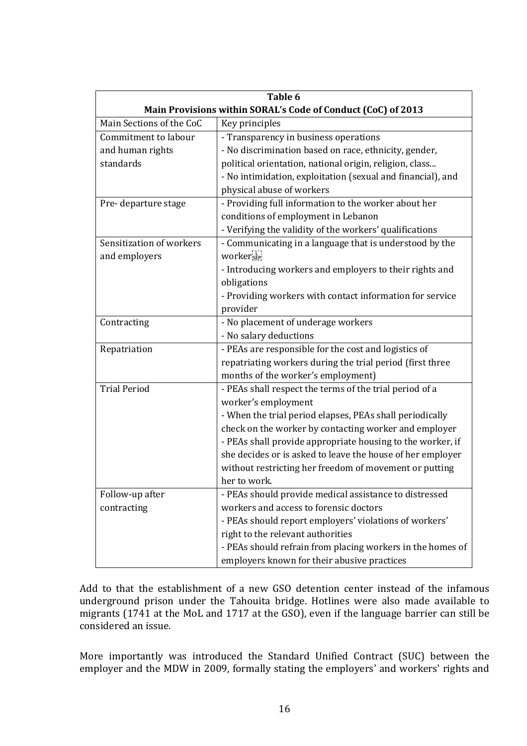| Table 6<br>Main Provisions within SORAL's Code of Conduct (CoC) of 2013 | |
|---|---|
| Main Sections of the CoC | Key principles |
| Commitment to labour and human rights standards | - Transparency in business operations<br>- No discrimination based on race, ethnicity, gender, political orientation, national origin, religion, class...<br>- No intimidation, exploitation (sexual and financial), and physical abuse of workers |
| Pre- departure stage | - Providing full information to the worker about her conditions of employment in Lebanon<br>- Verifying the validity of the workers' qualifications |
| Sensitization of workers and employers | - Communicating in a language that is understood by the worker<br>- Introducing workers and employers to their rights and obligations<br>- Providing workers with contact information for service provider |
| Contracting | - No placement of underage workers<br>- No salary deductions |
| Repatriation | - PEAs are responsible for the cost and logistics of repatriating workers during the trial period (first three months of the worker's employment) |
| Trial Period | - PEAs shall respect the terms of the trial period of a worker's employment<br>- When the trial period elapses, PEAs shall periodically check on the worker by contacting worker and employer<br>- PEAs shall provide appropriate housing to the worker, if she decides or is asked to leave the house of her employer without restricting her freedom of movement or putting her to work. |
| Follow-up after contracting | - PEAs should provide medical assistance to distressed workers and access to forensic doctors<br>- PEAs should report employers' violations of workers' right to the relevant authorities<br>- PEAs should refrain from placing workers in the homes of employers known for their abusive practices |

Add to that the establishment of a new GSO detention center instead of the infamous underground prison under the Tahouita bridge. Hotlines were also made available to migrants (1741 at the MoL and 1717 at the GSO), even if the language barrier can still be considered an issue.

More importantly was introduced the Standard Unified Contract (SUC) between the employer and the MDW in 2009, formally stating the employers' and workers' rights and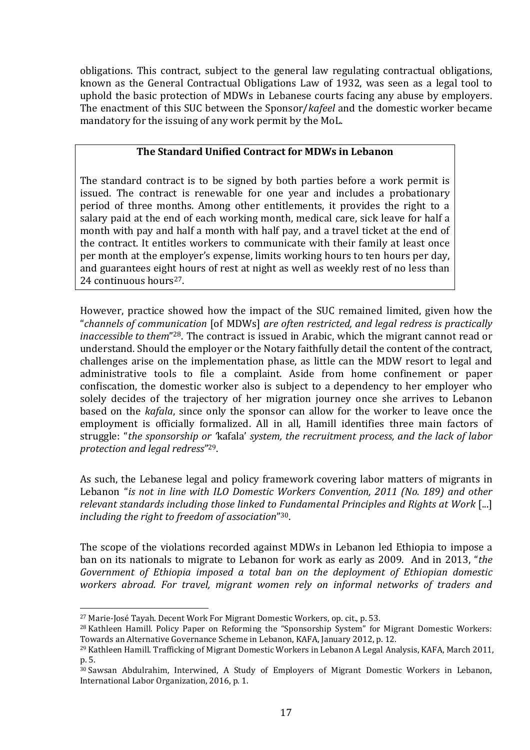obligations. This contract, subject to the general law regulating contractual obligations, known as the General Contractual Obligations Law of 1932, was seen as a legal tool to uphold the basic protection of MDWs in Lebanese courts facing any abuse by employers. The enactment of this SUC between the Sponsor/*kafeel* and the domestic worker became mandatory for the issuing of any work permit by the MoL.

**The Standard Unified Contract for MDWs in Lebanon**

The standard contract is to be signed by both parties before a work permit is issued. The contract is renewable for one year and includes a probationary period of three months. Among other entitlements, it provides the right to a salary paid at the end of each working month, medical care, sick leave for half a month with pay and half a month with half pay, and a travel ticket at the end of the contract. It entitles workers to communicate with their family at least once per month at the employer's expense, limits working hours to ten hours per day, and guarantees eight hours of rest at night as well as weekly rest of no less than 24 continuous hours[27].

However, practice showed how the impact of the SUC remained limited, given how the "*channels of communication* [of MDWs] *are often restricted, and legal redress is practically inaccessible to them*"[28]. The contract is issued in Arabic, which the migrant cannot read or understand. Should the employer or the Notary faithfully detail the content of the contract, challenges arise on the implementation phase, as little can the MDW resort to legal and administrative tools to file a complaint. Aside from home confinement or paper confiscation, the domestic worker also is subject to a dependency to her employer who solely decides of the trajectory of her migration journey once she arrives to Lebanon based on the *kafala*, since only the sponsor can allow for the worker to leave once the employment is officially formalized. All in all, Hamill identifies three main factors of struggle: "*the sponsorship or '*kafala*' system, the recruitment process, and the lack of labor protection and legal redress*"[29].

As such, the Lebanese legal and policy framework covering labor matters of migrants in Lebanon "*is not in line with ILO Domestic Workers Convention, 2011 (No. 189) and other relevant standards including those linked to Fundamental Principles and Rights at Work* [...] *including the right to freedom of association*"[30].

The scope of the violations recorded against MDWs in Lebanon led Ethiopia to impose a ban on its nationals to migrate to Lebanon for work as early as 2009. And in 2013, "*the Government of Ethiopia imposed a total ban on the deployment of Ethiopian domestic workers abroad. For travel, migrant women rely on informal networks of traders and*

---

[27] Marie-José Tayah. Decent Work For Migrant Domestic Workers, op. cit., p. 53.

[28] Kathleen Hamill. Policy Paper on Reforming the "Sponsorship System" for Migrant Domestic Workers: Towards an Alternative Governance Scheme in Lebanon, KAFA, January 2012, p. 12.

[29] Kathleen Hamill. Trafficking of Migrant Domestic Workers in Lebanon A Legal Analysis, KAFA, March 2011, p. 5.

[30] Sawsan Abdulrahim, Interwined, A Study of Employers of Migrant Domestic Workers in Lebanon, International Labor Organization, 2016, p. 1.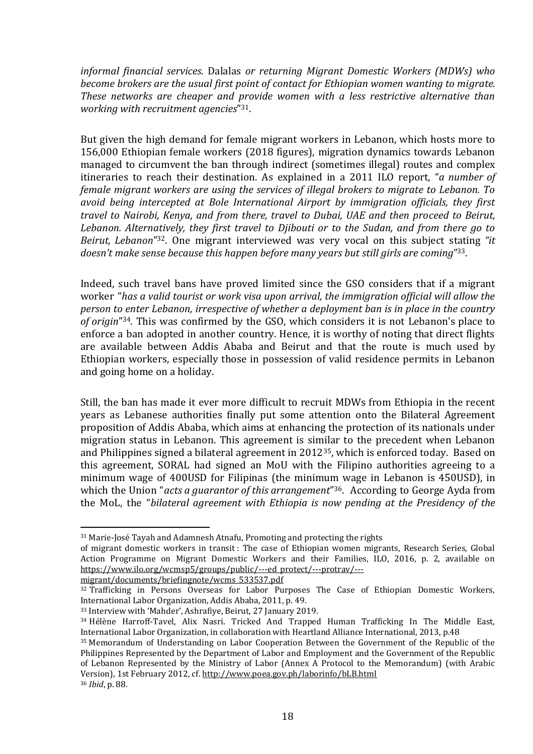*informal financial services.* Dalalas *or returning Migrant Domestic Workers (MDWs) who become brokers are the usual first point of contact for Ethiopian women wanting to migrate. These networks are cheaper and provide women with a less restrictive alternative than working with recruitment agencies*"[31].

But given the high demand for female migrant workers in Lebanon, which hosts more to 156,000 Ethiopian female workers (2018 figures), migration dynamics towards Lebanon managed to circumvent the ban through indirect (sometimes illegal) routes and complex itineraries to reach their destination. As explained in a 2011 ILO report, "*a number of female migrant workers are using the services of illegal brokers to migrate to Lebanon. To avoid being intercepted at Bole International Airport by immigration officials, they first travel to Nairobi, Kenya, and from there, travel to Dubai, UAE and then proceed to Beirut, Lebanon. Alternatively, they first travel to Djibouti or to the Sudan, and from there go to Beirut, Lebanon*"[32]. One migrant interviewed was very vocal on this subject stating *"it doesn't make sense because this happen before many years but still girls are coming*"[33].

Indeed, such travel bans have proved limited since the GSO considers that if a migrant worker "*has a valid tourist or work visa upon arrival, the immigration official will allow the person to enter Lebanon, irrespective of whether a deployment ban is in place in the country of origin*"[34]. This was confirmed by the GSO, which considers it is not Lebanon's place to enforce a ban adopted in another country. Hence, it is worthy of noting that direct flights are available between Addis Ababa and Beirut and that the route is much used by Ethiopian workers, especially those in possession of valid residence permits in Lebanon and going home on a holiday.

Still, the ban has made it ever more difficult to recruit MDWs from Ethiopia in the recent years as Lebanese authorities finally put some attention onto the Bilateral Agreement proposition of Addis Ababa, which aims at enhancing the protection of its nationals under migration status in Lebanon. This agreement is similar to the precedent when Lebanon and Philippines signed a bilateral agreement in 2012[35], which is enforced today. Based on this agreement, SORAL had signed an MoU with the Filipino authorities agreeing to a minimum wage of 400USD for Filipinas (the minimum wage in Lebanon is 450USD), in which the Union "*acts a guarantor of this arrangement*"[36]. According to George Ayda from the MoL, the "*bilateral agreement with Ethiopia is now pending at the Presidency of the*

---

[31] Marie-José Tayah and Adamnesh Atnafu, Promoting and protecting the rights of migrant domestic workers in transit : The case of Ethiopian women migrants, Research Series, Global Action Programme on Migrant Domestic Workers and their Families, ILO, 2016, p. 2, available on https://www.ilo.org/wcmsp5/groups/public/---ed_protect/---protrav/---migrant/documents/briefingnote/wcms_533537.pdf

[32] Trafficking in Persons Overseas for Labor Purposes The Case of Ethiopian Domestic Workers, International Labor Organization, Addis Ababa, 2011, p. 49.

[33] Interview with 'Mahder', Ashrafiye, Beirut, 27 January 2019.

[34] Hélène Harroff-Tavel, Alix Nasri. Tricked And Trapped Human Trafficking In The Middle East, International Labor Organization, in collaboration with Heartland Alliance International, 2013, p.48

[35] Memorandum of Understanding on Labor Cooperation Between the Government of the Republic of the Philippines Represented by the Department of Labor and Employment and the Government of the Republic of Lebanon Represented by the Ministry of Labor (Annex A Protocol to the Memorandum) (with Arabic Version), 1st February 2012, cf. http://www.poea.gov.ph/laborinfo/bLB.html

[36] *Ibid*, p. 88.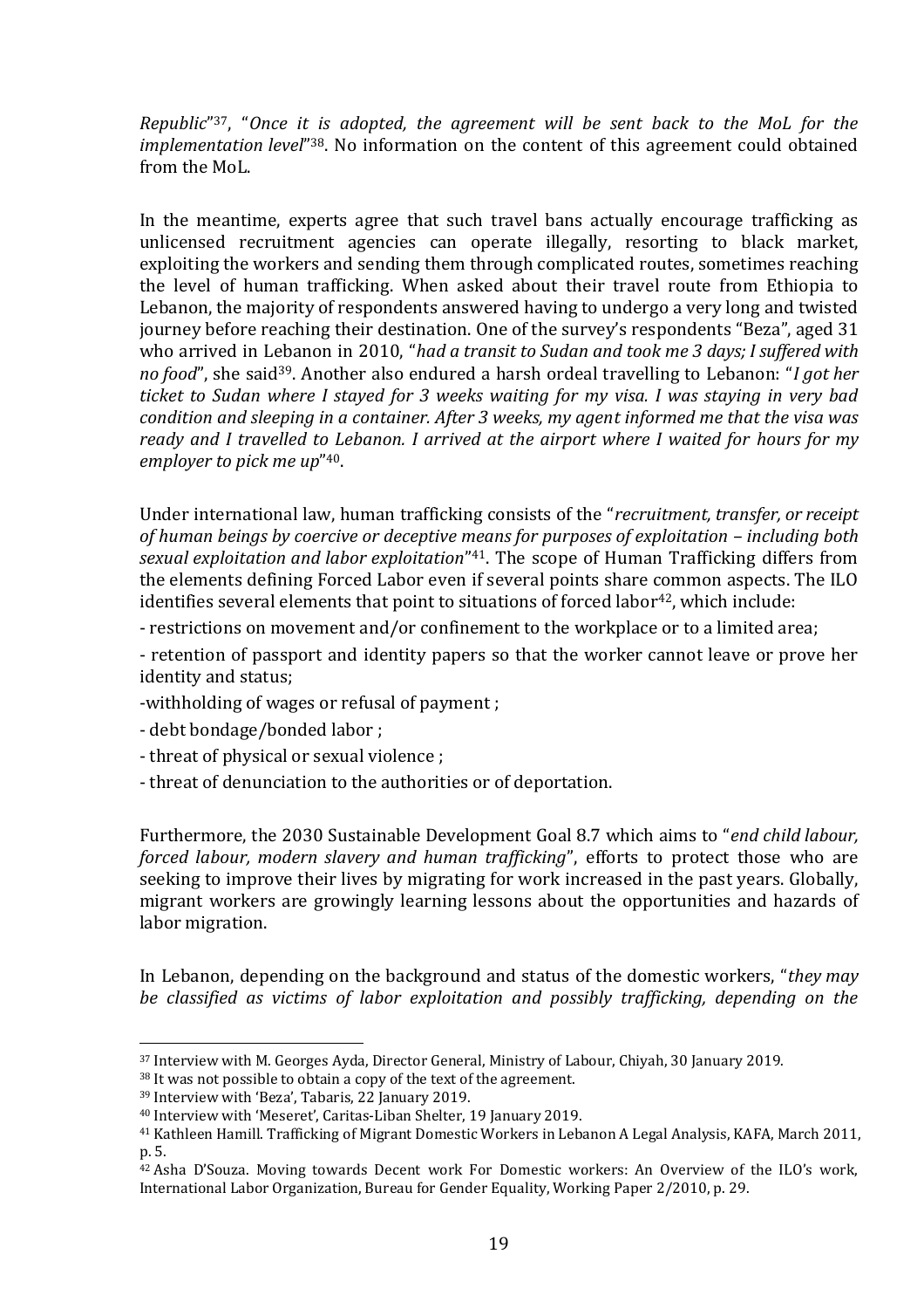*Republic*"[37], "*Once it is adopted, the agreement will be sent back to the MoL for the implementation level*"[38]. No information on the content of this agreement could obtained from the MoL.

In the meantime, experts agree that such travel bans actually encourage trafficking as unlicensed recruitment agencies can operate illegally, resorting to black market, exploiting the workers and sending them through complicated routes, sometimes reaching the level of human trafficking. When asked about their travel route from Ethiopia to Lebanon, the majority of respondents answered having to undergo a very long and twisted journey before reaching their destination. One of the survey's respondents "Beza", aged 31 who arrived in Lebanon in 2010, "*had a transit to Sudan and took me 3 days; I suffered with no food*", she said[39]. Another also endured a harsh ordeal travelling to Lebanon: "*I got her ticket to Sudan where I stayed for 3 weeks waiting for my visa. I was staying in very bad condition and sleeping in a container. After 3 weeks, my agent informed me that the visa was ready and I travelled to Lebanon. I arrived at the airport where I waited for hours for my employer to pick me up*"[40].

Under international law, human trafficking consists of the "*recruitment, transfer, or receipt of human beings by coercive or deceptive means for purposes of exploitation – including both sexual exploitation and labor exploitation*"[41]. The scope of Human Trafficking differs from the elements defining Forced Labor even if several points share common aspects. The ILO identifies several elements that point to situations of forced labor[42], which include:

- restrictions on movement and/or confinement to the workplace or to a limited area;
- retention of passport and identity papers so that the worker cannot leave or prove her identity and status;
- withholding of wages or refusal of payment ;
- debt bondage/bonded labor ;
- threat of physical or sexual violence ;
- threat of denunciation to the authorities or of deportation.

Furthermore, the 2030 Sustainable Development Goal 8.7 which aims to "*end child labour, forced labour, modern slavery and human trafficking*", efforts to protect those who are seeking to improve their lives by migrating for work increased in the past years. Globally, migrant workers are growingly learning lessons about the opportunities and hazards of labor migration.

In Lebanon, depending on the background and status of the domestic workers, "*they may be classified as victims of labor exploitation and possibly trafficking, depending on the*

---

[37] Interview with M. Georges Ayda, Director General, Ministry of Labour, Chiyah, 30 January 2019.

[38] It was not possible to obtain a copy of the text of the agreement.

[39] Interview with 'Beza', Tabaris, 22 January 2019.

[40] Interview with 'Meseret', Caritas-Liban Shelter, 19 January 2019.

[41] Kathleen Hamill. Trafficking of Migrant Domestic Workers in Lebanon A Legal Analysis, KAFA, March 2011, p. 5.

[42] Asha D'Souza. Moving towards Decent work For Domestic workers: An Overview of the ILO's work, International Labor Organization, Bureau for Gender Equality, Working Paper 2/2010, p. 29.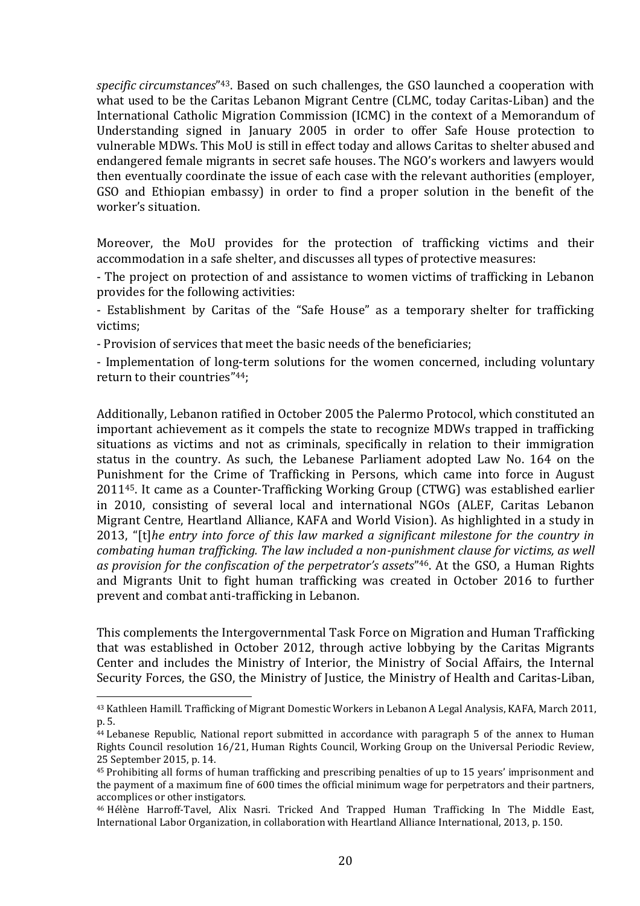*specific circumstances*"[43]. Based on such challenges, the GSO launched a cooperation with what used to be the Caritas Lebanon Migrant Centre (CLMC, today Caritas-Liban) and the International Catholic Migration Commission (ICMC) in the context of a Memorandum of Understanding signed in January 2005 in order to offer Safe House protection to vulnerable MDWs. This MoU is still in effect today and allows Caritas to shelter abused and endangered female migrants in secret safe houses. The NGO's workers and lawyers would then eventually coordinate the issue of each case with the relevant authorities (employer, GSO and Ethiopian embassy) in order to find a proper solution in the benefit of the worker's situation.

Moreover, the MoU provides for the protection of trafficking victims and their accommodation in a safe shelter, and discusses all types of protective measures:

- The project on protection of and assistance to women victims of trafficking in Lebanon provides for the following activities:

- Establishment by Caritas of the "Safe House" as a temporary shelter for trafficking victims;

- Provision of services that meet the basic needs of the beneficiaries;

- Implementation of long-term solutions for the women concerned, including voluntary return to their countries"[44];

Additionally, Lebanon ratified in October 2005 the Palermo Protocol, which constituted an important achievement as it compels the state to recognize MDWs trapped in trafficking situations as victims and not as criminals, specifically in relation to their immigration status in the country. As such, the Lebanese Parliament adopted Law No. 164 on the Punishment for the Crime of Trafficking in Persons, which came into force in August 2011[45]. It came as a Counter-Trafficking Working Group (CTWG) was established earlier in 2010, consisting of several local and international NGOs (ALEF, Caritas Lebanon Migrant Centre, Heartland Alliance, KAFA and World Vision). As highlighted in a study in 2013, "[t]*he entry into force of this law marked a significant milestone for the country in combating human trafficking. The law included a non-punishment clause for victims, as well as provision for the confiscation of the perpetrator's assets*"[46]. At the GSO, a Human Rights and Migrants Unit to fight human trafficking was created in October 2016 to further prevent and combat anti-trafficking in Lebanon.

This complements the Intergovernmental Task Force on Migration and Human Trafficking that was established in October 2012, through active lobbying by the Caritas Migrants Center and includes the Ministry of Interior, the Ministry of Social Affairs, the Internal Security Forces, the GSO, the Ministry of Justice, the Ministry of Health and Caritas-Liban,

---

[43] Kathleen Hamill. Trafficking of Migrant Domestic Workers in Lebanon A Legal Analysis, KAFA, March 2011, p. 5.

[44] Lebanese Republic, National report submitted in accordance with paragraph 5 of the annex to Human Rights Council resolution 16/21, Human Rights Council, Working Group on the Universal Periodic Review, 25 September 2015, p. 14.

[45] Prohibiting all forms of human trafficking and prescribing penalties of up to 15 years' imprisonment and the payment of a maximum fine of 600 times the official minimum wage for perpetrators and their partners, accomplices or other instigators.

[46] Hélène Harroff-Tavel, Alix Nasri. Tricked And Trapped Human Trafficking In The Middle East, International Labor Organization, in collaboration with Heartland Alliance International, 2013, p. 150.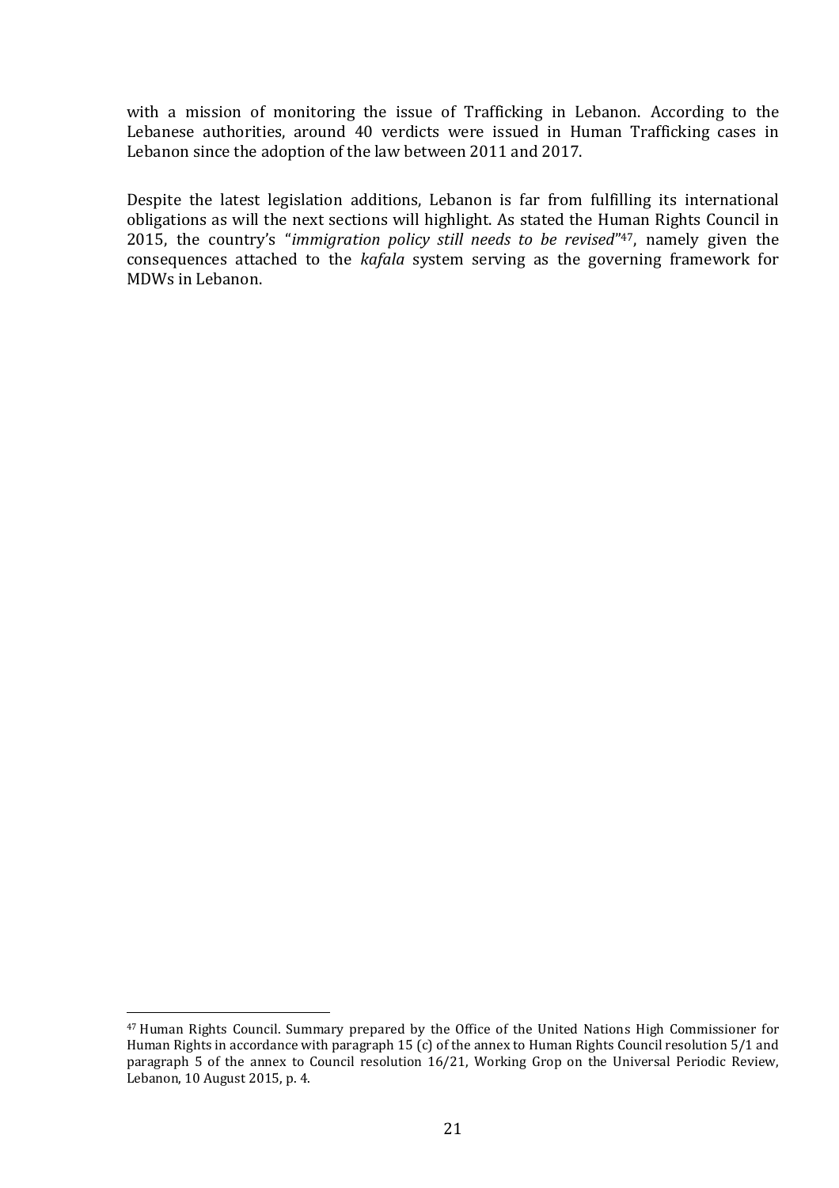with a mission of monitoring the issue of Trafficking in Lebanon. According to the Lebanese authorities, around 40 verdicts were issued in Human Trafficking cases in Lebanon since the adoption of the law between 2011 and 2017.

Despite the latest legislation additions, Lebanon is far from fulfilling its international obligations as will the next sections will highlight. As stated the Human Rights Council in 2015, the country's "*immigration policy still needs to be revised*"[47], namely given the consequences attached to the *kafala* system serving as the governing framework for MDWs in Lebanon.

---

[47] Human Rights Council. Summary prepared by the Office of the United Nations High Commissioner for Human Rights in accordance with paragraph 15 (c) of the annex to Human Rights Council resolution 5/1 and paragraph 5 of the annex to Council resolution 16/21, Working Grop on the Universal Periodic Review, Lebanon, 10 August 2015, p. 4.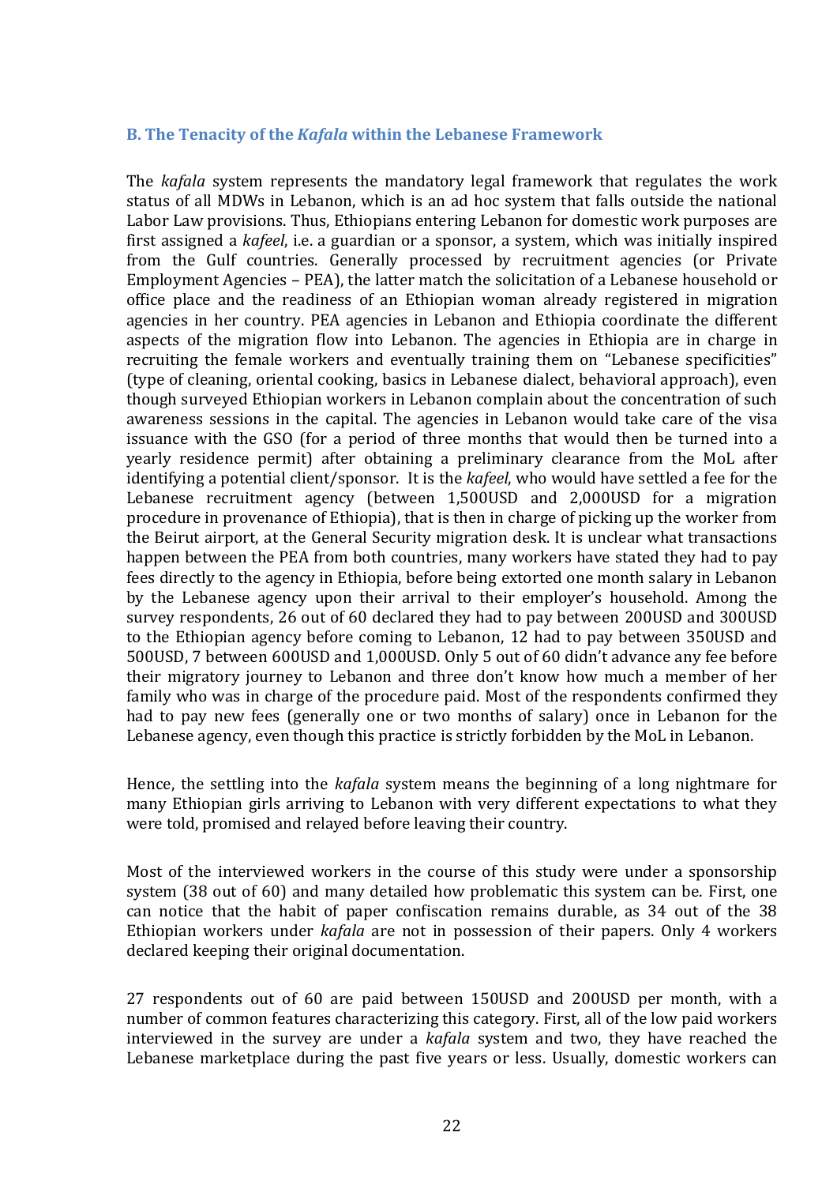### B. The Tenacity of the *Kafala* within the Lebanese Framework

The *kafala* system represents the mandatory legal framework that regulates the work status of all MDWs in Lebanon, which is an ad hoc system that falls outside the national Labor Law provisions. Thus, Ethiopians entering Lebanon for domestic work purposes are first assigned a *kafeel*, i.e. a guardian or a sponsor, a system, which was initially inspired from the Gulf countries. Generally processed by recruitment agencies (or Private Employment Agencies – PEA), the latter match the solicitation of a Lebanese household or office place and the readiness of an Ethiopian woman already registered in migration agencies in her country. PEA agencies in Lebanon and Ethiopia coordinate the different aspects of the migration flow into Lebanon. The agencies in Ethiopia are in charge in recruiting the female workers and eventually training them on "Lebanese specificities" (type of cleaning, oriental cooking, basics in Lebanese dialect, behavioral approach), even though surveyed Ethiopian workers in Lebanon complain about the concentration of such awareness sessions in the capital. The agencies in Lebanon would take care of the visa issuance with the GSO (for a period of three months that would then be turned into a yearly residence permit) after obtaining a preliminary clearance from the MoL after identifying a potential client/sponsor. It is the *kafeel*, who would have settled a fee for the Lebanese recruitment agency (between 1,500USD and 2,000USD for a migration procedure in provenance of Ethiopia), that is then in charge of picking up the worker from the Beirut airport, at the General Security migration desk. It is unclear what transactions happen between the PEA from both countries, many workers have stated they had to pay fees directly to the agency in Ethiopia, before being extorted one month salary in Lebanon by the Lebanese agency upon their arrival to their employer's household. Among the survey respondents, 26 out of 60 declared they had to pay between 200USD and 300USD to the Ethiopian agency before coming to Lebanon, 12 had to pay between 350USD and 500USD, 7 between 600USD and 1,000USD. Only 5 out of 60 didn't advance any fee before their migratory journey to Lebanon and three don't know how much a member of her family who was in charge of the procedure paid. Most of the respondents confirmed they had to pay new fees (generally one or two months of salary) once in Lebanon for the Lebanese agency, even though this practice is strictly forbidden by the MoL in Lebanon.

Hence, the settling into the *kafala* system means the beginning of a long nightmare for many Ethiopian girls arriving to Lebanon with very different expectations to what they were told, promised and relayed before leaving their country.

Most of the interviewed workers in the course of this study were under a sponsorship system (38 out of 60) and many detailed how problematic this system can be. First, one can notice that the habit of paper confiscation remains durable, as 34 out of the 38 Ethiopian workers under *kafala* are not in possession of their papers. Only 4 workers declared keeping their original documentation.

27 respondents out of 60 are paid between 150USD and 200USD per month, with a number of common features characterizing this category. First, all of the low paid workers interviewed in the survey are under a *kafala* system and two, they have reached the Lebanese marketplace during the past five years or less. Usually, domestic workers can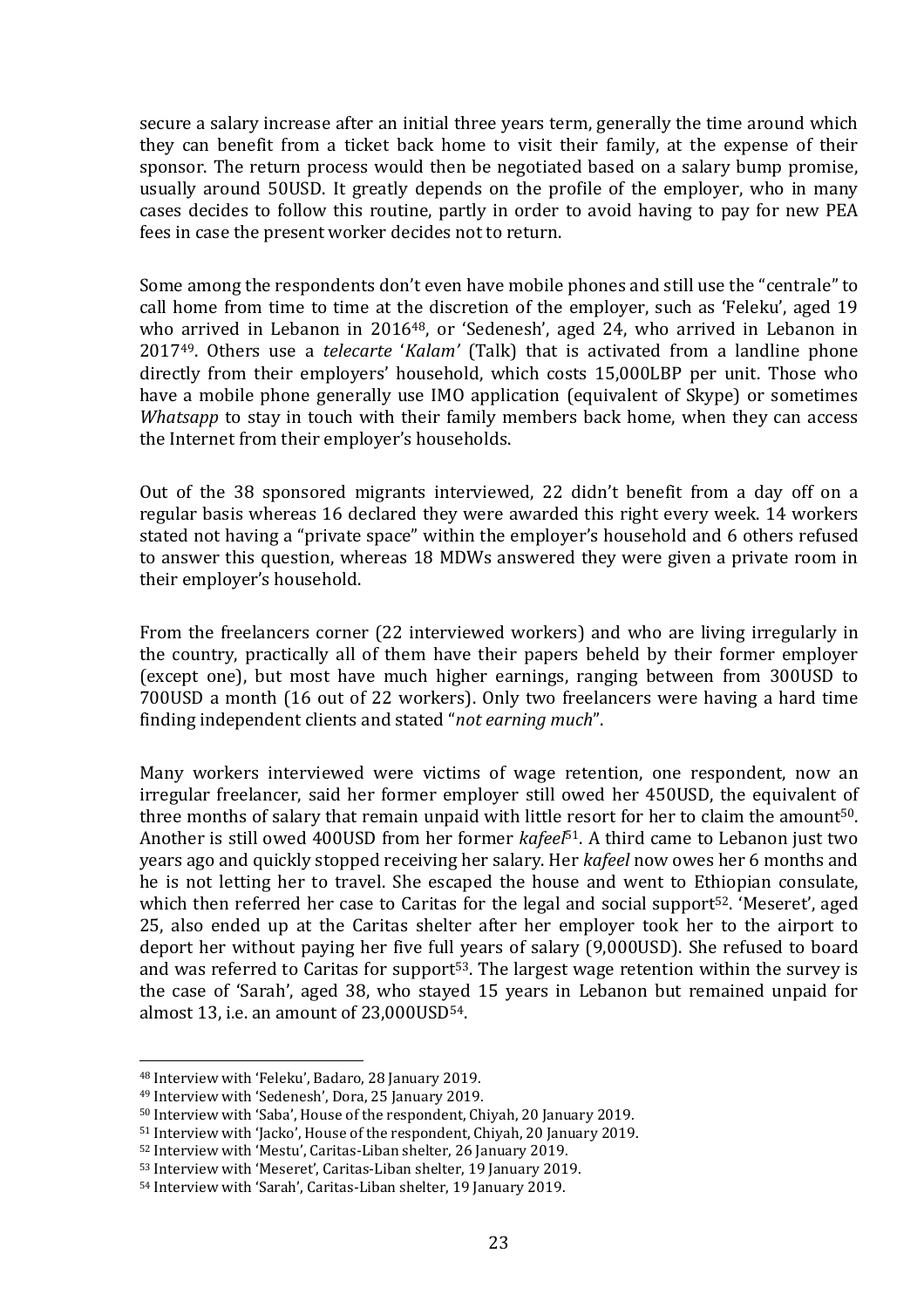secure a salary increase after an initial three years term, generally the time around which they can benefit from a ticket back home to visit their family, at the expense of their sponsor. The return process would then be negotiated based on a salary bump promise, usually around 50USD. It greatly depends on the profile of the employer, who in many cases decides to follow this routine, partly in order to avoid having to pay for new PEA fees in case the present worker decides not to return.

Some among the respondents don't even have mobile phones and still use the "centrale" to call home from time to time at the discretion of the employer, such as 'Feleku', aged 19 who arrived in Lebanon in 2016[48], or 'Sedenesh', aged 24, who arrived in Lebanon in 2017[49]. Others use a *telecarte* '*Kalam'* (Talk) that is activated from a landline phone directly from their employers' household, which costs 15,000LBP per unit. Those who have a mobile phone generally use IMO application (equivalent of Skype) or sometimes *Whatsapp* to stay in touch with their family members back home, when they can access the Internet from their employer's households.

Out of the 38 sponsored migrants interviewed, 22 didn't benefit from a day off on a regular basis whereas 16 declared they were awarded this right every week. 14 workers stated not having a "private space" within the employer's household and 6 others refused to answer this question, whereas 18 MDWs answered they were given a private room in their employer's household.

From the freelancers corner (22 interviewed workers) and who are living irregularly in the country, practically all of them have their papers beheld by their former employer (except one), but most have much higher earnings, ranging between from 300USD to 700USD a month (16 out of 22 workers). Only two freelancers were having a hard time finding independent clients and stated "*not earning much*".

Many workers interviewed were victims of wage retention, one respondent, now an irregular freelancer, said her former employer still owed her 450USD, the equivalent of three months of salary that remain unpaid with little resort for her to claim the amount[50]. Another is still owed 400USD from her former *kafeel*[51]. A third came to Lebanon just two years ago and quickly stopped receiving her salary. Her *kafeel* now owes her 6 months and he is not letting her to travel. She escaped the house and went to Ethiopian consulate, which then referred her case to Caritas for the legal and social support[52]. 'Meseret', aged 25, also ended up at the Caritas shelter after her employer took her to the airport to deport her without paying her five full years of salary (9,000USD). She refused to board and was referred to Caritas for support[53]. The largest wage retention within the survey is the case of 'Sarah', aged 38, who stayed 15 years in Lebanon but remained unpaid for almost 13, i.e. an amount of 23,000USD[54].

---

[48] Interview with 'Feleku', Badaro, 28 January 2019.
[49] Interview with 'Sedenesh', Dora, 25 January 2019.
[50] Interview with 'Saba', House of the respondent, Chiyah, 20 January 2019.
[51] Interview with 'Jacko', House of the respondent, Chiyah, 20 January 2019.
[52] Interview with 'Mestu', Caritas-Liban shelter, 26 January 2019.
[53] Interview with 'Meseret', Caritas-Liban shelter, 19 January 2019.
[54] Interview with 'Sarah', Caritas-Liban shelter, 19 January 2019.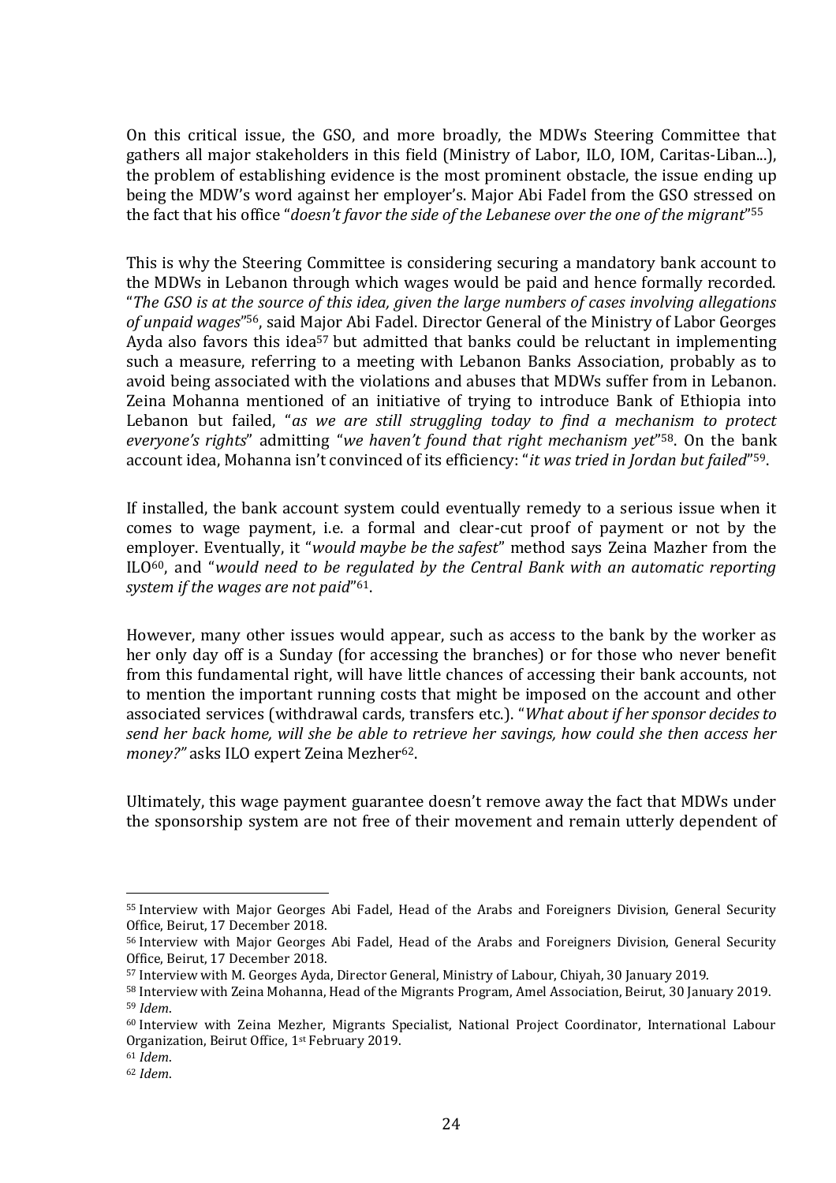On this critical issue, the GSO, and more broadly, the MDWs Steering Committee that gathers all major stakeholders in this field (Ministry of Labor, ILO, IOM, Caritas-Liban...), the problem of establishing evidence is the most prominent obstacle, the issue ending up being the MDW's word against her employer's. Major Abi Fadel from the GSO stressed on the fact that his office "*doesn't favor the side of the Lebanese over the one of the migrant*"[55]

This is why the Steering Committee is considering securing a mandatory bank account to the MDWs in Lebanon through which wages would be paid and hence formally recorded. "*The GSO is at the source of this idea, given the large numbers of cases involving allegations of unpaid wages*"[56], said Major Abi Fadel. Director General of the Ministry of Labor Georges Ayda also favors this idea[57] but admitted that banks could be reluctant in implementing such a measure, referring to a meeting with Lebanon Banks Association, probably as to avoid being associated with the violations and abuses that MDWs suffer from in Lebanon. Zeina Mohanna mentioned of an initiative of trying to introduce Bank of Ethiopia into Lebanon but failed, "*as we are still struggling today to find a mechanism to protect everyone's rights*" admitting "*we haven't found that right mechanism yet*"[58]. On the bank account idea, Mohanna isn't convinced of its efficiency: "*it was tried in Jordan but failed*"[59].

If installed, the bank account system could eventually remedy to a serious issue when it comes to wage payment, i.e. a formal and clear-cut proof of payment or not by the employer. Eventually, it "*would maybe be the safest*" method says Zeina Mazher from the ILO[60], and "*would need to be regulated by the Central Bank with an automatic reporting system if the wages are not paid*"[61].

However, many other issues would appear, such as access to the bank by the worker as her only day off is a Sunday (for accessing the branches) or for those who never benefit from this fundamental right, will have little chances of accessing their bank accounts, not to mention the important running costs that might be imposed on the account and other associated services (withdrawal cards, transfers etc.). "*What about if her sponsor decides to send her back home, will she be able to retrieve her savings, how could she then access her money?"* asks ILO expert Zeina Mezher[62].

Ultimately, this wage payment guarantee doesn't remove away the fact that MDWs under the sponsorship system are not free of their movement and remain utterly dependent of

---

[55] Interview with Major Georges Abi Fadel, Head of the Arabs and Foreigners Division, General Security Office, Beirut, 17 December 2018.

[56] Interview with Major Georges Abi Fadel, Head of the Arabs and Foreigners Division, General Security Office, Beirut, 17 December 2018.

[57] Interview with M. Georges Ayda, Director General, Ministry of Labour, Chiyah, 30 January 2019.

[58] Interview with Zeina Mohanna, Head of the Migrants Program, Amel Association, Beirut, 30 January 2019.

[59] *Idem*.

[60] Interview with Zeina Mezher, Migrants Specialist, National Project Coordinator, International Labour Organization, Beirut Office, 1st February 2019.

[61] *Idem*.

[62] *Idem*.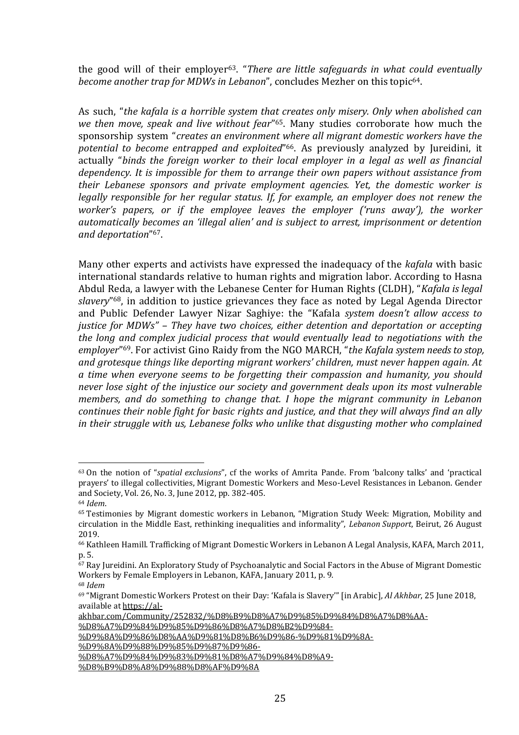the good will of their employer[63]. "*There are little safeguards in what could eventually become another trap for MDWs in Lebanon*", concludes Mezher on this topic[64].

As such, "*the kafala is a horrible system that creates only misery. Only when abolished can we then move, speak and live without fear*"[65]. Many studies corroborate how much the sponsorship system "*creates an environment where all migrant domestic workers have the potential to become entrapped and exploited*"[66]. As previously analyzed by Jureidini, it actually "*binds the foreign worker to their local employer in a legal as well as financial dependency. It is impossible for them to arrange their own papers without assistance from their Lebanese sponsors and private employment agencies. Yet, the domestic worker is legally responsible for her regular status. If, for example, an employer does not renew the worker's papers, or if the employee leaves the employer ('runs away'), the worker automatically becomes an 'illegal alien' and is subject to arrest, imprisonment or detention and deportation*"[67].

Many other experts and activists have expressed the inadequacy of the *kafala* with basic international standards relative to human rights and migration labor. According to Hasna Abdul Reda, a lawyer with the Lebanese Center for Human Rights (CLDH), "*Kafala is legal slavery*"[68], in addition to justice grievances they face as noted by Legal Agenda Director and Public Defender Lawyer Nizar Saghiye: the "Kafala *system doesn't allow access to justice for MDWs" – They have two choices, either detention and deportation or accepting the long and complex judicial process that would eventually lead to negotiations with the employer*"[69]. For activist Gino Raidy from the NGO MARCH, "*the Kafala system needs to stop, and grotesque things like deporting migrant workers' children, must never happen again. At a time when everyone seems to be forgetting their compassion and humanity, you should never lose sight of the injustice our society and government deals upon its most vulnerable members, and do something to change that. I hope the migrant community in Lebanon continues their noble fight for basic rights and justice, and that they will always find an ally in their struggle with us, Lebanese folks who unlike that disgusting mother who complained*

---

[63] On the notion of "*spatial exclusions*", cf the works of Amrita Pande. From 'balcony talks' and 'practical prayers' to illegal collectivities, Migrant Domestic Workers and Meso-Level Resistances in Lebanon. Gender and Society, Vol. 26, No. 3, June 2012, pp. 382-405.

[64] *Idem*.

[65] Testimonies by Migrant domestic workers in Lebanon, "Migration Study Week: Migration, Mobility and circulation in the Middle East, rethinking inequalities and informality", *Lebanon Support*, Beirut, 26 August 2019.

[66] Kathleen Hamill. Trafficking of Migrant Domestic Workers in Lebanon A Legal Analysis, KAFA, March 2011, p. 5.

[67] Ray Jureidini. An Exploratory Study of Psychoanalytic and Social Factors in the Abuse of Migrant Domestic Workers by Female Employers in Lebanon, KAFA, January 2011, p. 9.

[68] *Idem*

[69] "Migrant Domestic Workers Protest on their Day: 'Kafala is Slavery'" [in Arabic], *Al Akhbar*, 25 June 2018, available at https://al-akhbar.com/Community/252832/%D8%B9%D8%A7%D9%85%D9%84%D8%A7%D8%AA-%D8%A7%D9%84%D9%85%D9%86%D8%A7%D8%B2%D9%84-%D9%8A%D9%86%D8%AA%D9%81%D8%B6%D9%86-%D9%81%D9%8A-%D9%8A%D9%88%D9%85%D9%87%D9%86-%D8%A7%D9%84%D9%83%D9%81%D8%A7%D9%84%D8%A9-%D8%B9%D8%A8%D9%88%D8%AF%D9%8A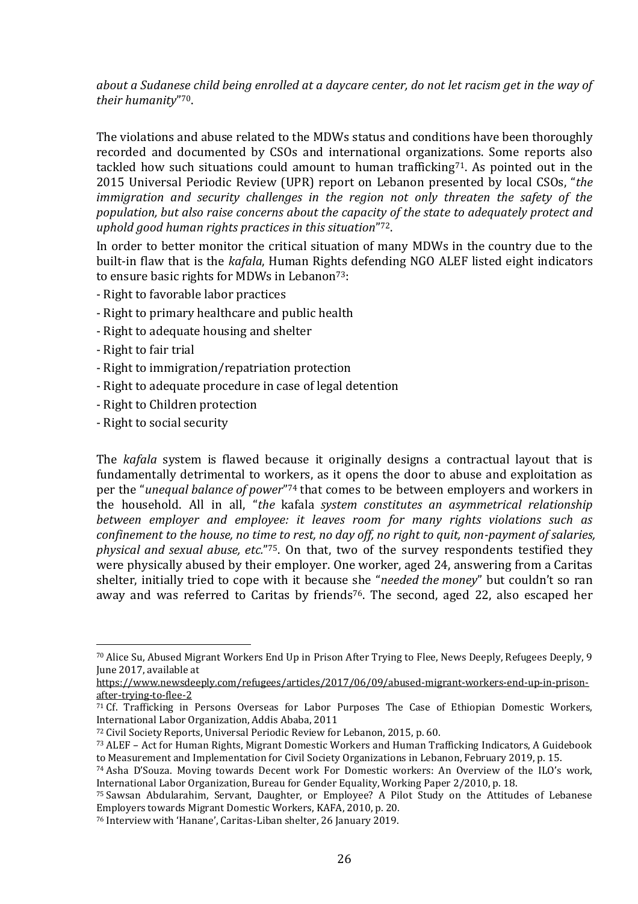*about a Sudanese child being enrolled at a daycare center, do not let racism get in the way of their humanity*"[70].

The violations and abuse related to the MDWs status and conditions have been thoroughly recorded and documented by CSOs and international organizations. Some reports also tackled how such situations could amount to human trafficking[71]. As pointed out in the 2015 Universal Periodic Review (UPR) report on Lebanon presented by local CSOs, "*the immigration and security challenges in the region not only threaten the safety of the population, but also raise concerns about the capacity of the state to adequately protect and uphold good human rights practices in this situation*"[72].

In order to better monitor the critical situation of many MDWs in the country due to the built-in flaw that is the *kafala*, Human Rights defending NGO ALEF listed eight indicators to ensure basic rights for MDWs in Lebanon[73]:

- Right to favorable labor practices
- Right to primary healthcare and public health
- Right to adequate housing and shelter
- Right to fair trial
- Right to immigration/repatriation protection
- Right to adequate procedure in case of legal detention
- Right to Children protection
- Right to social security

The *kafala* system is flawed because it originally designs a contractual layout that is fundamentally detrimental to workers, as it opens the door to abuse and exploitation as per the "*unequal balance of power*"[74] that comes to be between employers and workers in the household. All in all, "*the* kafala *system constitutes an asymmetrical relationship between employer and employee: it leaves room for many rights violations such as confinement to the house, no time to rest, no day off, no right to quit, non-payment of salaries, physical and sexual abuse, etc.*"[75]. On that, two of the survey respondents testified they were physically abused by their employer. One worker, aged 24, answering from a Caritas shelter, initially tried to cope with it because she "*needed the money*" but couldn't so ran away and was referred to Caritas by friends[76]. The second, aged 22, also escaped her

---

[70] Alice Su, Abused Migrant Workers End Up in Prison After Trying to Flee, News Deeply, Refugees Deeply, 9 June 2017, available at https://www.newsdeeply.com/refugees/articles/2017/06/09/abused-migrant-workers-end-up-in-prison-after-trying-to-flee-2

[71] Cf. Trafficking in Persons Overseas for Labor Purposes The Case of Ethiopian Domestic Workers, International Labor Organization, Addis Ababa, 2011

[72] Civil Society Reports, Universal Periodic Review for Lebanon, 2015, p. 60.

[73] ALEF – Act for Human Rights, Migrant Domestic Workers and Human Trafficking Indicators, A Guidebook to Measurement and Implementation for Civil Society Organizations in Lebanon, February 2019, p. 15.

[74] Asha D'Souza. Moving towards Decent work For Domestic workers: An Overview of the ILO's work, International Labor Organization, Bureau for Gender Equality, Working Paper 2/2010, p. 18.

[75] Sawsan Abdularahim, Servant, Daughter, or Employee? A Pilot Study on the Attitudes of Lebanese Employers towards Migrant Domestic Workers, KAFA, 2010, p. 20.

[76] Interview with 'Hanane', Caritas-Liban shelter, 26 January 2019.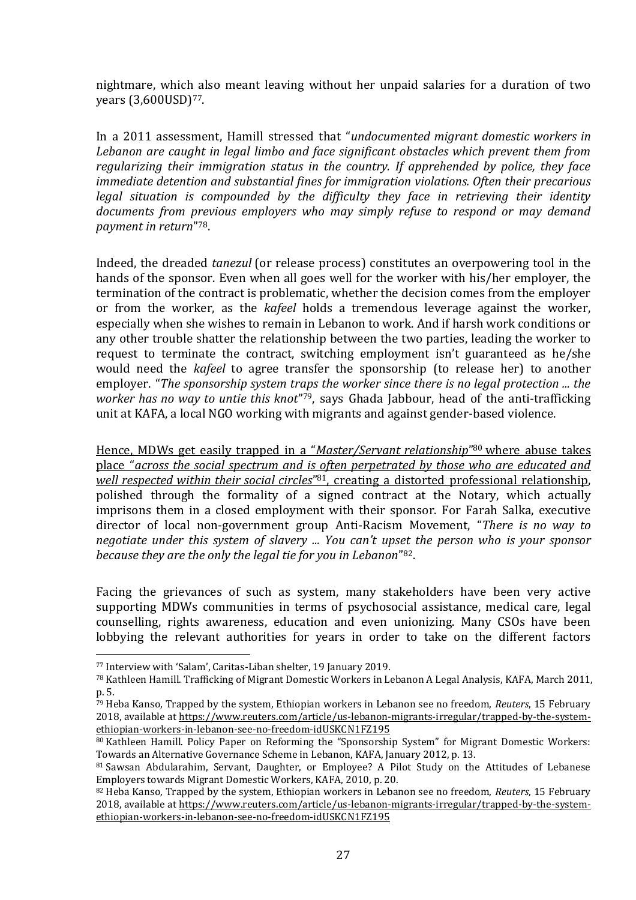nightmare, which also meant leaving without her unpaid salaries for a duration of two years (3,600USD)[77].

In a 2011 assessment, Hamill stressed that "*undocumented migrant domestic workers in Lebanon are caught in legal limbo and face significant obstacles which prevent them from regularizing their immigration status in the country. If apprehended by police, they face immediate detention and substantial fines for immigration violations. Often their precarious legal situation is compounded by the difficulty they face in retrieving their identity documents from previous employers who may simply refuse to respond or may demand payment in return*"[78].

Indeed, the dreaded *tanezul* (or release process) constitutes an overpowering tool in the hands of the sponsor. Even when all goes well for the worker with his/her employer, the termination of the contract is problematic, whether the decision comes from the employer or from the worker, as the *kafeel* holds a tremendous leverage against the worker, especially when she wishes to remain in Lebanon to work. And if harsh work conditions or any other trouble shatter the relationship between the two parties, leading the worker to request to terminate the contract, switching employment isn't guaranteed as he/she would need the *kafeel* to agree transfer the sponsorship (to release her) to another employer. "*The sponsorship system traps the worker since there is no legal protection ... the worker has no way to untie this knot*"[79], says Ghada Jabbour, head of the anti-trafficking unit at KAFA, a local NGO working with migrants and against gender-based violence.

<u>Hence, MDWs get easily trapped in a "*Master/Servant relationship*"[80] where abuse takes place "*across the social spectrum and is often perpetrated by those who are educated and well respected within their social circles*"[81], creating a distorted professional relationship</u>, polished through the formality of a signed contract at the Notary, which actually imprisons them in a closed employment with their sponsor. For Farah Salka, executive director of local non-government group Anti-Racism Movement, "*There is no way to negotiate under this system of slavery ... You can't upset the person who is your sponsor because they are the only the legal tie for you in Lebanon*"[82].

Facing the grievances of such as system, many stakeholders have been very active supporting MDWs communities in terms of psychosocial assistance, medical care, legal counselling, rights awareness, education and even unionizing. Many CSOs have been lobbying the relevant authorities for years in order to take on the different factors

---

[77] Interview with 'Salam', Caritas-Liban shelter, 19 January 2019.

[78] Kathleen Hamill. Trafficking of Migrant Domestic Workers in Lebanon A Legal Analysis, KAFA, March 2011, p. 5.

[79] Heba Kanso, Trapped by the system, Ethiopian workers in Lebanon see no freedom, *Reuters*, 15 February 2018, available at https://www.reuters.com/article/us-lebanon-migrants-irregular/trapped-by-the-system-ethiopian-workers-in-lebanon-see-no-freedom-idUSKCN1FZ195

[80] Kathleen Hamill. Policy Paper on Reforming the "Sponsorship System" for Migrant Domestic Workers: Towards an Alternative Governance Scheme in Lebanon, KAFA, January 2012, p. 13.

[81] Sawsan Abdularahim, Servant, Daughter, or Employee? A Pilot Study on the Attitudes of Lebanese Employers towards Migrant Domestic Workers, KAFA, 2010, p. 20.

[82] Heba Kanso, Trapped by the system, Ethiopian workers in Lebanon see no freedom, *Reuters*, 15 February 2018, available at https://www.reuters.com/article/us-lebanon-migrants-irregular/trapped-by-the-system-ethiopian-workers-in-lebanon-see-no-freedom-idUSKCN1FZ195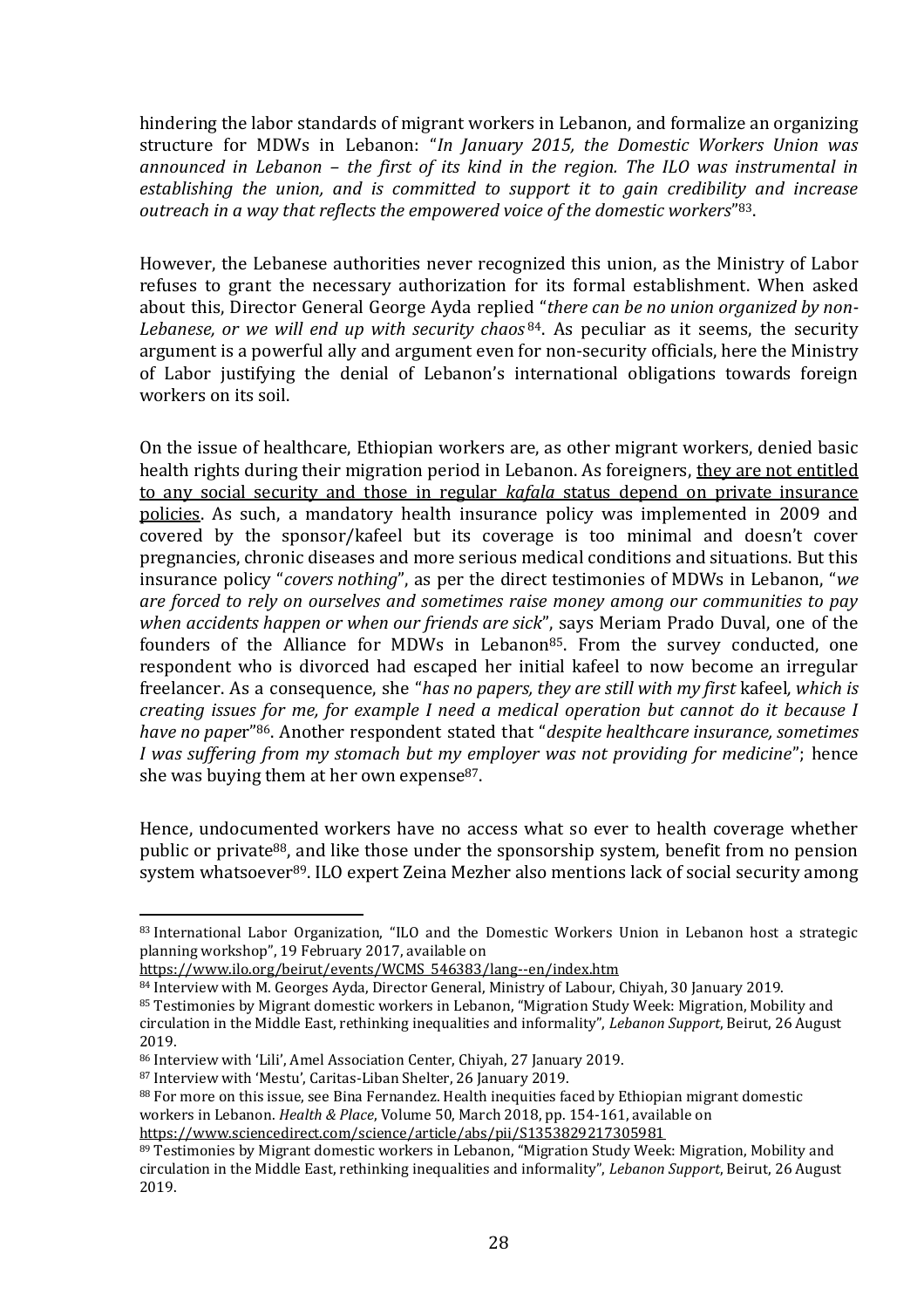hindering the labor standards of migrant workers in Lebanon, and formalize an organizing structure for MDWs in Lebanon: "*In January 2015, the Domestic Workers Union was announced in Lebanon – the first of its kind in the region. The ILO was instrumental in establishing the union, and is committed to support it to gain credibility and increase outreach in a way that reflects the empowered voice of the domestic workers*"[83].

However, the Lebanese authorities never recognized this union, as the Ministry of Labor refuses to grant the necessary authorization for its formal establishment. When asked about this, Director General George Ayda replied "*there can be no union organized by non-Lebanese, or we will end up with security chaos*[84]. As peculiar as it seems, the security argument is a powerful ally and argument even for non-security officials, here the Ministry of Labor justifying the denial of Lebanon's international obligations towards foreign workers on its soil.

On the issue of healthcare, Ethiopian workers are, as other migrant workers, denied basic health rights during their migration period in Lebanon. As foreigners, <u>they are not entitled to any social security and those in regular *kafala* status depend on private insurance policies</u>. As such, a mandatory health insurance policy was implemented in 2009 and covered by the sponsor/kafeel but its coverage is too minimal and doesn't cover pregnancies, chronic diseases and more serious medical conditions and situations. But this insurance policy "*covers nothing*", as per the direct testimonies of MDWs in Lebanon, "*we are forced to rely on ourselves and sometimes raise money among our communities to pay when accidents happen or when our friends are sick*", says Meriam Prado Duval, one of the founders of the Alliance for MDWs in Lebanon[85]. From the survey conducted, one respondent who is divorced had escaped her initial kafeel to now become an irregular freelancer. As a consequence, she "*has no papers, they are still with my first* kafeel*, which is creating issues for me, for example I need a medical operation but cannot do it because I have no paper*"[86]. Another respondent stated that "*despite healthcare insurance, sometimes I was suffering from my stomach but my employer was not providing for medicine*"; hence she was buying them at her own expense[87].

Hence, undocumented workers have no access what so ever to health coverage whether public or private[88], and like those under the sponsorship system, benefit from no pension system whatsoever[89]. ILO expert Zeina Mezher also mentions lack of social security among

---

[83] International Labor Organization, "ILO and the Domestic Workers Union in Lebanon host a strategic planning workshop", 19 February 2017, available on https://www.ilo.org/beirut/events/WCMS_546383/lang--en/index.htm

[84] Interview with M. Georges Ayda, Director General, Ministry of Labour, Chiyah, 30 January 2019.

[85] Testimonies by Migrant domestic workers in Lebanon, "Migration Study Week: Migration, Mobility and circulation in the Middle East, rethinking inequalities and informality", *Lebanon Support*, Beirut, 26 August 2019.

[86] Interview with 'Lili', Amel Association Center, Chiyah, 27 January 2019.

[87] Interview with 'Mestu', Caritas-Liban Shelter, 26 January 2019.

[88] For more on this issue, see Bina Fernandez. Health inequities faced by Ethiopian migrant domestic workers in Lebanon. *Health & Place*, Volume 50, March 2018, pp. 154-161, available on https://www.sciencedirect.com/science/article/abs/pii/S1353829217305981

[89] Testimonies by Migrant domestic workers in Lebanon, "Migration Study Week: Migration, Mobility and circulation in the Middle East, rethinking inequalities and informality", *Lebanon Support*, Beirut, 26 August 2019.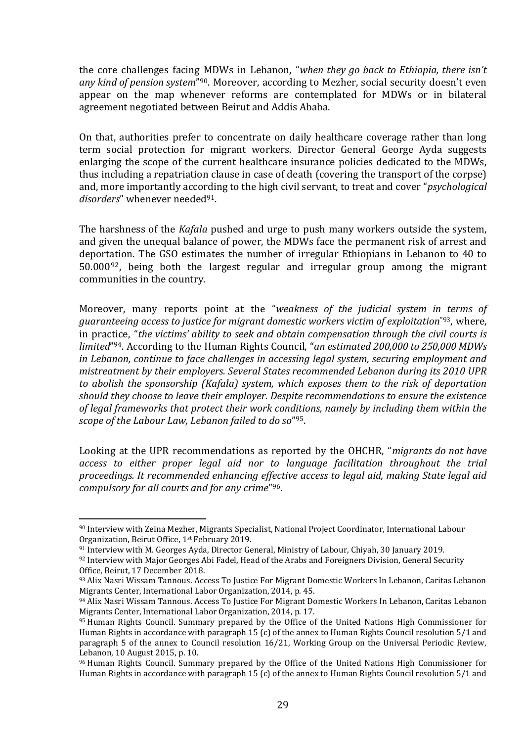the core challenges facing MDWs in Lebanon, "*when they go back to Ethiopia, there isn't any kind of pension system*"[90]. Moreover, according to Mezher, social security doesn't even appear on the map whenever reforms are contemplated for MDWs or in bilateral agreement negotiated between Beirut and Addis Ababa.

On that, authorities prefer to concentrate on daily healthcare coverage rather than long term social protection for migrant workers. Director General George Ayda suggests enlarging the scope of the current healthcare insurance policies dedicated to the MDWs, thus including a repatriation clause in case of death (covering the transport of the corpse) and, more importantly according to the high civil servant, to treat and cover "*psychological disorders*" whenever needed[91].

The harshness of the *Kafala* pushed and urge to push many workers outside the system, and given the unequal balance of power, the MDWs face the permanent risk of arrest and deportation. The GSO estimates the number of irregular Ethiopians in Lebanon to 40 to 50.000[92], being both the largest regular and irregular group among the migrant communities in the country.

Moreover, many reports point at the "*weakness of the judicial system in terms of guaranteeing access to justice for migrant domestic workers victim of exploitation*"[93], where, in practice, "*the victims' ability to seek and obtain compensation through the civil courts is limited*"[94]. According to the Human Rights Council, "*an estimated 200,000 to 250,000 MDWs in Lebanon, continue to face challenges in accessing legal system, securing employment and mistreatment by their employers. Several States recommended Lebanon during its 2010 UPR to abolish the sponsorship (Kafala) system, which exposes them to the risk of deportation should they choose to leave their employer. Despite recommendations to ensure the existence of legal frameworks that protect their work conditions, namely by including them within the scope of the Labour Law, Lebanon failed to do so*"[95].

Looking at the UPR recommendations as reported by the OHCHR, "*migrants do not have access to either proper legal aid nor to language facilitation throughout the trial proceedings. It recommended enhancing effective access to legal aid, making State legal aid compulsory for all courts and for any crime*"[96].

---

[90] Interview with Zeina Mezher, Migrants Specialist, National Project Coordinator, International Labour Organization, Beirut Office, 1st February 2019.

[91] Interview with M. Georges Ayda, Director General, Ministry of Labour, Chiyah, 30 January 2019.

[92] Interview with Major Georges Abi Fadel, Head of the Arabs and Foreigners Division, General Security Office, Beirut, 17 December 2018.

[93] Alix Nasri Wissam Tannous. Access To Justice For Migrant Domestic Workers In Lebanon, Caritas Lebanon Migrants Center, International Labor Organization, 2014, p. 45.

[94] Alix Nasri Wissam Tannous. Access To Justice For Migrant Domestic Workers In Lebanon, Caritas Lebanon Migrants Center, International Labor Organization, 2014, p. 17.

[95] Human Rights Council. Summary prepared by the Office of the United Nations High Commissioner for Human Rights in accordance with paragraph 15 (c) of the annex to Human Rights Council resolution 5/1 and paragraph 5 of the annex to Council resolution 16/21, Working Group on the Universal Periodic Review, Lebanon, 10 August 2015, p. 10.

[96] Human Rights Council. Summary prepared by the Office of the United Nations High Commissioner for Human Rights in accordance with paragraph 15 (c) of the annex to Human Rights Council resolution 5/1 and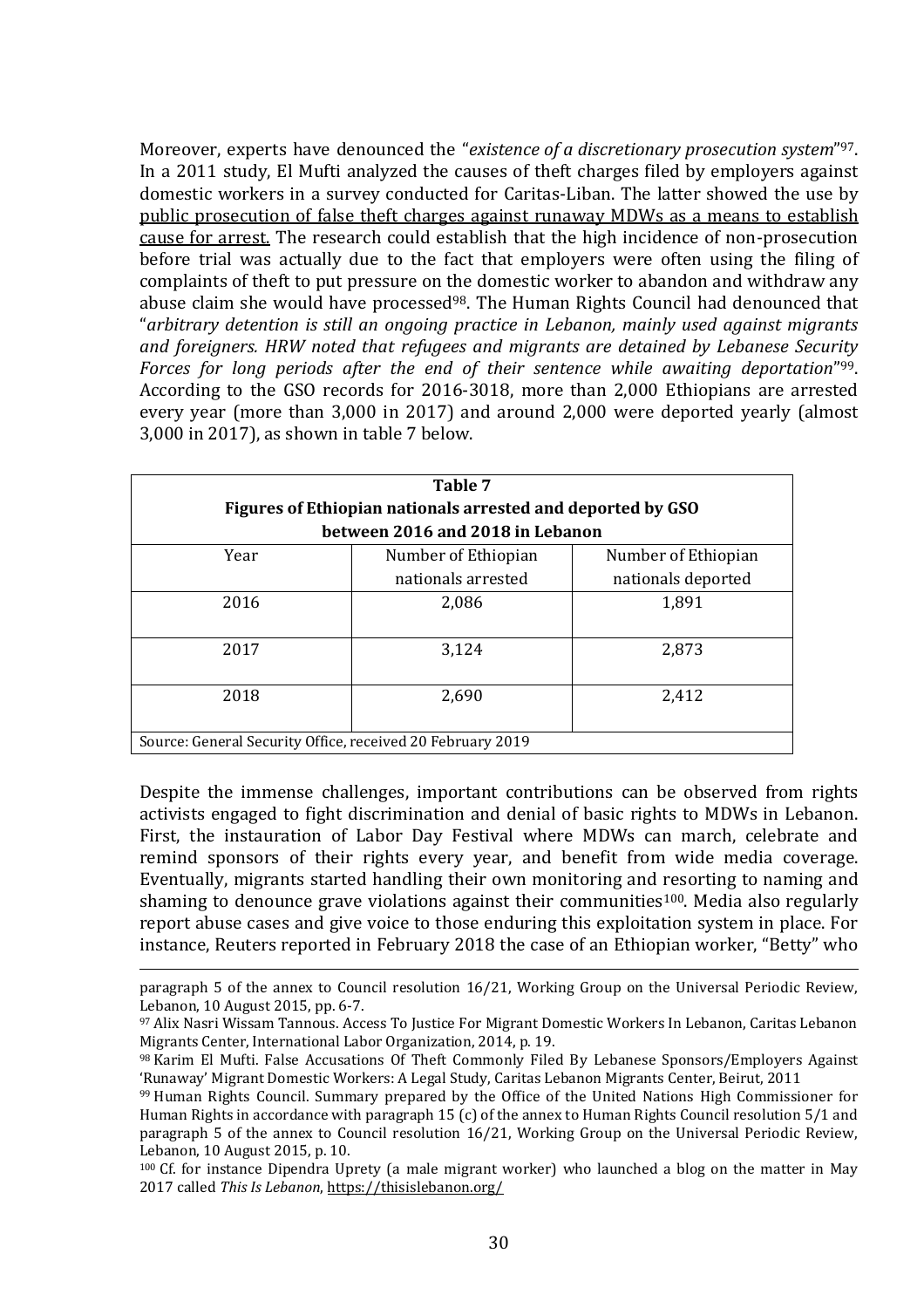Moreover, experts have denounced the "*existence of a discretionary prosecution system*"[97]. In a 2011 study, El Mufti analyzed the causes of theft charges filed by employers against domestic workers in a survey conducted for Caritas-Liban. The latter showed the use by public prosecution of false theft charges against runaway MDWs as a means to establish cause for arrest. The research could establish that the high incidence of non-prosecution before trial was actually due to the fact that employers were often using the filing of complaints of theft to put pressure on the domestic worker to abandon and withdraw any abuse claim she would have processed[98]. The Human Rights Council had denounced that "*arbitrary detention is still an ongoing practice in Lebanon, mainly used against migrants and foreigners. HRW noted that refugees and migrants are detained by Lebanese Security Forces for long periods after the end of their sentence while awaiting deportation*"[99]. According to the GSO records for 2016-3018, more than 2,000 Ethiopians are arrested every year (more than 3,000 in 2017) and around 2,000 were deported yearly (almost 3,000 in 2017), as shown in table 7 below.

**Table 7**
**Figures of Ethiopian nationals arrested and deported by GSO between 2016 and 2018 in Lebanon**

| Year | Number of Ethiopian nationals arrested | Number of Ethiopian nationals deported |
|---|---|---|
| 2016 | 2,086 | 1,891 |
| 2017 | 3,124 | 2,873 |
| 2018 | 2,690 | 2,412 |

Source: General Security Office, received 20 February 2019

Despite the immense challenges, important contributions can be observed from rights activists engaged to fight discrimination and denial of basic rights to MDWs in Lebanon. First, the instauration of Labor Day Festival where MDWs can march, celebrate and remind sponsors of their rights every year, and benefit from wide media coverage. Eventually, migrants started handling their own monitoring and resorting to naming and shaming to denounce grave violations against their communities[100]. Media also regularly report abuse cases and give voice to those enduring this exploitation system in place. For instance, Reuters reported in February 2018 the case of an Ethiopian worker, "Betty" who

---

paragraph 5 of the annex to Council resolution 16/21, Working Group on the Universal Periodic Review, Lebanon, 10 August 2015, pp. 6-7.

[97] Alix Nasri Wissam Tannous. Access To Justice For Migrant Domestic Workers In Lebanon, Caritas Lebanon Migrants Center, International Labor Organization, 2014, p. 19.

[98] Karim El Mufti. False Accusations Of Theft Commonly Filed By Lebanese Sponsors/Employers Against 'Runaway' Migrant Domestic Workers: A Legal Study, Caritas Lebanon Migrants Center, Beirut, 2011

[99] Human Rights Council. Summary prepared by the Office of the United Nations High Commissioner for Human Rights in accordance with paragraph 15 (c) of the annex to Human Rights Council resolution 5/1 and paragraph 5 of the annex to Council resolution 16/21, Working Group on the Universal Periodic Review, Lebanon, 10 August 2015, p. 10.

[100] Cf. for instance Dipendra Uprety (a male migrant worker) who launched a blog on the matter in May 2017 called *This Is Lebanon*, https://thisislebanon.org/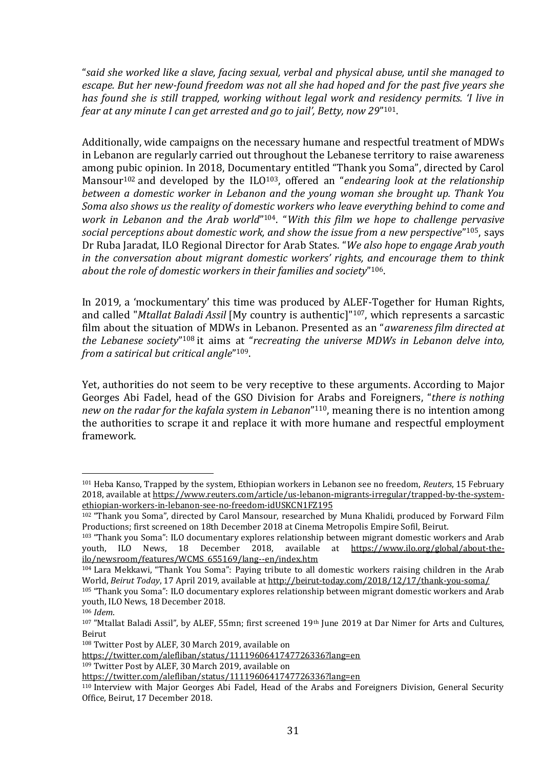"*said she worked like a slave, facing sexual, verbal and physical abuse, until she managed to escape. But her new-found freedom was not all she had hoped and for the past five years she has found she is still trapped, working without legal work and residency permits. 'I live in fear at any minute I can get arrested and go to jail', Betty, now 29*"[101].

Additionally, wide campaigns on the necessary humane and respectful treatment of MDWs in Lebanon are regularly carried out throughout the Lebanese territory to raise awareness among pubic opinion. In 2018, Documentary entitled "Thank you Soma", directed by Carol Mansour[102] and developed by the ILO[103], offered an "*endearing look at the relationship between a domestic worker in Lebanon and the young woman she brought up. Thank You Soma also shows us the reality of domestic workers who leave everything behind to come and work in Lebanon and the Arab world*"[104]. "*With this film we hope to challenge pervasive social perceptions about domestic work, and show the issue from a new perspective*"[105], says Dr Ruba Jaradat, ILO Regional Director for Arab States. "*We also hope to engage Arab youth in the conversation about migrant domestic workers' rights, and encourage them to think about the role of domestic workers in their families and society*"[106].

In 2019, a 'mockumentary' this time was produced by ALEF-Together for Human Rights, and called "*Mtallat Baladi Assil* [My country is authentic]"[107], which represents a sarcastic film about the situation of MDWs in Lebanon. Presented as an "*awareness film directed at the Lebanese society*"[108] it aims at "*recreating the universe MDWs in Lebanon delve into, from a satirical but critical angle*"[109].

Yet, authorities do not seem to be very receptive to these arguments. According to Major Georges Abi Fadel, head of the GSO Division for Arabs and Foreigners, "*there is nothing new on the radar for the kafala system in Lebanon*"[110], meaning there is no intention among the authorities to scrape it and replace it with more humane and respectful employment framework.

---

[101] Heba Kanso, Trapped by the system, Ethiopian workers in Lebanon see no freedom, *Reuters*, 15 February 2018, available at https://www.reuters.com/article/us-lebanon-migrants-irregular/trapped-by-the-system-ethiopian-workers-in-lebanon-see-no-freedom-idUSKCN1FZ195

[102] "Thank you Soma", directed by Carol Mansour, researched by Muna Khalidi, produced by Forward Film Productions; first screened on 18th December 2018 at Cinema Metropolis Empire Sofil, Beirut.

[103] "Thank you Soma": ILO documentary explores relationship between migrant domestic workers and Arab youth, ILO News, 18 December 2018, available at https://www.ilo.org/global/about-the-ilo/newsroom/features/WCMS_655169/lang--en/index.htm

[104] Lara Mekkawi, "Thank You Soma": Paying tribute to all domestic workers raising children in the Arab World, *Beirut Today*, 17 April 2019, available at http://beirut-today.com/2018/12/17/thank-you-soma/

[105] "Thank you Soma": ILO documentary explores relationship between migrant domestic workers and Arab youth, ILO News, 18 December 2018.

[106] *Idem*.

[107] "Mtallat Baladi Assil", by ALEF, 55mn; first screened 19th June 2019 at Dar Nimer for Arts and Cultures, Beirut

[108] Twitter Post by ALEF, 30 March 2019, available on https://twitter.com/alefliban/status/1111960641747726336?lang=en

[109] Twitter Post by ALEF, 30 March 2019, available on https://twitter.com/alefliban/status/1111960641747726336?lang=en

[110] Interview with Major Georges Abi Fadel, Head of the Arabs and Foreigners Division, General Security Office, Beirut, 17 December 2018.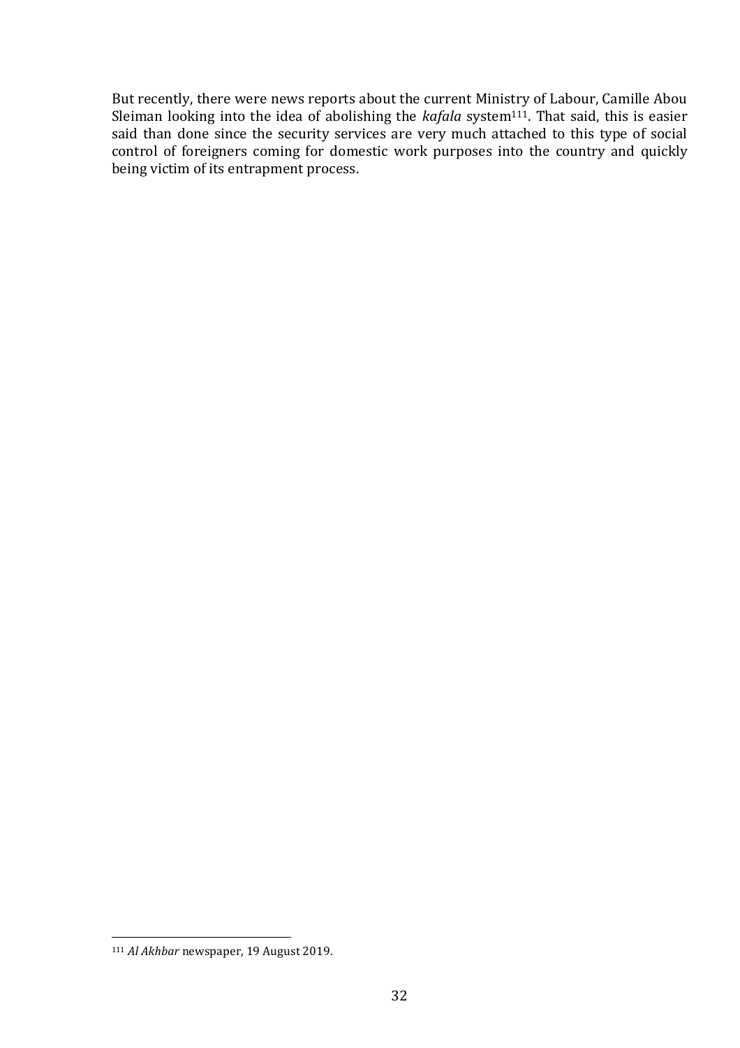But recently, there were news reports about the current Ministry of Labour, Camille Abou Sleiman looking into the idea of abolishing the *kafala* system[111]. That said, this is easier said than done since the security services are very much attached to this type of social control of foreigners coming for domestic work purposes into the country and quickly being victim of its entrapment process.

[111] *Al Akhbar* newspaper, 19 August 2019.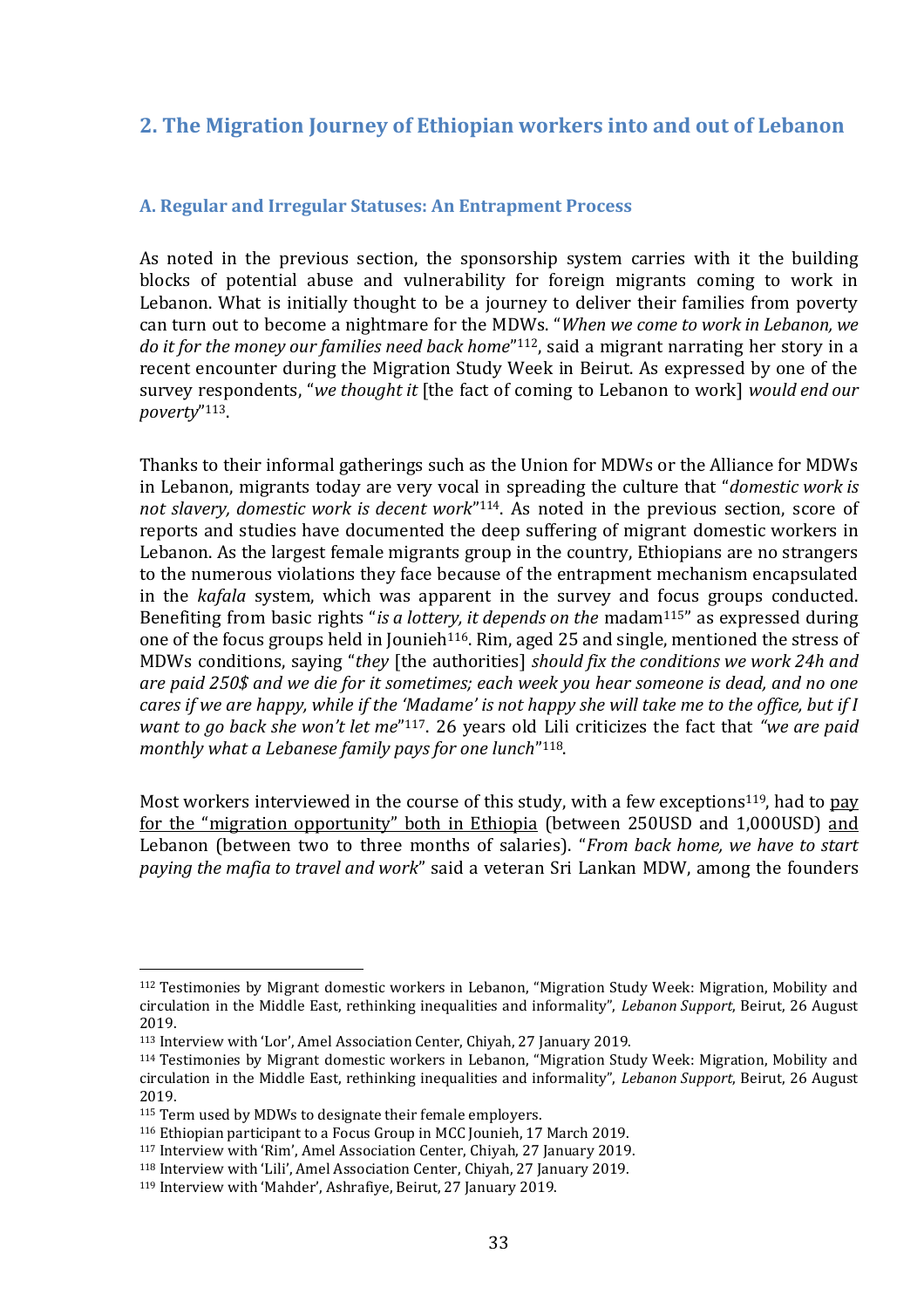## 2. The Migration Journey of Ethiopian workers into and out of Lebanon

### A. Regular and Irregular Statuses: An Entrapment Process

As noted in the previous section, the sponsorship system carries with it the building blocks of potential abuse and vulnerability for foreign migrants coming to work in Lebanon. What is initially thought to be a journey to deliver their families from poverty can turn out to become a nightmare for the MDWs. "*When we come to work in Lebanon, we do it for the money our families need back home*"[112], said a migrant narrating her story in a recent encounter during the Migration Study Week in Beirut. As expressed by one of the survey respondents, "*we thought it* [the fact of coming to Lebanon to work] *would end our poverty*"[113].

Thanks to their informal gatherings such as the Union for MDWs or the Alliance for MDWs in Lebanon, migrants today are very vocal in spreading the culture that "*domestic work is not slavery, domestic work is decent work*"[114]. As noted in the previous section, score of reports and studies have documented the deep suffering of migrant domestic workers in Lebanon. As the largest female migrants group in the country, Ethiopians are no strangers to the numerous violations they face because of the entrapment mechanism encapsulated in the *kafala* system, which was apparent in the survey and focus groups conducted. Benefiting from basic rights "*is a lottery, it depends on the* madam[115]" as expressed during one of the focus groups held in Jounieh[116]. Rim, aged 25 and single, mentioned the stress of MDWs conditions, saying "*they* [the authorities] *should fix the conditions we work 24h and are paid 250$ and we die for it sometimes; each week you hear someone is dead, and no one cares if we are happy, while if the 'Madame' is not happy she will take me to the office, but if I want to go back she won't let me*"[117]. 26 years old Lili criticizes the fact that *"we are paid monthly what a Lebanese family pays for one lunch*"[118].

Most workers interviewed in the course of this study, with a few exceptions[119], had to pay for the "migration opportunity" both in Ethiopia (between 250USD and 1,000USD) and Lebanon (between two to three months of salaries). "*From back home, we have to start paying the mafia to travel and work*" said a veteran Sri Lankan MDW, among the founders

---

[112] Testimonies by Migrant domestic workers in Lebanon, "Migration Study Week: Migration, Mobility and circulation in the Middle East, rethinking inequalities and informality", *Lebanon Support*, Beirut, 26 August 2019.

[113] Interview with 'Lor', Amel Association Center, Chiyah, 27 January 2019.

[114] Testimonies by Migrant domestic workers in Lebanon, "Migration Study Week: Migration, Mobility and circulation in the Middle East, rethinking inequalities and informality", *Lebanon Support*, Beirut, 26 August 2019.

[115] Term used by MDWs to designate their female employers.

[116] Ethiopian participant to a Focus Group in MCC Jounieh, 17 March 2019.

[117] Interview with 'Rim', Amel Association Center, Chiyah, 27 January 2019.

[118] Interview with 'Lili', Amel Association Center, Chiyah, 27 January 2019.

[119] Interview with 'Mahder', Ashrafiye, Beirut, 27 January 2019.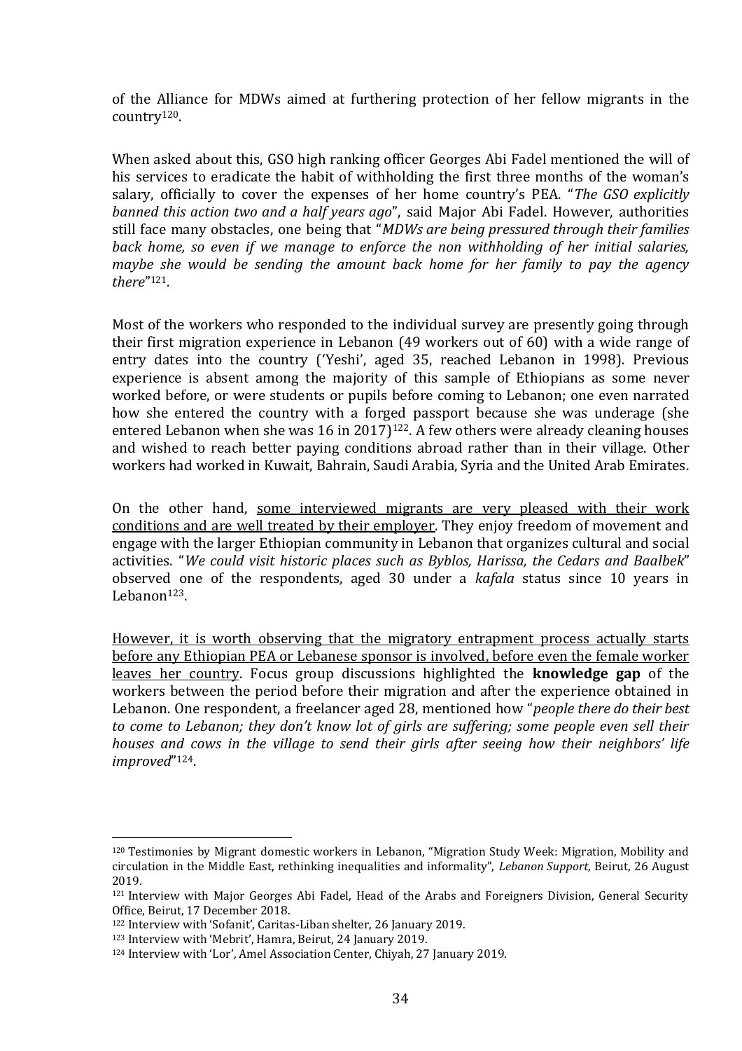of the Alliance for MDWs aimed at furthering protection of her fellow migrants in the country[120].

When asked about this, GSO high ranking officer Georges Abi Fadel mentioned the will of his services to eradicate the habit of withholding the first three months of the woman's salary, officially to cover the expenses of her home country's PEA. "*The GSO explicitly banned this action two and a half years ago*", said Major Abi Fadel. However, authorities still face many obstacles, one being that "*MDWs are being pressured through their families back home, so even if we manage to enforce the non withholding of her initial salaries, maybe she would be sending the amount back home for her family to pay the agency there*"[121].

Most of the workers who responded to the individual survey are presently going through their first migration experience in Lebanon (49 workers out of 60) with a wide range of entry dates into the country ('Yeshi', aged 35, reached Lebanon in 1998). Previous experience is absent among the majority of this sample of Ethiopians as some never worked before, or were students or pupils before coming to Lebanon; one even narrated how she entered the country with a forged passport because she was underage (she entered Lebanon when she was 16 in 2017)[122]. A few others were already cleaning houses and wished to reach better paying conditions abroad rather than in their village. Other workers had worked in Kuwait, Bahrain, Saudi Arabia, Syria and the United Arab Emirates.

On the other hand, <u>some interviewed migrants are very pleased with their work conditions and are well treated by their employer</u>. They enjoy freedom of movement and engage with the larger Ethiopian community in Lebanon that organizes cultural and social activities. "*We could visit historic places such as Byblos, Harissa, the Cedars and Baalbek*" observed one of the respondents, aged 30 under a *kafala* status since 10 years in Lebanon[123].

<u>However, it is worth observing that the migratory entrapment process actually starts before any Ethiopian PEA or Lebanese sponsor is involved, before even the female worker leaves her country</u>. Focus group discussions highlighted the **knowledge gap** of the workers between the period before their migration and after the experience obtained in Lebanon. One respondent, a freelancer aged 28, mentioned how "*people there do their best to come to Lebanon; they don't know lot of girls are suffering; some people even sell their houses and cows in the village to send their girls after seeing how their neighbors' life improved*"[124].

---

[120] Testimonies by Migrant domestic workers in Lebanon, "Migration Study Week: Migration, Mobility and circulation in the Middle East, rethinking inequalities and informality", *Lebanon Support*, Beirut, 26 August 2019.

[121] Interview with Major Georges Abi Fadel, Head of the Arabs and Foreigners Division, General Security Office, Beirut, 17 December 2018.

[122] Interview with 'Sofanit', Caritas-Liban shelter, 26 January 2019.

[123] Interview with 'Mebrit', Hamra, Beirut, 24 January 2019.

[124] Interview with 'Lor', Amel Association Center, Chiyah, 27 January 2019.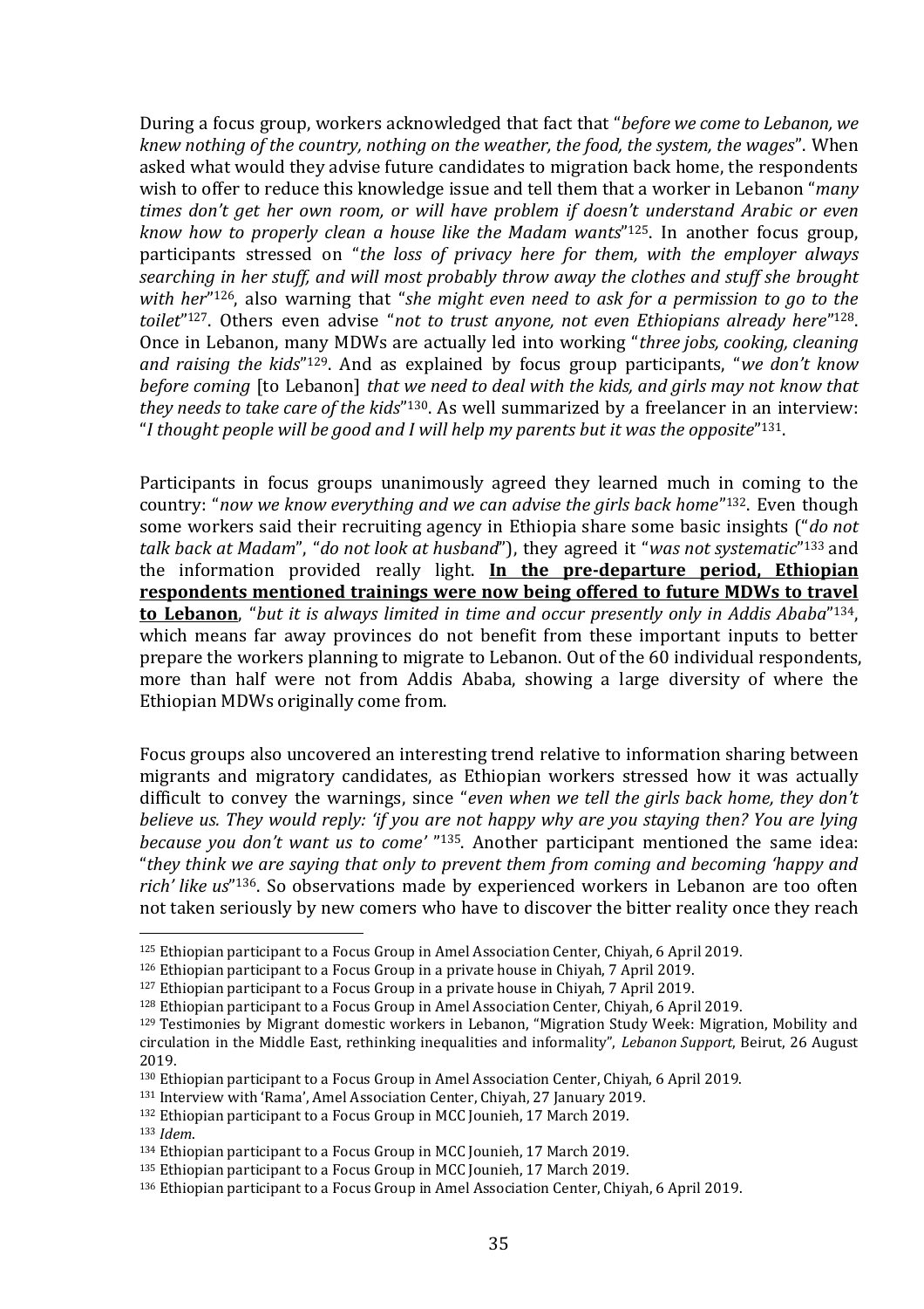During a focus group, workers acknowledged that fact that "*before we come to Lebanon, we knew nothing of the country, nothing on the weather, the food, the system, the wages*". When asked what would they advise future candidates to migration back home, the respondents wish to offer to reduce this knowledge issue and tell them that a worker in Lebanon "*many times don't get her own room, or will have problem if doesn't understand Arabic or even know how to properly clean a house like the Madam wants*"[125]. In another focus group, participants stressed on "*the loss of privacy here for them, with the employer always searching in her stuff, and will most probably throw away the clothes and stuff she brought with her*"[126], also warning that "*she might even need to ask for a permission to go to the toilet*"[127]. Others even advise "*not to trust anyone, not even Ethiopians already here*"[128]. Once in Lebanon, many MDWs are actually led into working "*three jobs, cooking, cleaning and raising the kids*"[129]. And as explained by focus group participants, "*we don't know before coming* [to Lebanon] *that we need to deal with the kids, and girls may not know that they needs to take care of the kids*"[130]. As well summarized by a freelancer in an interview: "*I thought people will be good and I will help my parents but it was the opposite*"[131].

Participants in focus groups unanimously agreed they learned much in coming to the country: "*now we know everything and we can advise the girls back home*"[132]. Even though some workers said their recruiting agency in Ethiopia share some basic insights ("*do not talk back at Madam*", "*do not look at husband*"), they agreed it "*was not systematic*"[133] and the information provided really light. **In the pre-departure period, Ethiopian respondents mentioned trainings were now being offered to future MDWs to travel to Lebanon**, "*but it is always limited in time and occur presently only in Addis Ababa*"[134], which means far away provinces do not benefit from these important inputs to better prepare the workers planning to migrate to Lebanon. Out of the 60 individual respondents, more than half were not from Addis Ababa, showing a large diversity of where the Ethiopian MDWs originally come from.

Focus groups also uncovered an interesting trend relative to information sharing between migrants and migratory candidates, as Ethiopian workers stressed how it was actually difficult to convey the warnings, since "*even when we tell the girls back home, they don't believe us. They would reply: 'if you are not happy why are you staying then? You are lying because you don't want us to come'* "[135]. Another participant mentioned the same idea: "*they think we are saying that only to prevent them from coming and becoming 'happy and rich' like us*"[136]. So observations made by experienced workers in Lebanon are too often not taken seriously by new comers who have to discover the bitter reality once they reach

---

[125] Ethiopian participant to a Focus Group in Amel Association Center, Chiyah, 6 April 2019.

[126] Ethiopian participant to a Focus Group in a private house in Chiyah, 7 April 2019.

[127] Ethiopian participant to a Focus Group in a private house in Chiyah, 7 April 2019.

[128] Ethiopian participant to a Focus Group in Amel Association Center, Chiyah, 6 April 2019.

[129] Testimonies by Migrant domestic workers in Lebanon, "Migration Study Week: Migration, Mobility and circulation in the Middle East, rethinking inequalities and informality", *Lebanon Support*, Beirut, 26 August 2019.

[130] Ethiopian participant to a Focus Group in Amel Association Center, Chiyah, 6 April 2019.

[131] Interview with 'Rama', Amel Association Center, Chiyah, 27 January 2019.

[132] Ethiopian participant to a Focus Group in MCC Jounieh, 17 March 2019.

[133] *Idem*.

[134] Ethiopian participant to a Focus Group in MCC Jounieh, 17 March 2019.

[135] Ethiopian participant to a Focus Group in MCC Jounieh, 17 March 2019.

[136] Ethiopian participant to a Focus Group in Amel Association Center, Chiyah, 6 April 2019.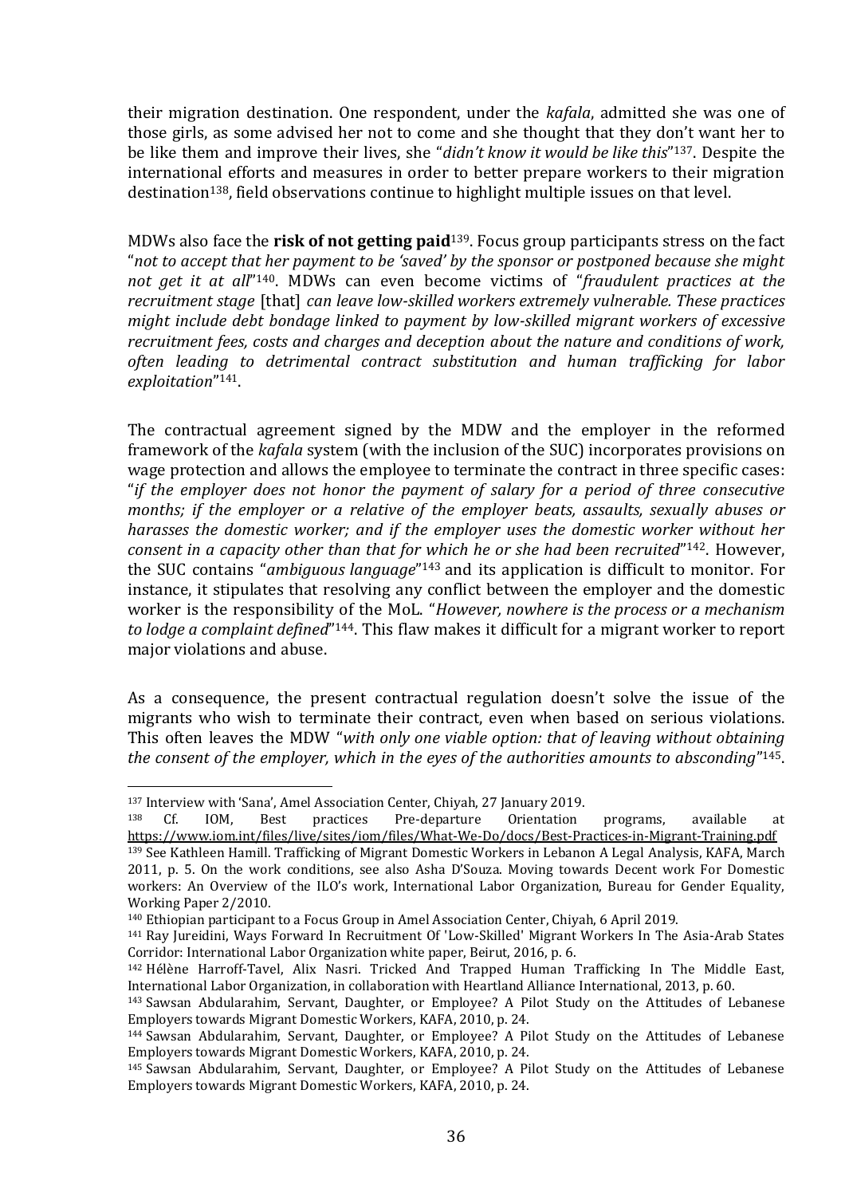their migration destination. One respondent, under the *kafala*, admitted she was one of those girls, as some advised her not to come and she thought that they don't want her to be like them and improve their lives, she "*didn't know it would be like this*"[137]. Despite the international efforts and measures in order to better prepare workers to their migration destination[138], field observations continue to highlight multiple issues on that level.

MDWs also face the **risk of not getting paid**[139]. Focus group participants stress on the fact "*not to accept that her payment to be 'saved' by the sponsor or postponed because she might not get it at all*"[140]. MDWs can even become victims of "*fraudulent practices at the recruitment stage* [that] *can leave low-skilled workers extremely vulnerable. These practices might include debt bondage linked to payment by low-skilled migrant workers of excessive recruitment fees, costs and charges and deception about the nature and conditions of work, often leading to detrimental contract substitution and human trafficking for labor exploitation*"[141].

The contractual agreement signed by the MDW and the employer in the reformed framework of the *kafala* system (with the inclusion of the SUC) incorporates provisions on wage protection and allows the employee to terminate the contract in three specific cases: "*if the employer does not honor the payment of salary for a period of three consecutive months; if the employer or a relative of the employer beats, assaults, sexually abuses or harasses the domestic worker; and if the employer uses the domestic worker without her consent in a capacity other than that for which he or she had been recruited*"[142]. However, the SUC contains "*ambiguous language*"[143] and its application is difficult to monitor. For instance, it stipulates that resolving any conflict between the employer and the domestic worker is the responsibility of the MoL. "*However, nowhere is the process or a mechanism to lodge a complaint defined*"[144]. This flaw makes it difficult for a migrant worker to report major violations and abuse.

As a consequence, the present contractual regulation doesn't solve the issue of the migrants who wish to terminate their contract, even when based on serious violations. This often leaves the MDW "*with only one viable option: that of leaving without obtaining the consent of the employer, which in the eyes of the authorities amounts to absconding*"[145].

---

[137] Interview with 'Sana', Amel Association Center, Chiyah, 27 January 2019.

[138] Cf. IOM, Best practices Pre-departure Orientation programs, available at https://www.iom.int/files/live/sites/iom/files/What-We-Do/docs/Best-Practices-in-Migrant-Training.pdf

[139] See Kathleen Hamill. Trafficking of Migrant Domestic Workers in Lebanon A Legal Analysis, KAFA, March 2011, p. 5. On the work conditions, see also Asha D'Souza. Moving towards Decent work For Domestic workers: An Overview of the ILO's work, International Labor Organization, Bureau for Gender Equality, Working Paper 2/2010.

[140] Ethiopian participant to a Focus Group in Amel Association Center, Chiyah, 6 April 2019.

[141] Ray Jureidini, Ways Forward In Recruitment Of 'Low-Skilled' Migrant Workers In The Asia-Arab States Corridor: International Labor Organization white paper, Beirut, 2016, p. 6.

[142] Hélène Harroff-Tavel, Alix Nasri. Tricked And Trapped Human Trafficking In The Middle East, International Labor Organization, in collaboration with Heartland Alliance International, 2013, p. 60.

[143] Sawsan Abdularahim, Servant, Daughter, or Employee? A Pilot Study on the Attitudes of Lebanese Employers towards Migrant Domestic Workers, KAFA, 2010, p. 24.

[144] Sawsan Abdularahim, Servant, Daughter, or Employee? A Pilot Study on the Attitudes of Lebanese Employers towards Migrant Domestic Workers, KAFA, 2010, p. 24.

[145] Sawsan Abdularahim, Servant, Daughter, or Employee? A Pilot Study on the Attitudes of Lebanese Employers towards Migrant Domestic Workers, KAFA, 2010, p. 24.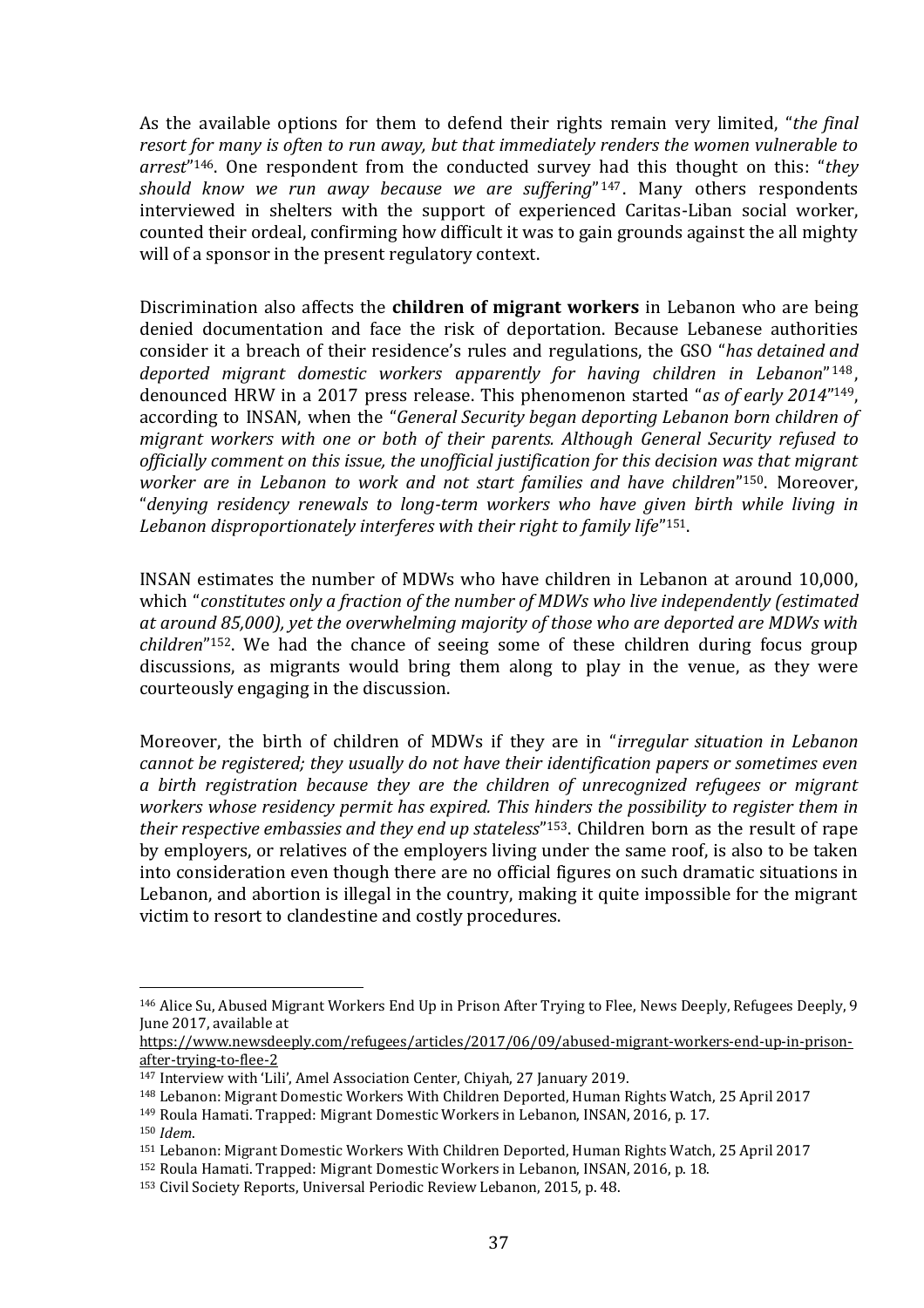As the available options for them to defend their rights remain very limited, "*the final resort for many is often to run away, but that immediately renders the women vulnerable to arrest*"[146]. One respondent from the conducted survey had this thought on this: "*they should know we run away because we are suffering*"[147]. Many others respondents interviewed in shelters with the support of experienced Caritas-Liban social worker, counted their ordeal, confirming how difficult it was to gain grounds against the all mighty will of a sponsor in the present regulatory context.

Discrimination also affects the **children of migrant workers** in Lebanon who are being denied documentation and face the risk of deportation. Because Lebanese authorities consider it a breach of their residence's rules and regulations, the GSO "*has detained and deported migrant domestic workers apparently for having children in Lebanon*"[148], denounced HRW in a 2017 press release. This phenomenon started "*as of early 2014*"[149], according to INSAN, when the "*General Security began deporting Lebanon born children of migrant workers with one or both of their parents. Although General Security refused to officially comment on this issue, the unofficial justification for this decision was that migrant worker are in Lebanon to work and not start families and have children*"[150]. Moreover, "*denying residency renewals to long-term workers who have given birth while living in Lebanon disproportionately interferes with their right to family life*"[151].

INSAN estimates the number of MDWs who have children in Lebanon at around 10,000, which "*constitutes only a fraction of the number of MDWs who live independently (estimated at around 85,000), yet the overwhelming majority of those who are deported are MDWs with children*"[152]. We had the chance of seeing some of these children during focus group discussions, as migrants would bring them along to play in the venue, as they were courteously engaging in the discussion.

Moreover, the birth of children of MDWs if they are in "*irregular situation in Lebanon cannot be registered; they usually do not have their identification papers or sometimes even a birth registration because they are the children of unrecognized refugees or migrant workers whose residency permit has expired. This hinders the possibility to register them in their respective embassies and they end up stateless*"[153]. Children born as the result of rape by employers, or relatives of the employers living under the same roof, is also to be taken into consideration even though there are no official figures on such dramatic situations in Lebanon, and abortion is illegal in the country, making it quite impossible for the migrant victim to resort to clandestine and costly procedures.

---

[146] Alice Su, Abused Migrant Workers End Up in Prison After Trying to Flee, News Deeply, Refugees Deeply, 9 June 2017, available at https://www.newsdeeply.com/refugees/articles/2017/06/09/abused-migrant-workers-end-up-in-prison-after-trying-to-flee-2

[147] Interview with 'Lili', Amel Association Center, Chiyah, 27 January 2019.

[148] Lebanon: Migrant Domestic Workers With Children Deported, Human Rights Watch, 25 April 2017

[149] Roula Hamati. Trapped: Migrant Domestic Workers in Lebanon, INSAN, 2016, p. 17.

[150] *Idem*.

[151] Lebanon: Migrant Domestic Workers With Children Deported, Human Rights Watch, 25 April 2017

[152] Roula Hamati. Trapped: Migrant Domestic Workers in Lebanon, INSAN, 2016, p. 18.

[153] Civil Society Reports, Universal Periodic Review Lebanon, 2015, p. 48.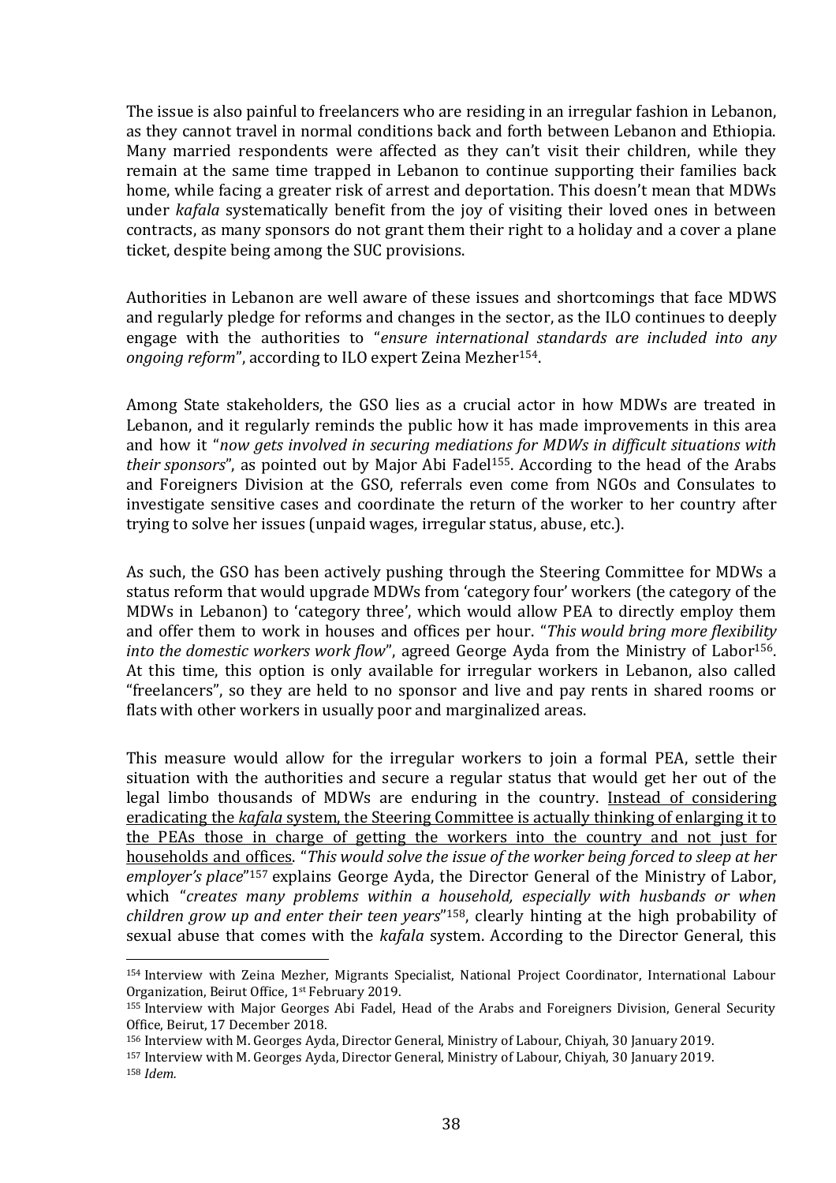The issue is also painful to freelancers who are residing in an irregular fashion in Lebanon, as they cannot travel in normal conditions back and forth between Lebanon and Ethiopia. Many married respondents were affected as they can't visit their children, while they remain at the same time trapped in Lebanon to continue supporting their families back home, while facing a greater risk of arrest and deportation. This doesn't mean that MDWs under *kafala* systematically benefit from the joy of visiting their loved ones in between contracts, as many sponsors do not grant them their right to a holiday and a cover a plane ticket, despite being among the SUC provisions.

Authorities in Lebanon are well aware of these issues and shortcomings that face MDWS and regularly pledge for reforms and changes in the sector, as the ILO continues to deeply engage with the authorities to "*ensure international standards are included into any ongoing reform*", according to ILO expert Zeina Mezher[154].

Among State stakeholders, the GSO lies as a crucial actor in how MDWs are treated in Lebanon, and it regularly reminds the public how it has made improvements in this area and how it "*now gets involved in securing mediations for MDWs in difficult situations with their sponsors*", as pointed out by Major Abi Fadel[155]. According to the head of the Arabs and Foreigners Division at the GSO, referrals even come from NGOs and Consulates to investigate sensitive cases and coordinate the return of the worker to her country after trying to solve her issues (unpaid wages, irregular status, abuse, etc.).

As such, the GSO has been actively pushing through the Steering Committee for MDWs a status reform that would upgrade MDWs from 'category four' workers (the category of the MDWs in Lebanon) to 'category three', which would allow PEA to directly employ them and offer them to work in houses and offices per hour. "*This would bring more flexibility into the domestic workers work flow*", agreed George Ayda from the Ministry of Labor[156]. At this time, this option is only available for irregular workers in Lebanon, also called "freelancers", so they are held to no sponsor and live and pay rents in shared rooms or flats with other workers in usually poor and marginalized areas.

This measure would allow for the irregular workers to join a formal PEA, settle their situation with the authorities and secure a regular status that would get her out of the legal limbo thousands of MDWs are enduring in the country. <u>Instead of considering eradicating the *kafala* system, the Steering Committee is actually thinking of enlarging it to the PEAs those in charge of getting the workers into the country and not just for households and offices</u>. "*This would solve the issue of the worker being forced to sleep at her employer's place*"[157] explains George Ayda, the Director General of the Ministry of Labor, which "*creates many problems within a household, especially with husbands or when children grow up and enter their teen years*"[158], clearly hinting at the high probability of sexual abuse that comes with the *kafala* system. According to the Director General, this

---

[154] Interview with Zeina Mezher, Migrants Specialist, National Project Coordinator, International Labour Organization, Beirut Office, 1st February 2019.

[155] Interview with Major Georges Abi Fadel, Head of the Arabs and Foreigners Division, General Security Office, Beirut, 17 December 2018.

[156] Interview with M. Georges Ayda, Director General, Ministry of Labour, Chiyah, 30 January 2019.

[157] Interview with M. Georges Ayda, Director General, Ministry of Labour, Chiyah, 30 January 2019.

[158] *Idem.*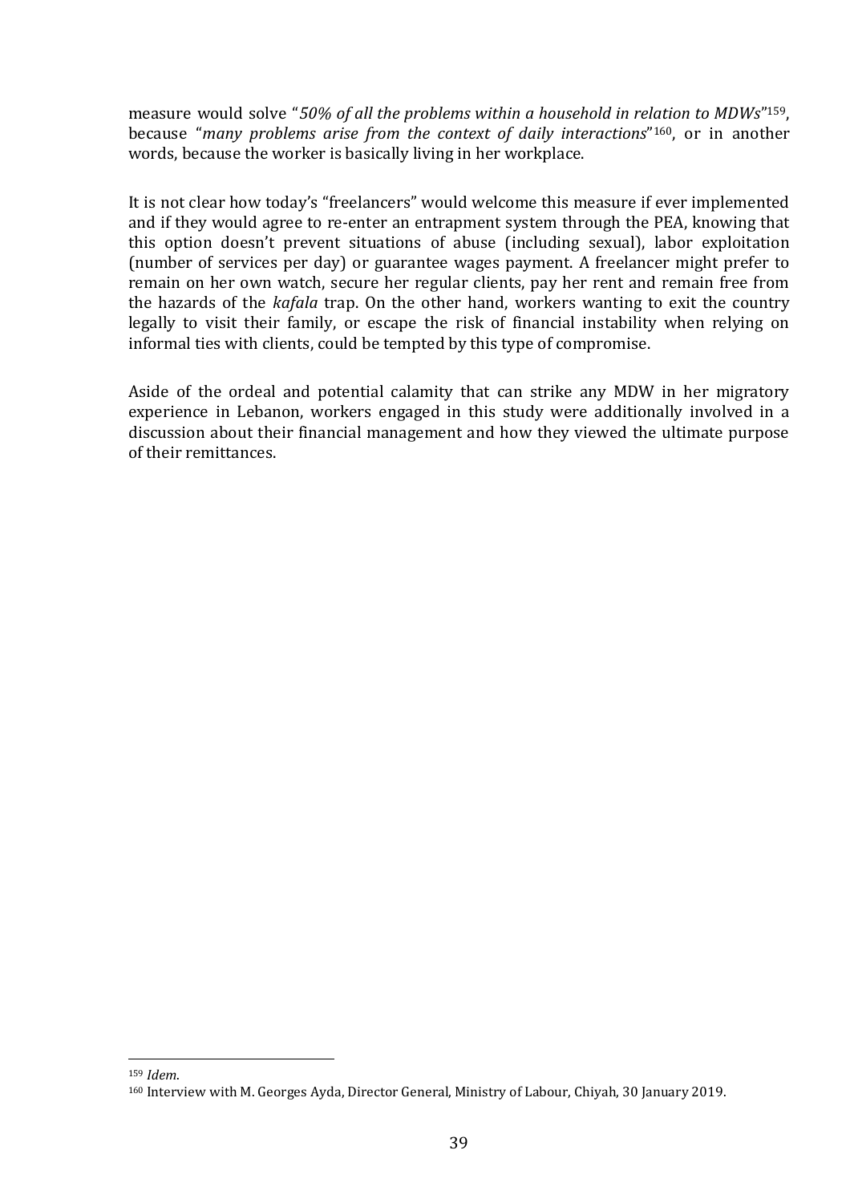measure would solve "*50% of all the problems within a household in relation to MDWs*"[159], because "*many problems arise from the context of daily interactions*"[160], or in another words, because the worker is basically living in her workplace.

It is not clear how today's "freelancers" would welcome this measure if ever implemented and if they would agree to re-enter an entrapment system through the PEA, knowing that this option doesn't prevent situations of abuse (including sexual), labor exploitation (number of services per day) or guarantee wages payment. A freelancer might prefer to remain on her own watch, secure her regular clients, pay her rent and remain free from the hazards of the *kafala* trap. On the other hand, workers wanting to exit the country legally to visit their family, or escape the risk of financial instability when relying on informal ties with clients, could be tempted by this type of compromise.

Aside of the ordeal and potential calamity that can strike any MDW in her migratory experience in Lebanon, workers engaged in this study were additionally involved in a discussion about their financial management and how they viewed the ultimate purpose of their remittances.

---

[159] *Idem*.

[160] Interview with M. Georges Ayda, Director General, Ministry of Labour, Chiyah, 30 January 2019.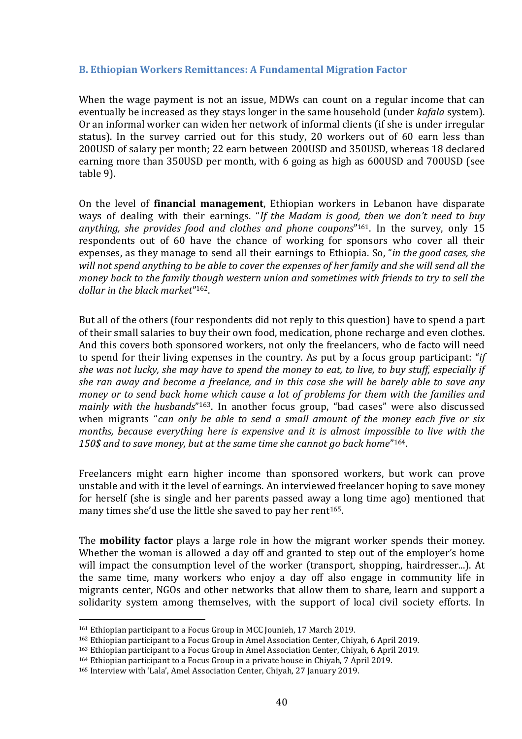### B. Ethiopian Workers Remittances: A Fundamental Migration Factor

When the wage payment is not an issue, MDWs can count on a regular income that can eventually be increased as they stays longer in the same household (under *kafala* system). Or an informal worker can widen her network of informal clients (if she is under irregular status). In the survey carried out for this study, 20 workers out of 60 earn less than 200USD of salary per month; 22 earn between 200USD and 350USD, whereas 18 declared earning more than 350USD per month, with 6 going as high as 600USD and 700USD (see table 9).

On the level of **financial management**, Ethiopian workers in Lebanon have disparate ways of dealing with their earnings. "*If the Madam is good, then we don't need to buy anything, she provides food and clothes and phone coupons*"[161]. In the survey, only 15 respondents out of 60 have the chance of working for sponsors who cover all their expenses, as they manage to send all their earnings to Ethiopia. So, "*in the good cases, she will not spend anything to be able to cover the expenses of her family and she will send all the money back to the family though western union and sometimes with friends to try to sell the dollar in the black market*"[162].

But all of the others (four respondents did not reply to this question) have to spend a part of their small salaries to buy their own food, medication, phone recharge and even clothes. And this covers both sponsored workers, not only the freelancers, who de facto will need to spend for their living expenses in the country. As put by a focus group participant: "*if she was not lucky, she may have to spend the money to eat, to live, to buy stuff, especially if she ran away and become a freelance, and in this case she will be barely able to save any money or to send back home which cause a lot of problems for them with the families and mainly with the husbands*"[163]. In another focus group, "bad cases" were also discussed when migrants "*can only be able to send a small amount of the money each five or six months, because everything here is expensive and it is almost impossible to live with the 150$ and to save money, but at the same time she cannot go back home*"[164].

Freelancers might earn higher income than sponsored workers, but work can prove unstable and with it the level of earnings. An interviewed freelancer hoping to save money for herself (she is single and her parents passed away a long time ago) mentioned that many times she'd use the little she saved to pay her rent[165].

The **mobility factor** plays a large role in how the migrant worker spends their money. Whether the woman is allowed a day off and granted to step out of the employer's home will impact the consumption level of the worker (transport, shopping, hairdresser...). At the same time, many workers who enjoy a day off also engage in community life in migrants center, NGOs and other networks that allow them to share, learn and support a solidarity system among themselves, with the support of local civil society efforts. In

---

[161] Ethiopian participant to a Focus Group in MCC Jounieh, 17 March 2019.

[162] Ethiopian participant to a Focus Group in Amel Association Center, Chiyah, 6 April 2019.

[163] Ethiopian participant to a Focus Group in Amel Association Center, Chiyah, 6 April 2019.

[164] Ethiopian participant to a Focus Group in a private house in Chiyah, 7 April 2019.

[165] Interview with 'Lala', Amel Association Center, Chiyah, 27 January 2019.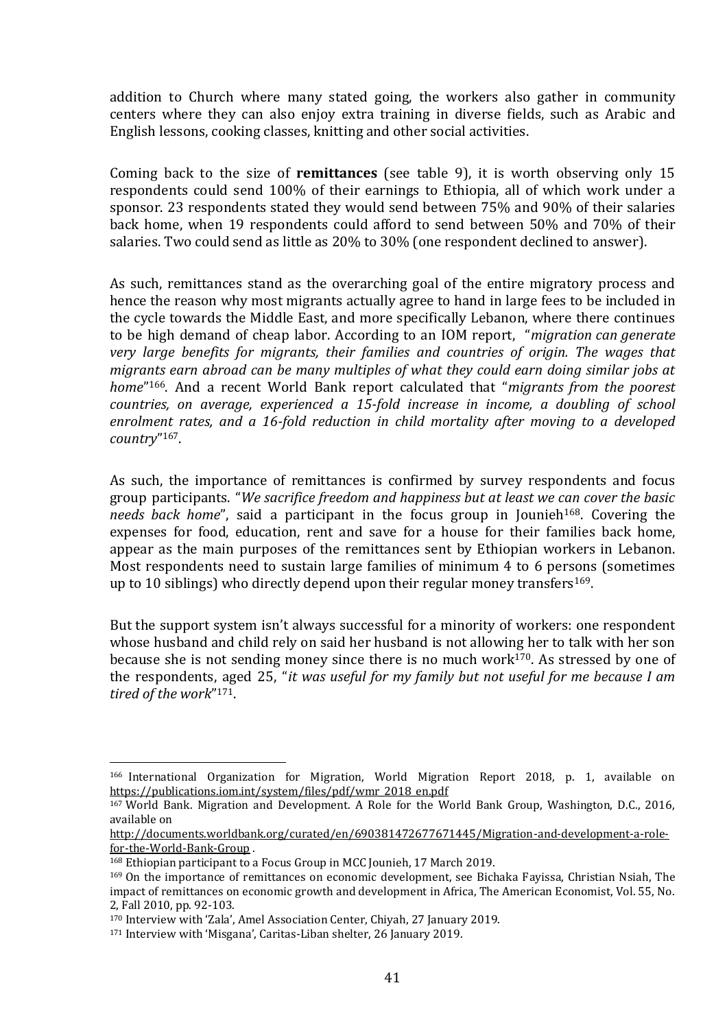addition to Church where many stated going, the workers also gather in community centers where they can also enjoy extra training in diverse fields, such as Arabic and English lessons, cooking classes, knitting and other social activities.

Coming back to the size of **remittances** (see table 9), it is worth observing only 15 respondents could send 100% of their earnings to Ethiopia, all of which work under a sponsor. 23 respondents stated they would send between 75% and 90% of their salaries back home, when 19 respondents could afford to send between 50% and 70% of their salaries. Two could send as little as 20% to 30% (one respondent declined to answer).

As such, remittances stand as the overarching goal of the entire migratory process and hence the reason why most migrants actually agree to hand in large fees to be included in the cycle towards the Middle East, and more specifically Lebanon, where there continues to be high demand of cheap labor. According to an IOM report, "*migration can generate very large benefits for migrants, their families and countries of origin. The wages that migrants earn abroad can be many multiples of what they could earn doing similar jobs at home*"[166]. And a recent World Bank report calculated that "*migrants from the poorest countries, on average, experienced a 15-fold increase in income, a doubling of school enrolment rates, and a 16-fold reduction in child mortality after moving to a developed country*"[167].

As such, the importance of remittances is confirmed by survey respondents and focus group participants. "*We sacrifice freedom and happiness but at least we can cover the basic needs back home*", said a participant in the focus group in Jounieh[168]. Covering the expenses for food, education, rent and save for a house for their families back home, appear as the main purposes of the remittances sent by Ethiopian workers in Lebanon. Most respondents need to sustain large families of minimum 4 to 6 persons (sometimes up to 10 siblings) who directly depend upon their regular money transfers[169].

But the support system isn't always successful for a minority of workers: one respondent whose husband and child rely on said her husband is not allowing her to talk with her son because she is not sending money since there is no much work[170]. As stressed by one of the respondents, aged 25, "*it was useful for my family but not useful for me because I am tired of the work*"[171].

---

[166] International Organization for Migration, World Migration Report 2018, p. 1, available on https://publications.iom.int/system/files/pdf/wmr_2018_en.pdf

[167] World Bank. Migration and Development. A Role for the World Bank Group, Washington, D.C., 2016, available on http://documents.worldbank.org/curated/en/690381472677671445/Migration-and-development-a-role-for-the-World-Bank-Group .

[168] Ethiopian participant to a Focus Group in MCC Jounieh, 17 March 2019.

[169] On the importance of remittances on economic development, see Bichaka Fayissa, Christian Nsiah, The impact of remittances on economic growth and development in Africa, The American Economist, Vol. 55, No. 2, Fall 2010, pp. 92-103.

[170] Interview with 'Zala', Amel Association Center, Chiyah, 27 January 2019.

[171] Interview with 'Misgana', Caritas-Liban shelter, 26 January 2019.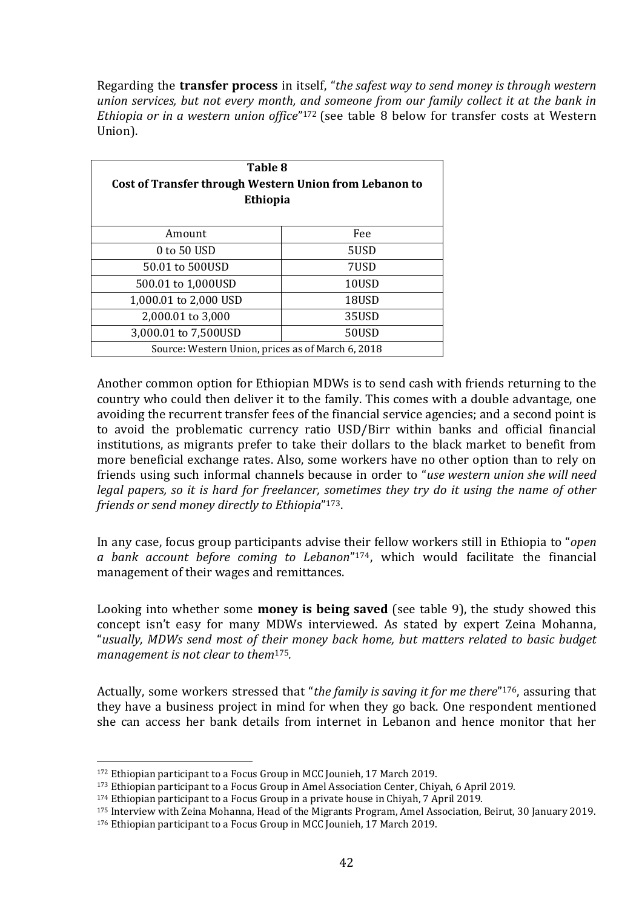Regarding the **transfer process** in itself, "*the safest way to send money is through western union services, but not every month, and someone from our family collect it at the bank in Ethiopia or in a western union office*"[172] (see table 8 below for transfer costs at Western Union).

**Table 8**
**Cost of Transfer through Western Union from Lebanon to Ethiopia**

| Amount | Fee |
|---|---|
| 0 to 50 USD | 5USD |
| 50.01 to 500USD | 7USD |
| 500.01 to 1,000USD | 10USD |
| 1,000.01 to 2,000 USD | 18USD |
| 2,000.01 to 3,000 | 35USD |
| 3,000.01 to 7,500USD | 50USD |

Source: Western Union, prices as of March 6, 2018

Another common option for Ethiopian MDWs is to send cash with friends returning to the country who could then deliver it to the family. This comes with a double advantage, one avoiding the recurrent transfer fees of the financial service agencies; and a second point is to avoid the problematic currency ratio USD/Birr within banks and official financial institutions, as migrants prefer to take their dollars to the black market to benefit from more beneficial exchange rates. Also, some workers have no other option than to rely on friends using such informal channels because in order to "*use western union she will need legal papers, so it is hard for freelancer, sometimes they try do it using the name of other friends or send money directly to Ethiopia*"[173].

In any case, focus group participants advise their fellow workers still in Ethiopia to "*open a bank account before coming to Lebanon*"[174], which would facilitate the financial management of their wages and remittances.

Looking into whether some **money is being saved** (see table 9), the study showed this concept isn't easy for many MDWs interviewed. As stated by expert Zeina Mohanna, "*usually, MDWs send most of their money back home, but matters related to basic budget management is not clear to them*[175].

Actually, some workers stressed that "*the family is saving it for me there*"[176], assuring that they have a business project in mind for when they go back. One respondent mentioned she can access her bank details from internet in Lebanon and hence monitor that her

---

[172] Ethiopian participant to a Focus Group in MCC Jounieh, 17 March 2019.
[173] Ethiopian participant to a Focus Group in Amel Association Center, Chiyah, 6 April 2019.
[174] Ethiopian participant to a Focus Group in a private house in Chiyah, 7 April 2019.
[175] Interview with Zeina Mohanna, Head of the Migrants Program, Amel Association, Beirut, 30 January 2019.
[176] Ethiopian participant to a Focus Group in MCC Jounieh, 17 March 2019.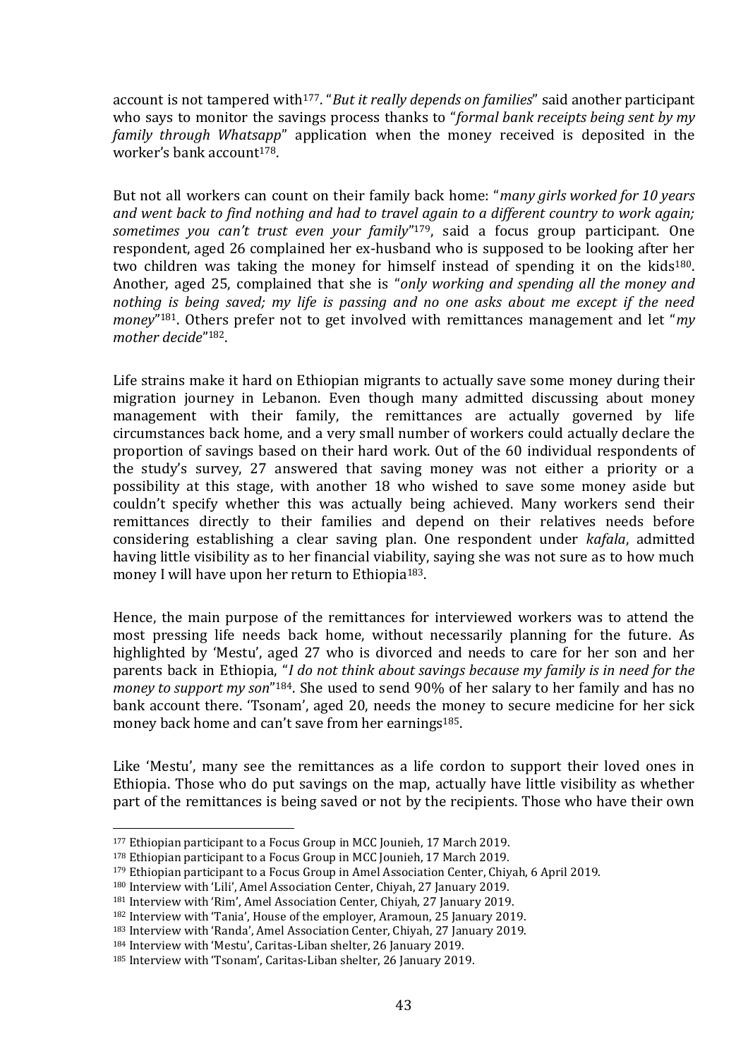account is not tampered with[177]. "*But it really depends on families*" said another participant who says to monitor the savings process thanks to "*formal bank receipts being sent by my family through Whatsapp*" application when the money received is deposited in the worker's bank account[178].

But not all workers can count on their family back home: "*many girls worked for 10 years and went back to find nothing and had to travel again to a different country to work again; sometimes you can't trust even your family*"[179], said a focus group participant. One respondent, aged 26 complained her ex-husband who is supposed to be looking after her two children was taking the money for himself instead of spending it on the kids[180]. Another, aged 25, complained that she is "*only working and spending all the money and nothing is being saved; my life is passing and no one asks about me except if the need money*"[181]. Others prefer not to get involved with remittances management and let "*my mother decide*"[182].

Life strains make it hard on Ethiopian migrants to actually save some money during their migration journey in Lebanon. Even though many admitted discussing about money management with their family, the remittances are actually governed by life circumstances back home, and a very small number of workers could actually declare the proportion of savings based on their hard work. Out of the 60 individual respondents of the study's survey, 27 answered that saving money was not either a priority or a possibility at this stage, with another 18 who wished to save some money aside but couldn't specify whether this was actually being achieved. Many workers send their remittances directly to their families and depend on their relatives needs before considering establishing a clear saving plan. One respondent under *kafala*, admitted having little visibility as to her financial viability, saying she was not sure as to how much money I will have upon her return to Ethiopia[183].

Hence, the main purpose of the remittances for interviewed workers was to attend the most pressing life needs back home, without necessarily planning for the future. As highlighted by 'Mestu', aged 27 who is divorced and needs to care for her son and her parents back in Ethiopia, "*I do not think about savings because my family is in need for the money to support my son*"[184]. She used to send 90% of her salary to her family and has no bank account there. 'Tsonam', aged 20, needs the money to secure medicine for her sick money back home and can't save from her earnings[185].

Like 'Mestu', many see the remittances as a life cordon to support their loved ones in Ethiopia. Those who do put savings on the map, actually have little visibility as whether part of the remittances is being saved or not by the recipients. Those who have their own

---

[177] Ethiopian participant to a Focus Group in MCC Jounieh, 17 March 2019.
[178] Ethiopian participant to a Focus Group in MCC Jounieh, 17 March 2019.
[179] Ethiopian participant to a Focus Group in Amel Association Center, Chiyah, 6 April 2019.
[180] Interview with 'Lili', Amel Association Center, Chiyah, 27 January 2019.
[181] Interview with 'Rim', Amel Association Center, Chiyah, 27 January 2019.
[182] Interview with 'Tania', House of the employer, Aramoun, 25 January 2019.
[183] Interview with 'Randa', Amel Association Center, Chiyah, 27 January 2019.
[184] Interview with 'Mestu', Caritas-Liban shelter, 26 January 2019.
[185] Interview with 'Tsonam', Caritas-Liban shelter, 26 January 2019.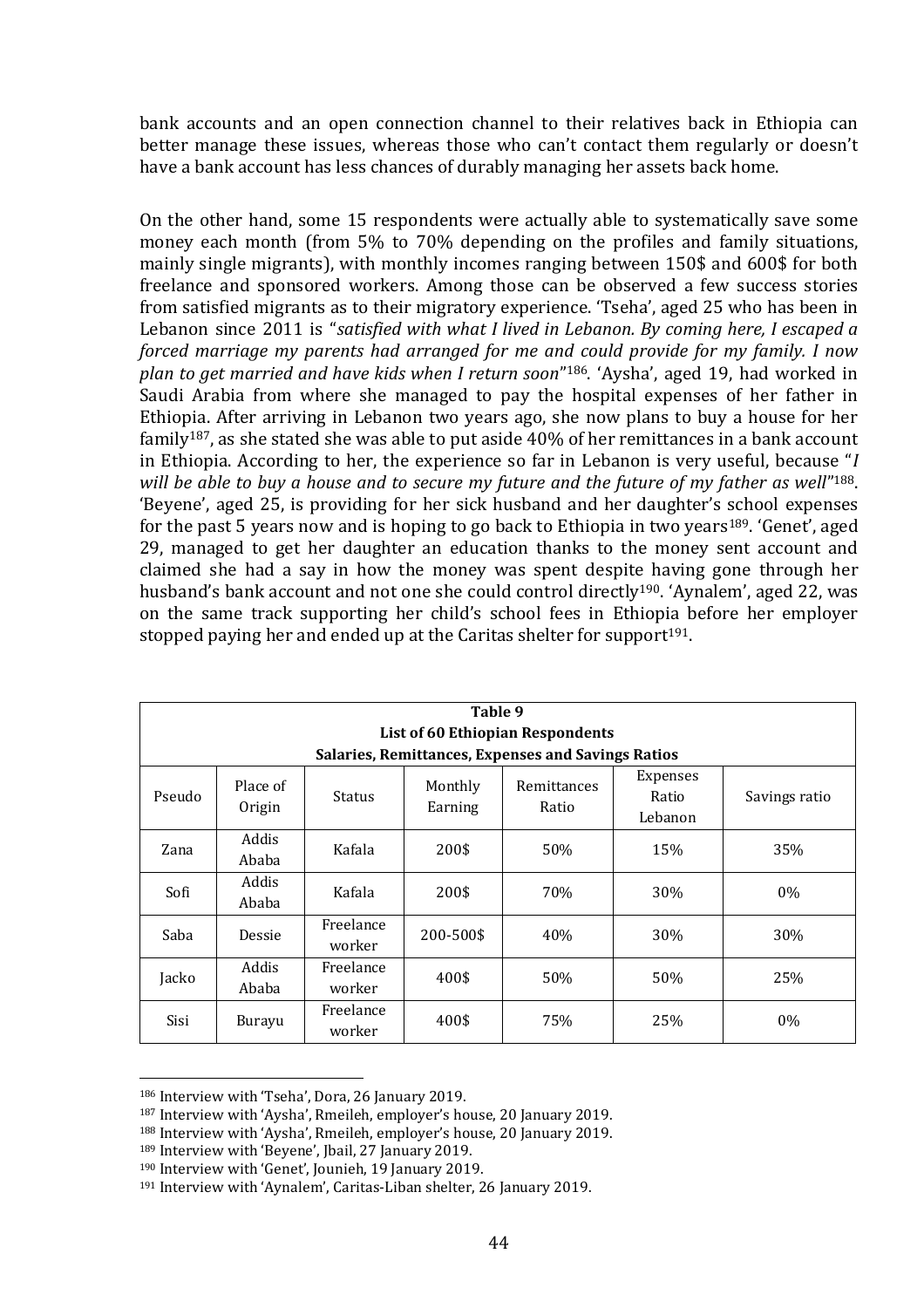bank accounts and an open connection channel to their relatives back in Ethiopia can better manage these issues, whereas those who can't contact them regularly or doesn't have a bank account has less chances of durably managing her assets back home.

On the other hand, some 15 respondents were actually able to systematically save some money each month (from 5% to 70% depending on the profiles and family situations, mainly single migrants), with monthly incomes ranging between 150$ and 600$ for both freelance and sponsored workers. Among those can be observed a few success stories from satisfied migrants as to their migratory experience. 'Tseha', aged 25 who has been in Lebanon since 2011 is "*satisfied with what I lived in Lebanon. By coming here, I escaped a forced marriage my parents had arranged for me and could provide for my family. I now plan to get married and have kids when I return soon*"[186]. 'Aysha', aged 19, had worked in Saudi Arabia from where she managed to pay the hospital expenses of her father in Ethiopia. After arriving in Lebanon two years ago, she now plans to buy a house for her family[187], as she stated she was able to put aside 40% of her remittances in a bank account in Ethiopia. According to her, the experience so far in Lebanon is very useful, because "*I will be able to buy a house and to secure my future and the future of my father as well*"[188]. 'Beyene', aged 25, is providing for her sick husband and her daughter's school expenses for the past 5 years now and is hoping to go back to Ethiopia in two years[189]. 'Genet', aged 29, managed to get her daughter an education thanks to the money sent account and claimed she had a say in how the money was spent despite having gone through her husband's bank account and not one she could control directly[190]. 'Aynalem', aged 22, was on the same track supporting her child's school fees in Ethiopia before her employer stopped paying her and ended up at the Caritas shelter for support[191].

**Table 9**
**List of 60 Ethiopian Respondents**
**Salaries, Remittances, Expenses and Savings Ratios**

| Pseudo | Place of Origin | Status | Monthly Earning | Remittances Ratio | Expenses Ratio Lebanon | Savings ratio |
|---|---|---|---|---|---|---|
| Zana | Addis Ababa | Kafala | 200$ | 50% | 15% | 35% |
| Sofi | Addis Ababa | Kafala | 200$ | 70% | 30% | 0% |
| Saba | Dessie | Freelance worker | 200-500$ | 40% | 30% | 30% |
| Jacko | Addis Ababa | Freelance worker | 400$ | 50% | 50% | 25% |
| Sisi | Burayu | Freelance worker | 400$ | 75% | 25% | 0% |

[186] Interview with 'Tseha', Dora, 26 January 2019.
[187] Interview with 'Aysha', Rmeileh, employer's house, 20 January 2019.
[188] Interview with 'Aysha', Rmeileh, employer's house, 20 January 2019.
[189] Interview with 'Beyene', Jbail, 27 January 2019.
[190] Interview with 'Genet', Jounieh, 19 January 2019.
[191] Interview with 'Aynalem', Caritas-Liban shelter, 26 January 2019.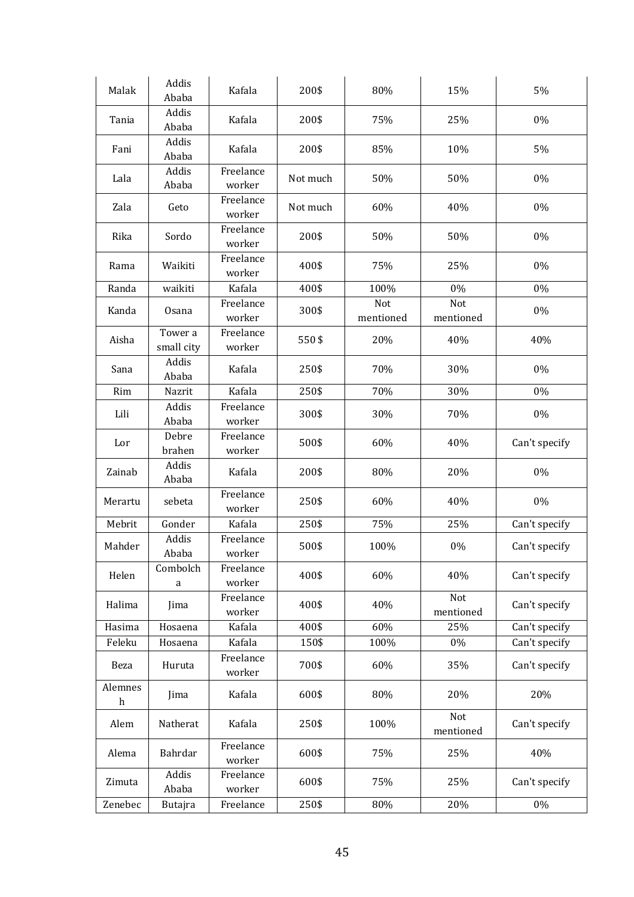| Malak | Addis Ababa | Kafala | 200$ | 80% | 15% | 5% |
|---|---|---|---|---|---|---|
| Tania | Addis Ababa | Kafala | 200$ | 75% | 25% | 0% |
| Fani | Addis Ababa | Kafala | 200$ | 85% | 10% | 5% |
| Lala | Addis Ababa | Freelance worker | Not much | 50% | 50% | 0% |
| Zala | Geto | Freelance worker | Not much | 60% | 40% | 0% |
| Rika | Sordo | Freelance worker | 200$ | 50% | 50% | 0% |
| Rama | Waikiti | Freelance worker | 400$ | 75% | 25% | 0% |
| Randa | waikiti | Kafala | 400$ | 100% | 0% | 0% |
| Kanda | Osana | Freelance worker | 300$ | Not mentioned | Not mentioned | 0% |
| Aisha | Tower a small city | Freelance worker | 550 $ | 20% | 40% | 40% |
| Sana | Addis Ababa | Kafala | 250$ | 70% | 30% | 0% |
| Rim | Nazrit | Kafala | 250$ | 70% | 30% | 0% |
| Lili | Addis Ababa | Freelance worker | 300$ | 30% | 70% | 0% |
| Lor | Debre brahen | Freelance worker | 500$ | 60% | 40% | Can't specify |
| Zainab | Addis Ababa | Kafala | 200$ | 80% | 20% | 0% |
| Merartu | sebeta | Freelance worker | 250$ | 60% | 40% | 0% |
| Mebrit | Gonder | Kafala | 250$ | 75% | 25% | Can't specify |
| Mahder | Addis Ababa | Freelance worker | 500$ | 100% | 0% | Can't specify |
| Helen | Combolcha | Freelance worker | 400$ | 60% | 40% | Can't specify |
| Halima | Jima | Freelance worker | 400$ | 40% | Not mentioned | Can't specify |
| Hasima | Hosaena | Kafala | 400$ | 60% | 25% | Can't specify |
| Feleku | Hosaena | Kafala | 150$ | 100% | 0% | Can't specify |
| Beza | Huruta | Freelance worker | 700$ | 60% | 35% | Can't specify |
| Alemnesh | Jima | Kafala | 600$ | 80% | 20% | 20% |
| Alem | Natherat | Kafala | 250$ | 100% | Not mentioned | Can't specify |
| Alema | Bahrdar | Freelance worker | 600$ | 75% | 25% | 40% |
| Zimuta | Addis Ababa | Freelance worker | 600$ | 75% | 25% | Can't specify |
| Zenebec | Butajra | Freelance | 250$ | 80% | 20% | 0% |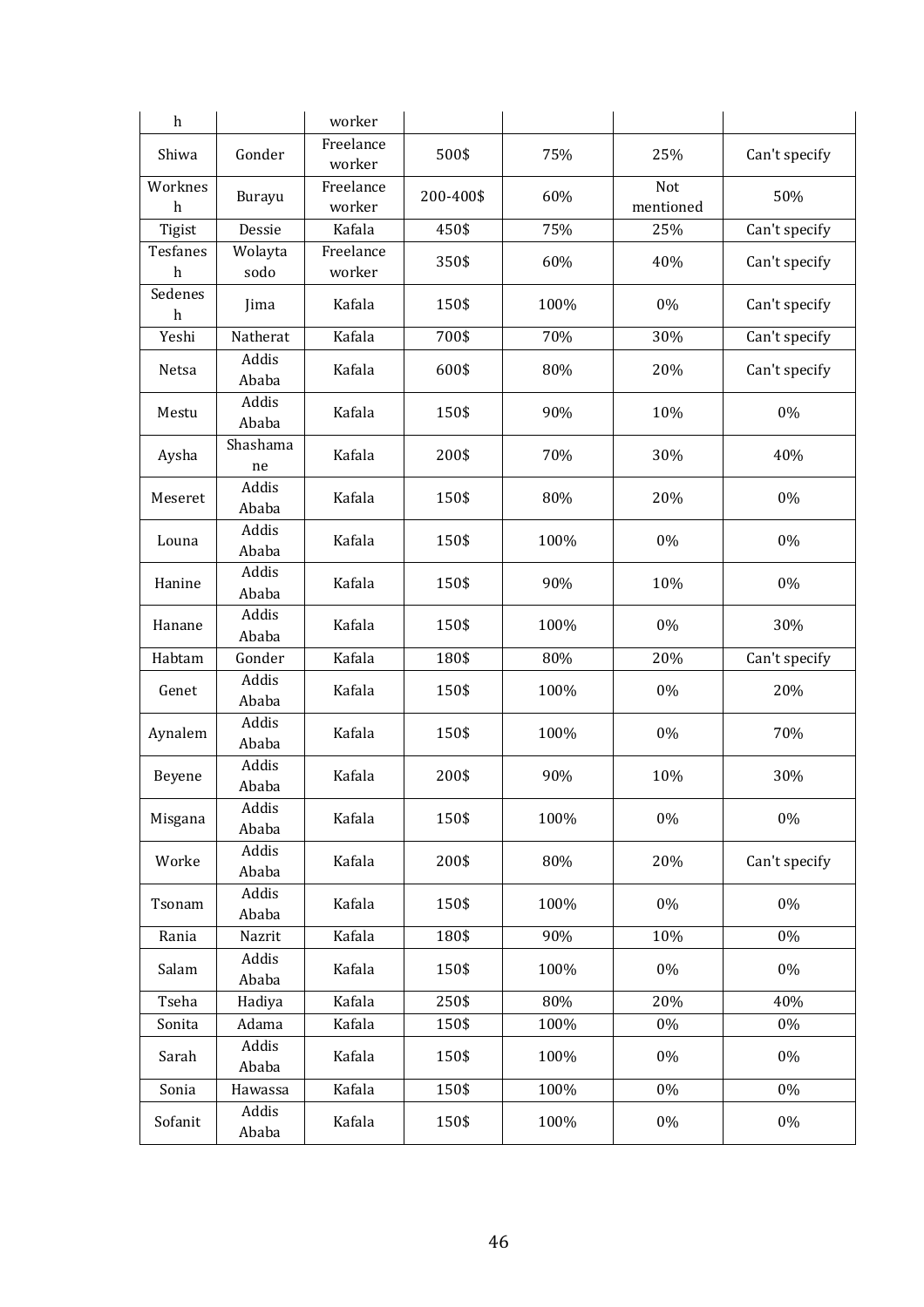| | | | | | | |
|---|---|---|---|---|---|---|
| h | | worker | | | | |
| Shiwa | Gonder | Freelance worker | 500$ | 75% | 25% | Can't specify |
| Worknesh | Burayu | Freelance worker | 200-400$ | 60% | Not mentioned | 50% |
| Tigist | Dessie | Kafala | 450$ | 75% | 25% | Can't specify |
| Tesfanesh | Wolayta sodo | Freelance worker | 350$ | 60% | 40% | Can't specify |
| Sedenesh | Jima | Kafala | 150$ | 100% | 0% | Can't specify |
| Yeshi | Natherat | Kafala | 700$ | 70% | 30% | Can't specify |
| Netsa | Addis Ababa | Kafala | 600$ | 80% | 20% | Can't specify |
| Mestu | Addis Ababa | Kafala | 150$ | 90% | 10% | 0% |
| Aysha | Shashamane | Kafala | 200$ | 70% | 30% | 40% |
| Meseret | Addis Ababa | Kafala | 150$ | 80% | 20% | 0% |
| Louna | Addis Ababa | Kafala | 150$ | 100% | 0% | 0% |
| Hanine | Addis Ababa | Kafala | 150$ | 90% | 10% | 0% |
| Hanane | Addis Ababa | Kafala | 150$ | 100% | 0% | 30% |
| Habtam | Gonder | Kafala | 180$ | 80% | 20% | Can't specify |
| Genet | Addis Ababa | Kafala | 150$ | 100% | 0% | 20% |
| Aynalem | Addis Ababa | Kafala | 150$ | 100% | 0% | 70% |
| Beyene | Addis Ababa | Kafala | 200$ | 90% | 10% | 30% |
| Misgana | Addis Ababa | Kafala | 150$ | 100% | 0% | 0% |
| Worke | Addis Ababa | Kafala | 200$ | 80% | 20% | Can't specify |
| Tsonam | Addis Ababa | Kafala | 150$ | 100% | 0% | 0% |
| Rania | Nazrit | Kafala | 180$ | 90% | 10% | 0% |
| Salam | Addis Ababa | Kafala | 150$ | 100% | 0% | 0% |
| Tseha | Hadiya | Kafala | 250$ | 80% | 20% | 40% |
| Sonita | Adama | Kafala | 150$ | 100% | 0% | 0% |
| Sarah | Addis Ababa | Kafala | 150$ | 100% | 0% | 0% |
| Sonia | Hawassa | Kafala | 150$ | 100% | 0% | 0% |
| Sofanit | Addis Ababa | Kafala | 150$ | 100% | 0% | 0% |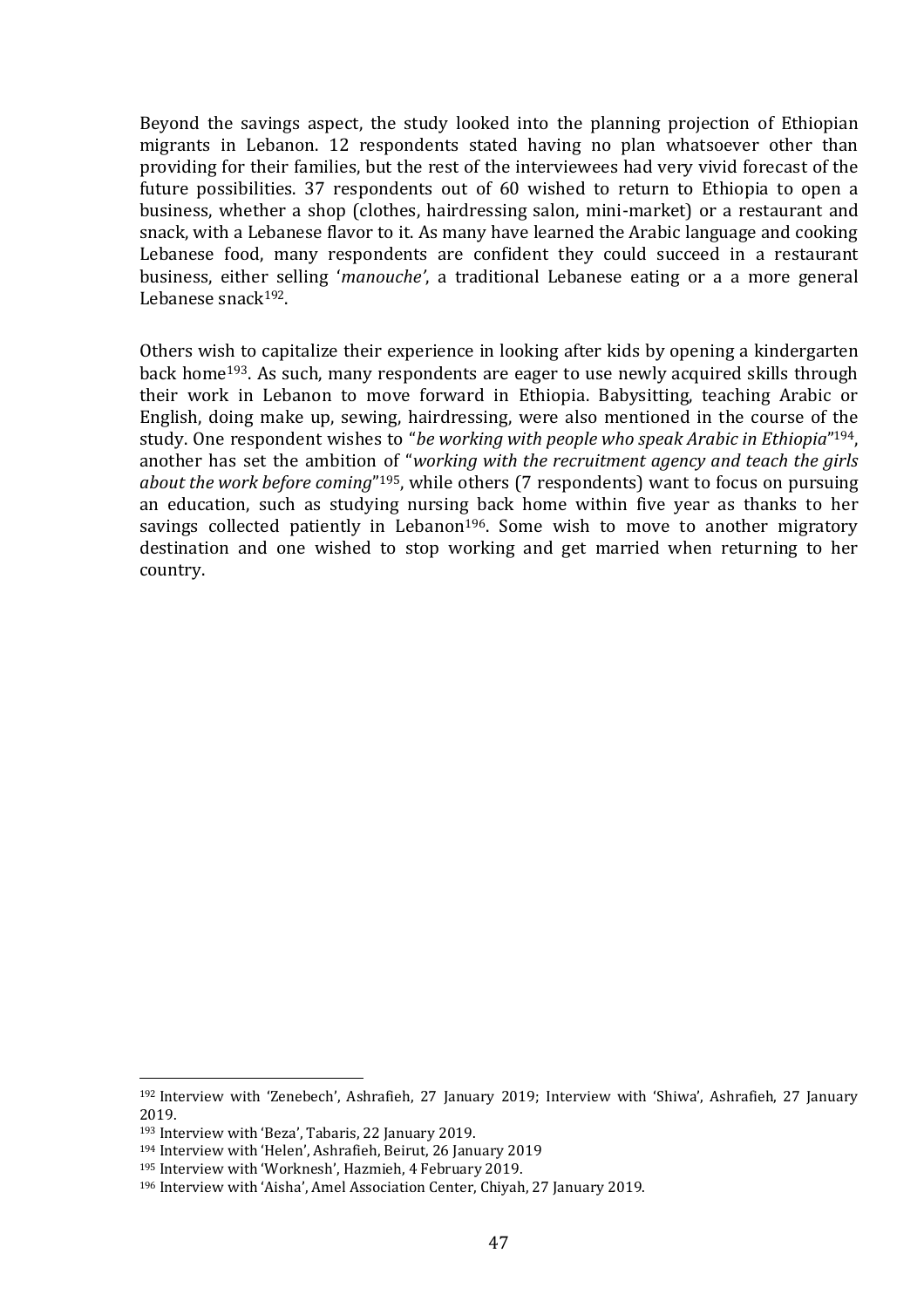Beyond the savings aspect, the study looked into the planning projection of Ethiopian migrants in Lebanon. 12 respondents stated having no plan whatsoever other than providing for their families, but the rest of the interviewees had very vivid forecast of the future possibilities. 37 respondents out of 60 wished to return to Ethiopia to open a business, whether a shop (clothes, hairdressing salon, mini-market) or a restaurant and snack, with a Lebanese flavor to it. As many have learned the Arabic language and cooking Lebanese food, many respondents are confident they could succeed in a restaurant business, either selling '*manouche'*, a traditional Lebanese eating or a a more general Lebanese snack[192].

Others wish to capitalize their experience in looking after kids by opening a kindergarten back home[193]. As such, many respondents are eager to use newly acquired skills through their work in Lebanon to move forward in Ethiopia. Babysitting, teaching Arabic or English, doing make up, sewing, hairdressing, were also mentioned in the course of the study. One respondent wishes to "*be working with people who speak Arabic in Ethiopia*"[194], another has set the ambition of "*working with the recruitment agency and teach the girls about the work before coming*"[195], while others (7 respondents) want to focus on pursuing an education, such as studying nursing back home within five year as thanks to her savings collected patiently in Lebanon[196]. Some wish to move to another migratory destination and one wished to stop working and get married when returning to her country.

---

[192] Interview with 'Zenebech', Ashrafieh, 27 January 2019; Interview with 'Shiwa', Ashrafieh, 27 January 2019.

[193] Interview with 'Beza', Tabaris, 22 January 2019.

[194] Interview with 'Helen', Ashrafieh, Beirut, 26 January 2019

[195] Interview with 'Worknesh', Hazmieh, 4 February 2019.

[196] Interview with 'Aisha', Amel Association Center, Chiyah, 27 January 2019.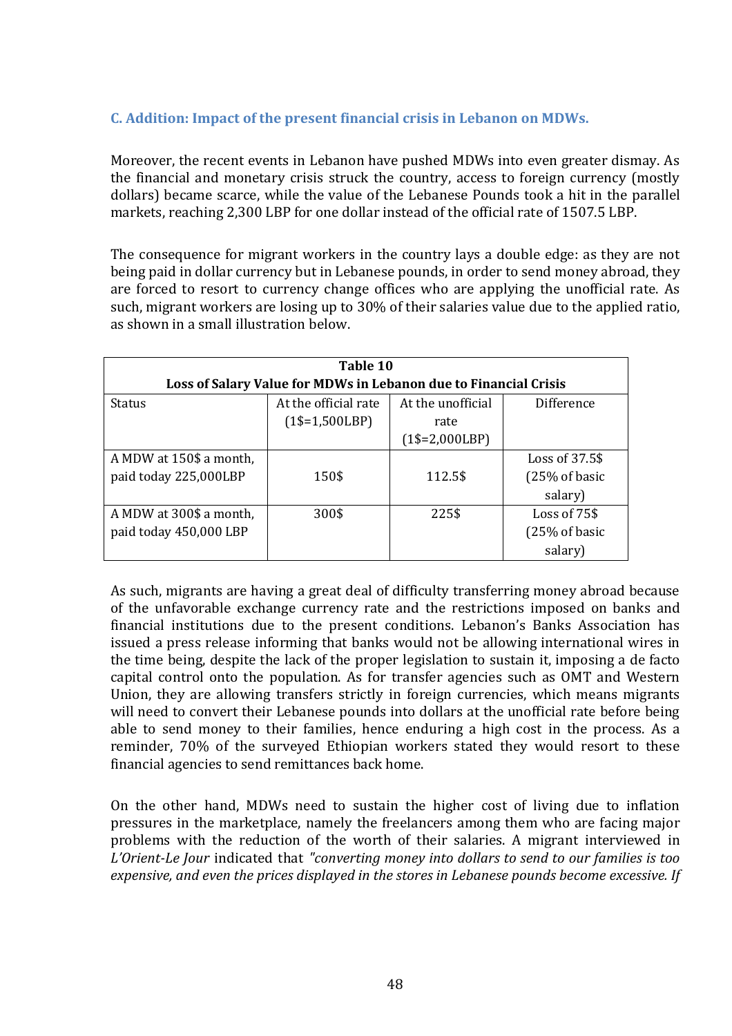### C. Addition: Impact of the present financial crisis in Lebanon on MDWs.

Moreover, the recent events in Lebanon have pushed MDWs into even greater dismay. As the financial and monetary crisis struck the country, access to foreign currency (mostly dollars) became scarce, while the value of the Lebanese Pounds took a hit in the parallel markets, reaching 2,300 LBP for one dollar instead of the official rate of 1507.5 LBP.

The consequence for migrant workers in the country lays a double edge: as they are not being paid in dollar currency but in Lebanese pounds, in order to send money abroad, they are forced to resort to currency change offices who are applying the unofficial rate. As such, migrant workers are losing up to 30% of their salaries value due to the applied ratio, as shown in a small illustration below.

**Table 10**
**Loss of Salary Value for MDWs in Lebanon due to Financial Crisis**

| Status | At the official rate (1$=1,500LBP) | At the unofficial rate (1$=2,000LBP) | Difference |
|---|---|---|---|
| A MDW at 150$ a month, paid today 225,000LBP | 150$ | 112.5$ | Loss of 37.5$ (25% of basic salary) |
| A MDW at 300$ a month, paid today 450,000 LBP | 300$ | 225$ | Loss of 75$ (25% of basic salary) |

As such, migrants are having a great deal of difficulty transferring money abroad because of the unfavorable exchange currency rate and the restrictions imposed on banks and financial institutions due to the present conditions. Lebanon's Banks Association has issued a press release informing that banks would not be allowing international wires in the time being, despite the lack of the proper legislation to sustain it, imposing a de facto capital control onto the population. As for transfer agencies such as OMT and Western Union, they are allowing transfers strictly in foreign currencies, which means migrants will need to convert their Lebanese pounds into dollars at the unofficial rate before being able to send money to their families, hence enduring a high cost in the process. As a reminder, 70% of the surveyed Ethiopian workers stated they would resort to these financial agencies to send remittances back home.

On the other hand, MDWs need to sustain the higher cost of living due to inflation pressures in the marketplace, namely the freelancers among them who are facing major problems with the reduction of the worth of their salaries. A migrant interviewed in *L'Orient-Le Jour* indicated that *"converting money into dollars to send to our families is too expensive, and even the prices displayed in the stores in Lebanese pounds become excessive. If*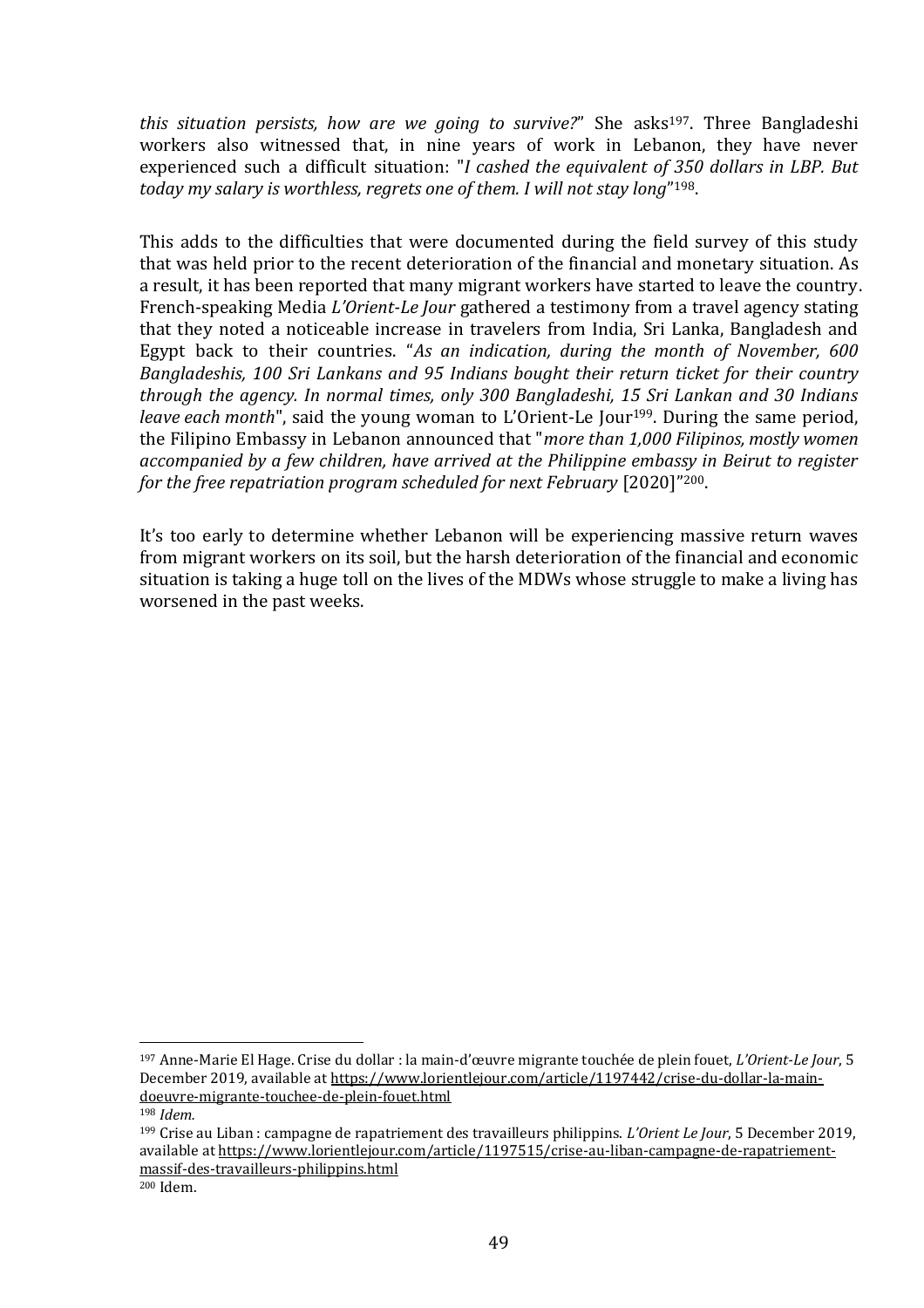*this situation persists, how are we going to survive?*" She asks[197]. Three Bangladeshi workers also witnessed that, in nine years of work in Lebanon, they have never experienced such a difficult situation: "*I cashed the equivalent of 350 dollars in LBP. But today my salary is worthless, regrets one of them. I will not stay long*"[198].

This adds to the difficulties that were documented during the field survey of this study that was held prior to the recent deterioration of the financial and monetary situation. As a result, it has been reported that many migrant workers have started to leave the country. French-speaking Media *L'Orient-Le Jour* gathered a testimony from a travel agency stating that they noted a noticeable increase in travelers from India, Sri Lanka, Bangladesh and Egypt back to their countries. "*As an indication, during the month of November, 600 Bangladeshis, 100 Sri Lankans and 95 Indians bought their return ticket for their country through the agency. In normal times, only 300 Bangladeshi, 15 Sri Lankan and 30 Indians leave each month*", said the young woman to L'Orient-Le Jour[199]. During the same period, the Filipino Embassy in Lebanon announced that "*more than 1,000 Filipinos, mostly women accompanied by a few children, have arrived at the Philippine embassy in Beirut to register for the free repatriation program scheduled for next February* [2020]"[200].

It's too early to determine whether Lebanon will be experiencing massive return waves from migrant workers on its soil, but the harsh deterioration of the financial and economic situation is taking a huge toll on the lives of the MDWs whose struggle to make a living has worsened in the past weeks.

---

[197] Anne-Marie El Hage. Crise du dollar : la main-d'œuvre migrante touchée de plein fouet, *L'Orient-Le Jour*, 5 December 2019, available at https://www.lorientlejour.com/article/1197442/crise-du-dollar-la-main-doeuvre-migrante-touchee-de-plein-fouet.html

[198] *Idem.*

[199] Crise au Liban : campagne de rapatriement des travailleurs philippins. *L'Orient Le Jour*, 5 December 2019, available at https://www.lorientlejour.com/article/1197515/crise-au-liban-campagne-de-rapatriement-massif-des-travailleurs-philippins.html

[200] Idem.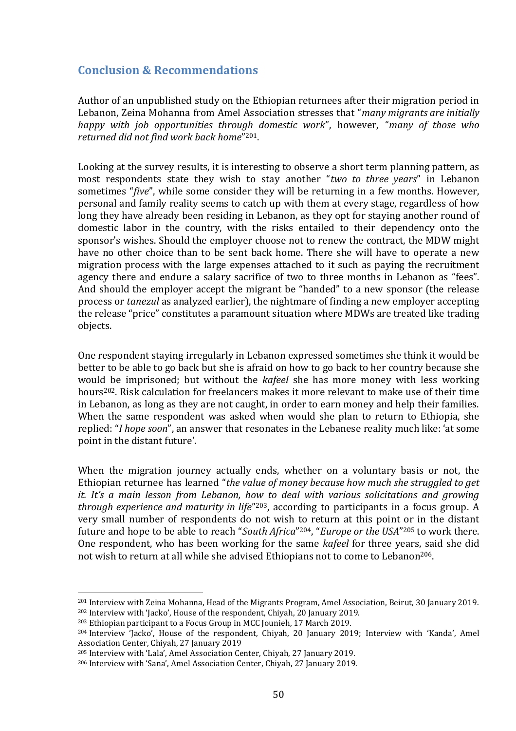## Conclusion & Recommendations

Author of an unpublished study on the Ethiopian returnees after their migration period in Lebanon, Zeina Mohanna from Amel Association stresses that "*many migrants are initially happy with job opportunities through domestic work*", however, "*many of those who returned did not find work back home*"[201].

Looking at the survey results, it is interesting to observe a short term planning pattern, as most respondents state they wish to stay another "*two to three years*" in Lebanon sometimes "*five*", while some consider they will be returning in a few months. However, personal and family reality seems to catch up with them at every stage, regardless of how long they have already been residing in Lebanon, as they opt for staying another round of domestic labor in the country, with the risks entailed to their dependency onto the sponsor's wishes. Should the employer choose not to renew the contract, the MDW might have no other choice than to be sent back home. There she will have to operate a new migration process with the large expenses attached to it such as paying the recruitment agency there and endure a salary sacrifice of two to three months in Lebanon as "fees". And should the employer accept the migrant be "handed" to a new sponsor (the release process or *tanezul* as analyzed earlier), the nightmare of finding a new employer accepting the release "price" constitutes a paramount situation where MDWs are treated like trading objects.

One respondent staying irregularly in Lebanon expressed sometimes she think it would be better to be able to go back but she is afraid on how to go back to her country because she would be imprisoned; but without the *kafeel* she has more money with less working hours[202]. Risk calculation for freelancers makes it more relevant to make use of their time in Lebanon, as long as they are not caught, in order to earn money and help their families. When the same respondent was asked when would she plan to return to Ethiopia, she replied: "*I hope soon*", an answer that resonates in the Lebanese reality much like: 'at some point in the distant future'.

When the migration journey actually ends, whether on a voluntary basis or not, the Ethiopian returnee has learned "*the value of money because how much she struggled to get it. It's a main lesson from Lebanon, how to deal with various solicitations and growing through experience and maturity in life*"[203], according to participants in a focus group. A very small number of respondents do not wish to return at this point or in the distant future and hope to be able to reach "*South Africa*"[204], "*Europe or the USA*"[205] to work there. One respondent, who has been working for the same *kafeel* for three years, said she did not wish to return at all while she advised Ethiopians not to come to Lebanon[206].

---

[201] Interview with Zeina Mohanna, Head of the Migrants Program, Amel Association, Beirut, 30 January 2019.
[202] Interview with 'Jacko', House of the respondent, Chiyah, 20 January 2019.
[203] Ethiopian participant to a Focus Group in MCC Jounieh, 17 March 2019.
[204] Interview 'Jacko', House of the respondent, Chiyah, 20 January 2019; Interview with 'Kanda', Amel Association Center, Chiyah, 27 January 2019
[205] Interview with 'Lala', Amel Association Center, Chiyah, 27 January 2019.
[206] Interview with 'Sana', Amel Association Center, Chiyah, 27 January 2019.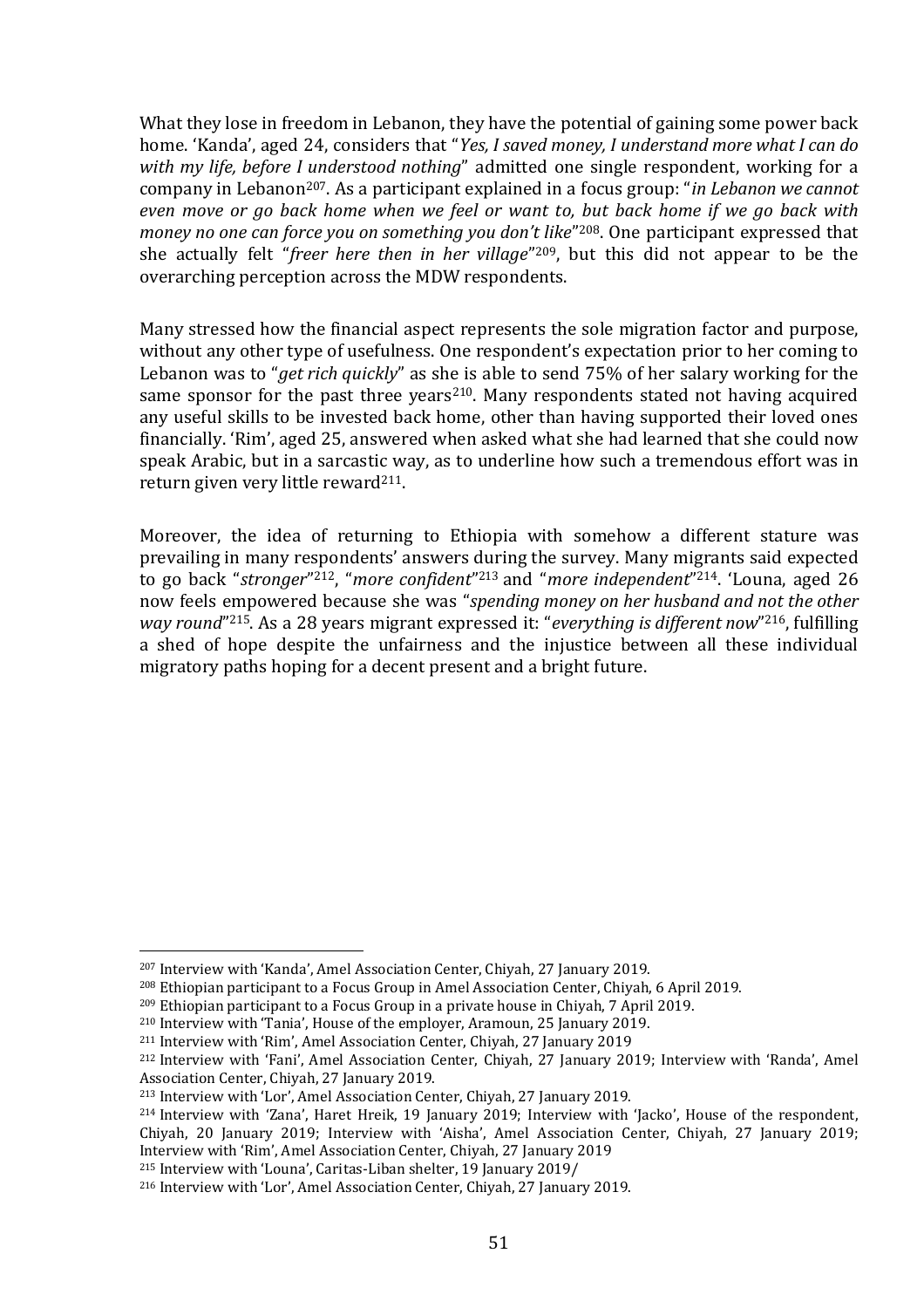What they lose in freedom in Lebanon, they have the potential of gaining some power back home. 'Kanda', aged 24, considers that "*Yes, I saved money, I understand more what I can do with my life, before I understood nothing*" admitted one single respondent, working for a company in Lebanon[207]. As a participant explained in a focus group: "*in Lebanon we cannot even move or go back home when we feel or want to, but back home if we go back with money no one can force you on something you don't like*"[208]. One participant expressed that she actually felt "*freer here then in her village*"[209], but this did not appear to be the overarching perception across the MDW respondents.

Many stressed how the financial aspect represents the sole migration factor and purpose, without any other type of usefulness. One respondent's expectation prior to her coming to Lebanon was to "*get rich quickly*" as she is able to send 75% of her salary working for the same sponsor for the past three years[210]. Many respondents stated not having acquired any useful skills to be invested back home, other than having supported their loved ones financially. 'Rim', aged 25, answered when asked what she had learned that she could now speak Arabic, but in a sarcastic way, as to underline how such a tremendous effort was in return given very little reward[211].

Moreover, the idea of returning to Ethiopia with somehow a different stature was prevailing in many respondents' answers during the survey. Many migrants said expected to go back "*stronger*"[212], "*more confident*"[213] and "*more independent*"[214]. 'Louna, aged 26 now feels empowered because she was "*spending money on her husband and not the other way round*"[215]. As a 28 years migrant expressed it: "*everything is different now*"[216], fulfilling a shed of hope despite the unfairness and the injustice between all these individual migratory paths hoping for a decent present and a bright future.

---

[207] Interview with 'Kanda', Amel Association Center, Chiyah, 27 January 2019.

[208] Ethiopian participant to a Focus Group in Amel Association Center, Chiyah, 6 April 2019.

[209] Ethiopian participant to a Focus Group in a private house in Chiyah, 7 April 2019.

[210] Interview with 'Tania', House of the employer, Aramoun, 25 January 2019.

[211] Interview with 'Rim', Amel Association Center, Chiyah, 27 January 2019

[212] Interview with 'Fani', Amel Association Center, Chiyah, 27 January 2019; Interview with 'Randa', Amel Association Center, Chiyah, 27 January 2019.

[213] Interview with 'Lor', Amel Association Center, Chiyah, 27 January 2019.

[214] Interview with 'Zana', Haret Hreik, 19 January 2019; Interview with 'Jacko', House of the respondent, Chiyah, 20 January 2019; Interview with 'Aisha', Amel Association Center, Chiyah, 27 January 2019; Interview with 'Rim', Amel Association Center, Chiyah, 27 January 2019

[215] Interview with 'Louna', Caritas-Liban shelter, 19 January 2019/

[216] Interview with 'Lor', Amel Association Center, Chiyah, 27 January 2019.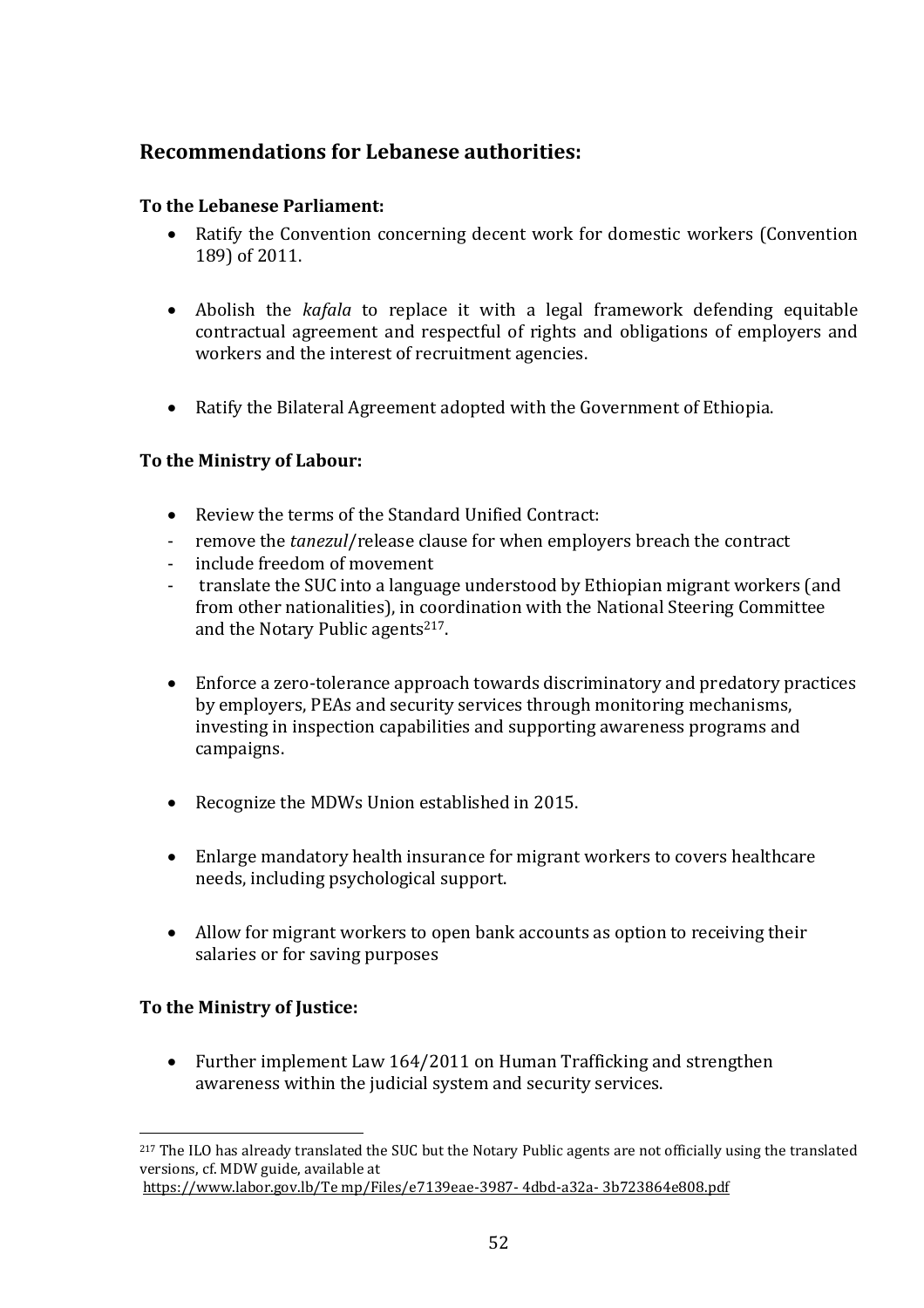## Recommendations for Lebanese authorities:

**To the Lebanese Parliament:**

- Ratify the Convention concerning decent work for domestic workers (Convention 189) of 2011.
- Abolish the *kafala* to replace it with a legal framework defending equitable contractual agreement and respectful of rights and obligations of employers and workers and the interest of recruitment agencies.
- Ratify the Bilateral Agreement adopted with the Government of Ethiopia.

**To the Ministry of Labour:**

- Review the terms of the Standard Unified Contract:
  - remove the *tanezul*/release clause for when employers breach the contract
  - include freedom of movement
  - translate the SUC into a language understood by Ethiopian migrant workers (and from other nationalities), in coordination with the National Steering Committee and the Notary Public agents[217].
- Enforce a zero-tolerance approach towards discriminatory and predatory practices by employers, PEAs and security services through monitoring mechanisms, investing in inspection capabilities and supporting awareness programs and campaigns.
- Recognize the MDWs Union established in 2015.
- Enlarge mandatory health insurance for migrant workers to covers healthcare needs, including psychological support.
- Allow for migrant workers to open bank accounts as option to receiving their salaries or for saving purposes

**To the Ministry of Justice:**

- Further implement Law 164/2011 on Human Trafficking and strengthen awareness within the judicial system and security services.

[217] The ILO has already translated the SUC but the Notary Public agents are not officially using the translated versions, cf. MDW guide, available at https://www.labor.gov.lb/Te mp/Files/e7139eae-3987- 4dbd-a32a- 3b723864e808.pdf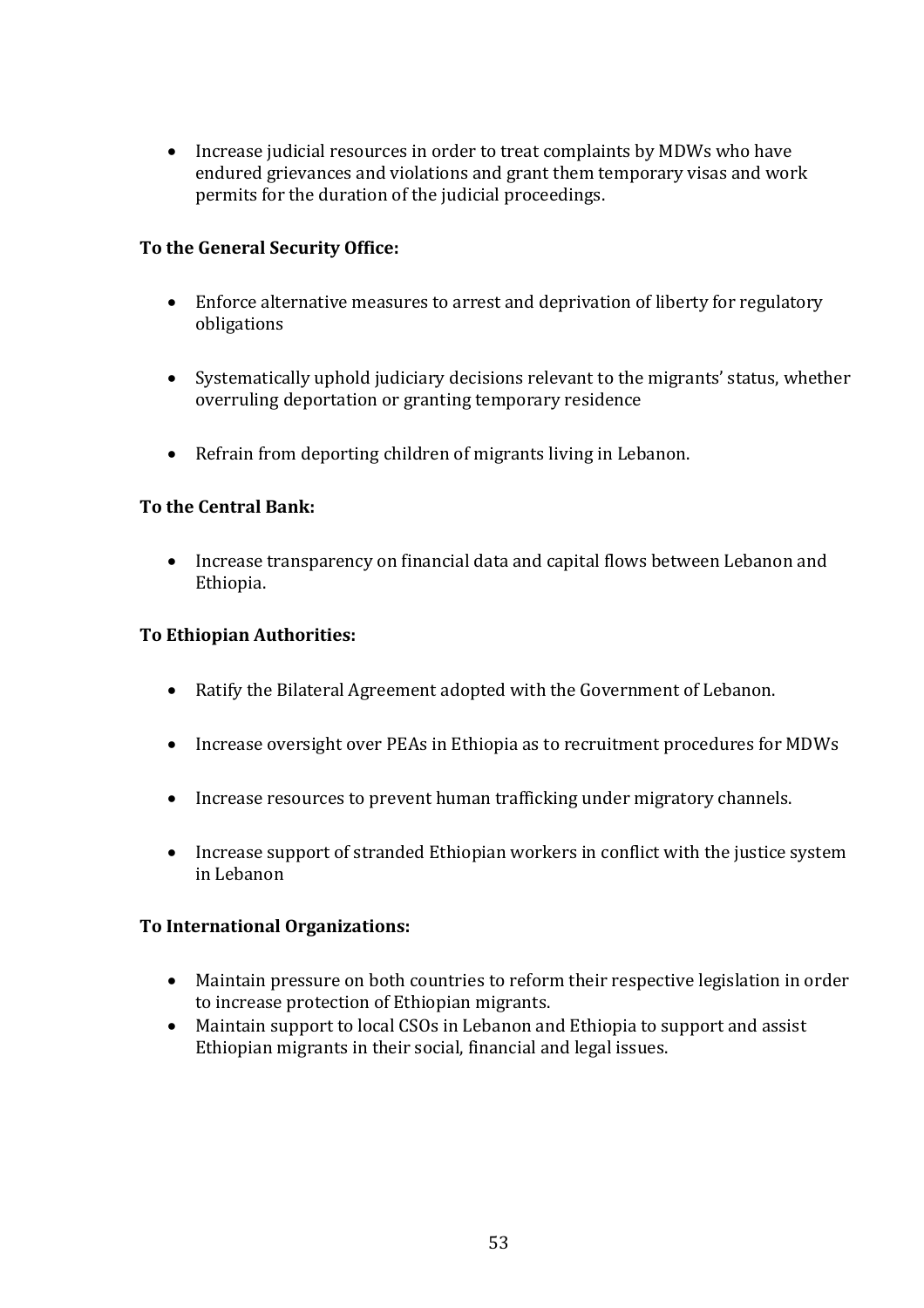- Increase judicial resources in order to treat complaints by MDWs who have endured grievances and violations and grant them temporary visas and work permits for the duration of the judicial proceedings.

**To the General Security Office:**

- Enforce alternative measures to arrest and deprivation of liberty for regulatory obligations

- Systematically uphold judiciary decisions relevant to the migrants' status, whether overruling deportation or granting temporary residence

- Refrain from deporting children of migrants living in Lebanon.

**To the Central Bank:**

- Increase transparency on financial data and capital flows between Lebanon and Ethiopia.

**To Ethiopian Authorities:**

- Ratify the Bilateral Agreement adopted with the Government of Lebanon.

- Increase oversight over PEAs in Ethiopia as to recruitment procedures for MDWs

- Increase resources to prevent human trafficking under migratory channels.

- Increase support of stranded Ethiopian workers in conflict with the justice system in Lebanon

**To International Organizations:**

- Maintain pressure on both countries to reform their respective legislation in order to increase protection of Ethiopian migrants.
- Maintain support to local CSOs in Lebanon and Ethiopia to support and assist Ethiopian migrants in their social, financial and legal issues.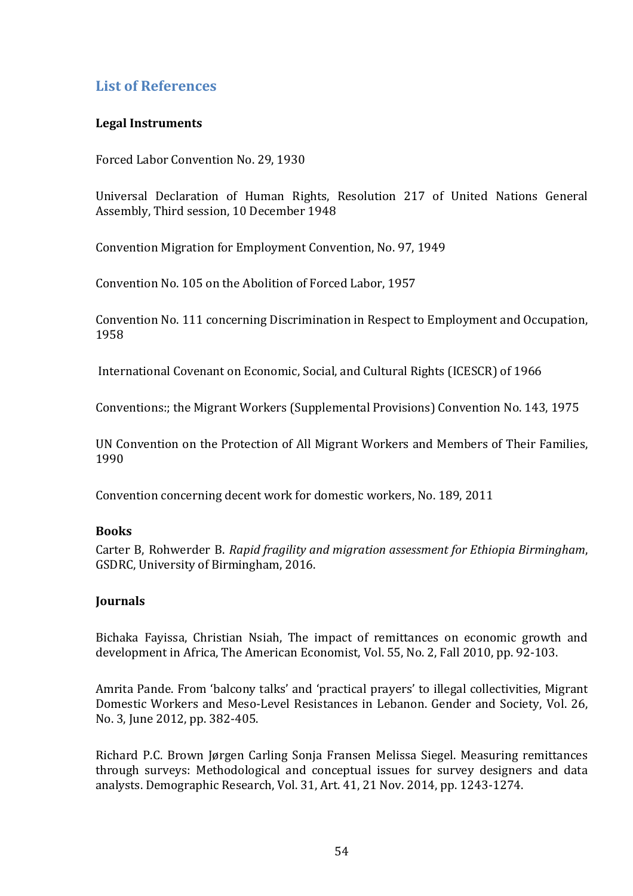## List of References

### Legal Instruments

Forced Labor Convention No. 29, 1930

Universal Declaration of Human Rights, Resolution 217 of United Nations General Assembly, Third session, 10 December 1948

Convention Migration for Employment Convention, No. 97, 1949

Convention No. 105 on the Abolition of Forced Labor, 1957

Convention No. 111 concerning Discrimination in Respect to Employment and Occupation, 1958

International Covenant on Economic, Social, and Cultural Rights (ICESCR) of 1966

Conventions:; the Migrant Workers (Supplemental Provisions) Convention No. 143, 1975

UN Convention on the Protection of All Migrant Workers and Members of Their Families, 1990

Convention concerning decent work for domestic workers, No. 189, 2011

### Books

Carter B, Rohwerder B. *Rapid fragility and migration assessment for Ethiopia Birmingham*, GSDRC, University of Birmingham, 2016.

### Journals

Bichaka Fayissa, Christian Nsiah, The impact of remittances on economic growth and development in Africa, The American Economist, Vol. 55, No. 2, Fall 2010, pp. 92-103.

Amrita Pande. From 'balcony talks' and 'practical prayers' to illegal collectivities, Migrant Domestic Workers and Meso-Level Resistances in Lebanon. Gender and Society, Vol. 26, No. 3, June 2012, pp. 382-405.

Richard P.C. Brown Jørgen Carling Sonja Fransen Melissa Siegel. Measuring remittances through surveys: Methodological and conceptual issues for survey designers and data analysts. Demographic Research, Vol. 31, Art. 41, 21 Nov. 2014, pp. 1243-1274.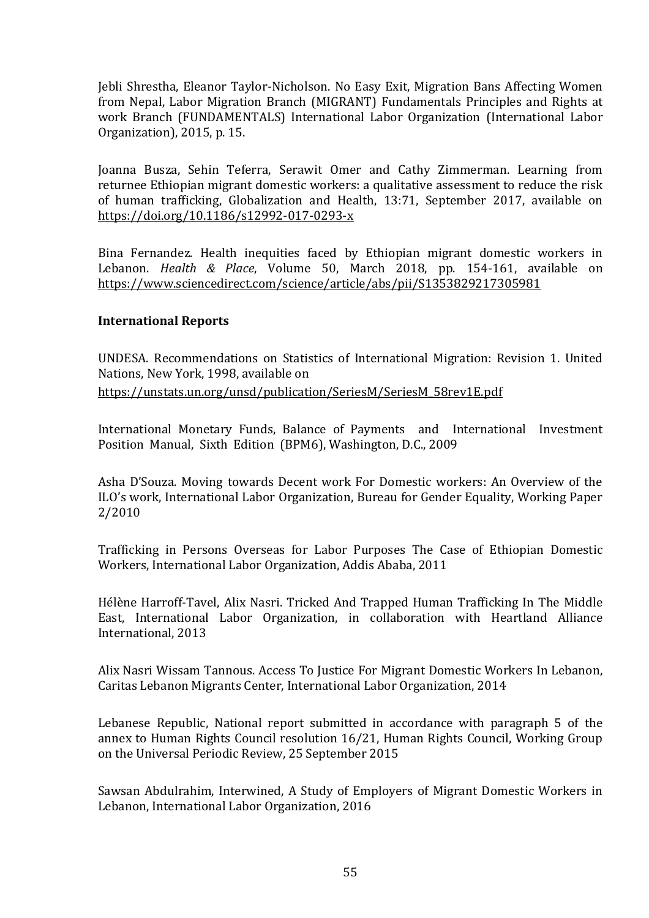Jebli Shrestha, Eleanor Taylor-Nicholson. No Easy Exit, Migration Bans Affecting Women from Nepal, Labor Migration Branch (MIGRANT) Fundamentals Principles and Rights at work Branch (FUNDAMENTALS) International Labor Organization (International Labor Organization), 2015, p. 15.

Joanna Busza, Sehin Teferra, Serawit Omer and Cathy Zimmerman. Learning from returnee Ethiopian migrant domestic workers: a qualitative assessment to reduce the risk of human trafficking, Globalization and Health, 13:71, September 2017, available on https://doi.org/10.1186/s12992-017-0293-x

Bina Fernandez. Health inequities faced by Ethiopian migrant domestic workers in Lebanon. *Health & Place*, Volume 50, March 2018, pp. 154-161, available on https://www.sciencedirect.com/science/article/abs/pii/S1353829217305981

**International Reports**

UNDESA. Recommendations on Statistics of International Migration: Revision 1. United Nations, New York, 1998, available on https://unstats.un.org/unsd/publication/SeriesM/SeriesM_58rev1E.pdf

International Monetary Funds, Balance of Payments and International Investment Position Manual, Sixth Edition (BPM6), Washington, D.C., 2009

Asha D'Souza. Moving towards Decent work For Domestic workers: An Overview of the ILO's work, International Labor Organization, Bureau for Gender Equality, Working Paper 2/2010

Trafficking in Persons Overseas for Labor Purposes The Case of Ethiopian Domestic Workers, International Labor Organization, Addis Ababa, 2011

Hélène Harroff-Tavel, Alix Nasri. Tricked And Trapped Human Trafficking In The Middle East, International Labor Organization, in collaboration with Heartland Alliance International, 2013

Alix Nasri Wissam Tannous. Access To Justice For Migrant Domestic Workers In Lebanon, Caritas Lebanon Migrants Center, International Labor Organization, 2014

Lebanese Republic, National report submitted in accordance with paragraph 5 of the annex to Human Rights Council resolution 16/21, Human Rights Council, Working Group on the Universal Periodic Review, 25 September 2015

Sawsan Abdulrahim, Interwined, A Study of Employers of Migrant Domestic Workers in Lebanon, International Labor Organization, 2016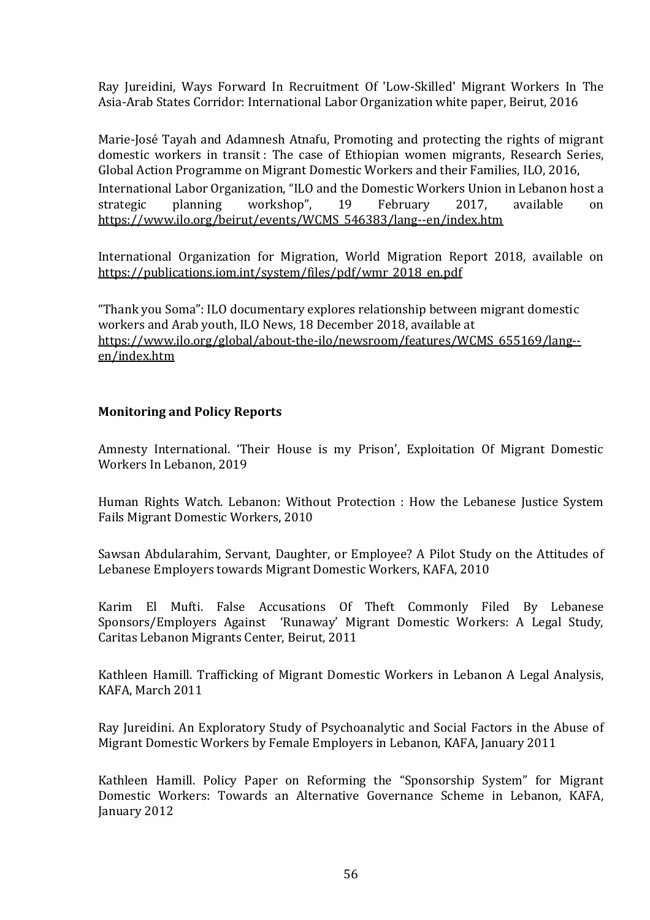Ray Jureidini, Ways Forward In Recruitment Of 'Low-Skilled' Migrant Workers In The Asia-Arab States Corridor: International Labor Organization white paper, Beirut, 2016

Marie-José Tayah and Adamnesh Atnafu, Promoting and protecting the rights of migrant domestic workers in transit : The case of Ethiopian women migrants, Research Series, Global Action Programme on Migrant Domestic Workers and their Families, ILO, 2016,

International Labor Organization, "ILO and the Domestic Workers Union in Lebanon host a strategic planning workshop", 19 February 2017, available on https://www.ilo.org/beirut/events/WCMS_546383/lang--en/index.htm

International Organization for Migration, World Migration Report 2018, available on https://publications.iom.int/system/files/pdf/wmr_2018_en.pdf

"Thank you Soma": ILO documentary explores relationship between migrant domestic workers and Arab youth, ILO News, 18 December 2018, available at https://www.ilo.org/global/about-the-ilo/newsroom/features/WCMS_655169/lang--en/index.htm

**Monitoring and Policy Reports**

Amnesty International. 'Their House is my Prison', Exploitation Of Migrant Domestic Workers In Lebanon, 2019

Human Rights Watch. Lebanon: Without Protection : How the Lebanese Justice System Fails Migrant Domestic Workers, 2010

Sawsan Abdularahim, Servant, Daughter, or Employee? A Pilot Study on the Attitudes of Lebanese Employers towards Migrant Domestic Workers, KAFA, 2010

Karim El Mufti. False Accusations Of Theft Commonly Filed By Lebanese Sponsors/Employers Against 'Runaway' Migrant Domestic Workers: A Legal Study, Caritas Lebanon Migrants Center, Beirut, 2011

Kathleen Hamill. Trafficking of Migrant Domestic Workers in Lebanon A Legal Analysis, KAFA, March 2011

Ray Jureidini. An Exploratory Study of Psychoanalytic and Social Factors in the Abuse of Migrant Domestic Workers by Female Employers in Lebanon, KAFA, January 2011

Kathleen Hamill. Policy Paper on Reforming the "Sponsorship System" for Migrant Domestic Workers: Towards an Alternative Governance Scheme in Lebanon, KAFA, January 2012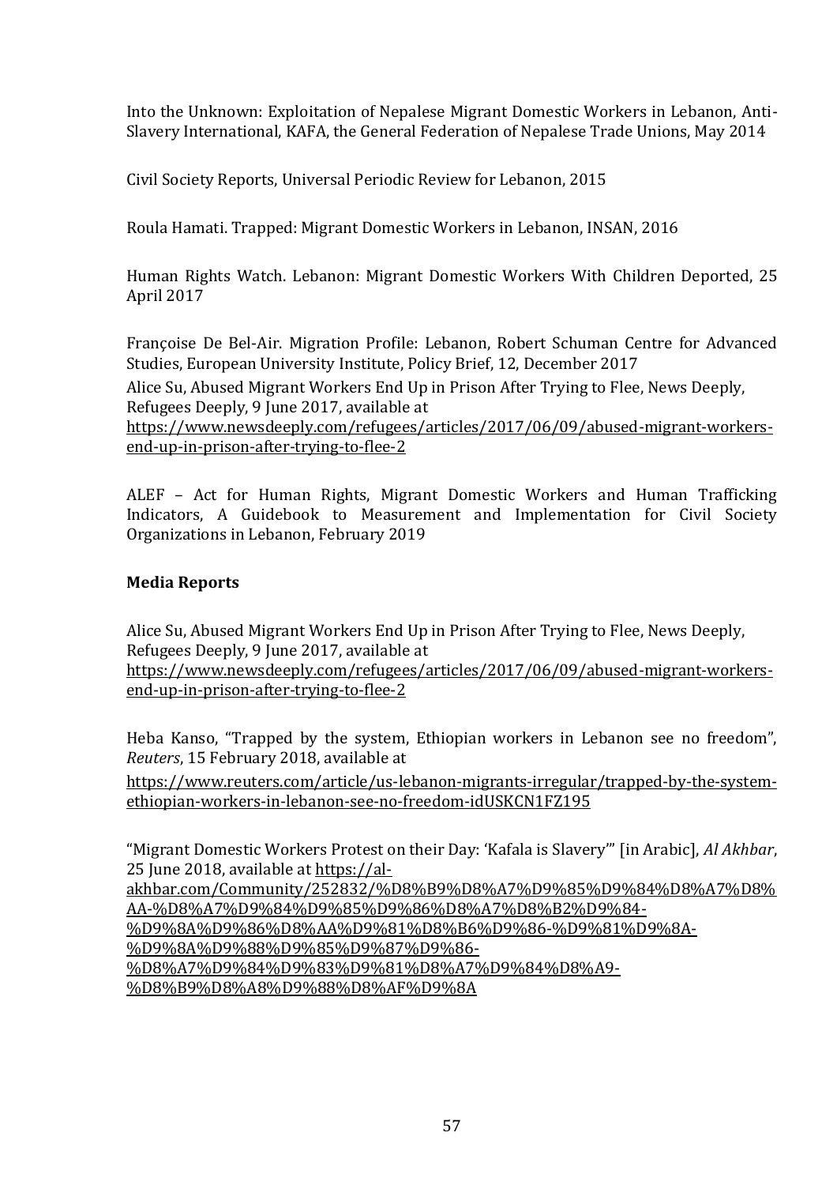Into the Unknown: Exploitation of Nepalese Migrant Domestic Workers in Lebanon, Anti-Slavery International, KAFA, the General Federation of Nepalese Trade Unions, May 2014

Civil Society Reports, Universal Periodic Review for Lebanon, 2015

Roula Hamati. Trapped: Migrant Domestic Workers in Lebanon, INSAN, 2016

Human Rights Watch. Lebanon: Migrant Domestic Workers With Children Deported, 25 April 2017

Françoise De Bel-Air. Migration Profile: Lebanon, Robert Schuman Centre for Advanced Studies, European University Institute, Policy Brief, 12, December 2017

Alice Su, Abused Migrant Workers End Up in Prison After Trying to Flee, News Deeply, Refugees Deeply, 9 June 2017, available at https://www.newsdeeply.com/refugees/articles/2017/06/09/abused-migrant-workers-end-up-in-prison-after-trying-to-flee-2

ALEF – Act for Human Rights, Migrant Domestic Workers and Human Trafficking Indicators, A Guidebook to Measurement and Implementation for Civil Society Organizations in Lebanon, February 2019

**Media Reports**

Alice Su, Abused Migrant Workers End Up in Prison After Trying to Flee, News Deeply, Refugees Deeply, 9 June 2017, available at https://www.newsdeeply.com/refugees/articles/2017/06/09/abused-migrant-workers-end-up-in-prison-after-trying-to-flee-2

Heba Kanso, "Trapped by the system, Ethiopian workers in Lebanon see no freedom", *Reuters*, 15 February 2018, available at

https://www.reuters.com/article/us-lebanon-migrants-irregular/trapped-by-the-system-ethiopian-workers-in-lebanon-see-no-freedom-idUSKCN1FZ195

"Migrant Domestic Workers Protest on their Day: 'Kafala is Slavery'" [in Arabic], *Al Akhbar*, 25 June 2018, available at https://al-akhbar.com/Community/252832/%D8%B9%D8%A7%D9%85%D9%84%D8%A7%D8%AA-%D8%A7%D9%84%D9%85%D9%86%D8%A7%D8%B2%D9%84-%D9%8A%D9%86%D8%AA%D9%81%D8%B6%D9%86-%D9%81%D9%8A-%D9%8A%D9%88%D9%85%D9%87%D9%86-%D8%A7%D9%84%D9%83%D9%81%D8%A7%D9%84%D8%A9-%D8%B9%D8%A8%D9%88%D8%AF%D9%8A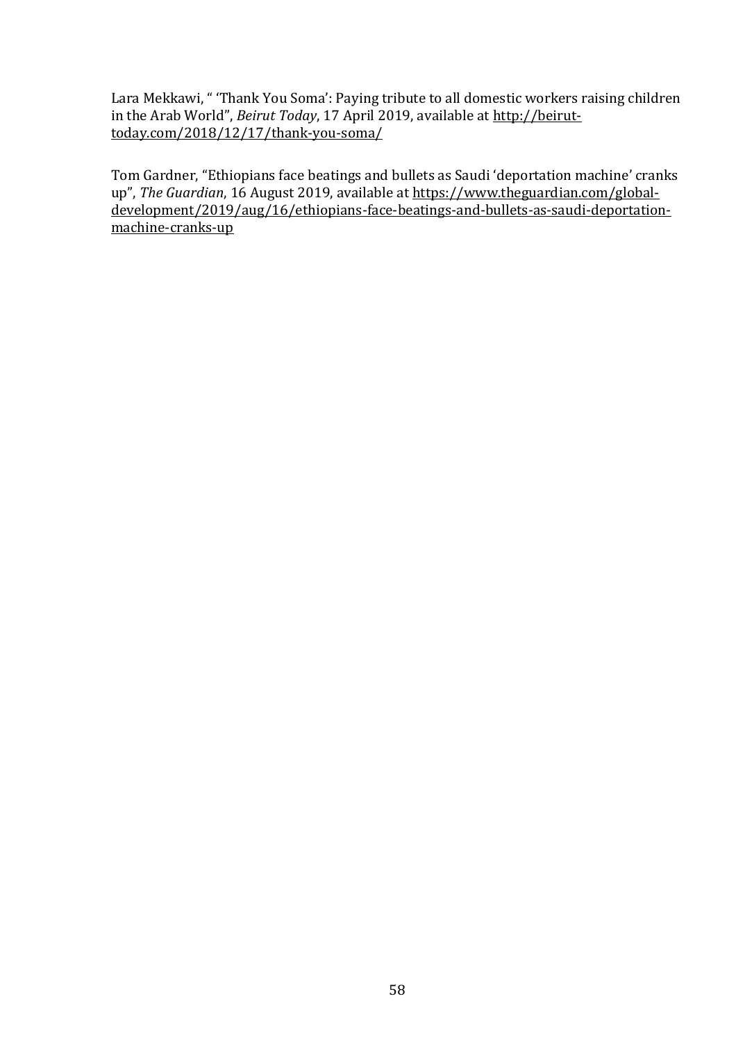Lara Mekkawi, " 'Thank You Soma': Paying tribute to all domestic workers raising children in the Arab World", *Beirut Today*, 17 April 2019, available at http://beirut-today.com/2018/12/17/thank-you-soma/

Tom Gardner, "Ethiopians face beatings and bullets as Saudi 'deportation machine' cranks up", *The Guardian*, 16 August 2019, available at https://www.theguardian.com/global-development/2019/aug/16/ethiopians-face-beatings-and-bullets-as-saudi-deportation-machine-cranks-up